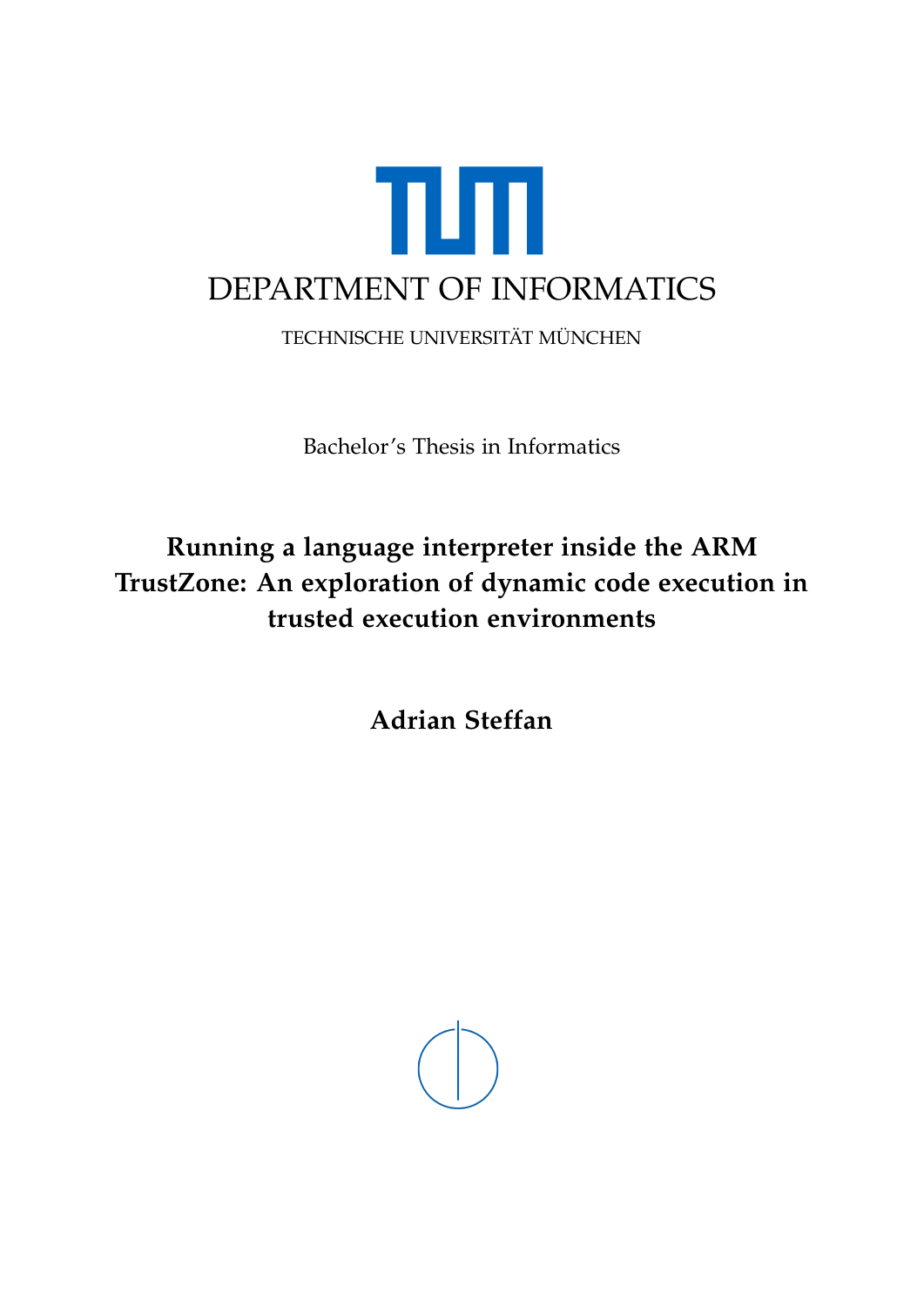# DEPARTMENT OF INFORMATICS

TECHNISCHE UNIVERSITÄT MÜNCHEN

Bachelor's Thesis in Informatics

## Running a language interpreter inside the ARM TrustZone: An exploration of dynamic code execution in trusted execution environments

**Adrian Steffan**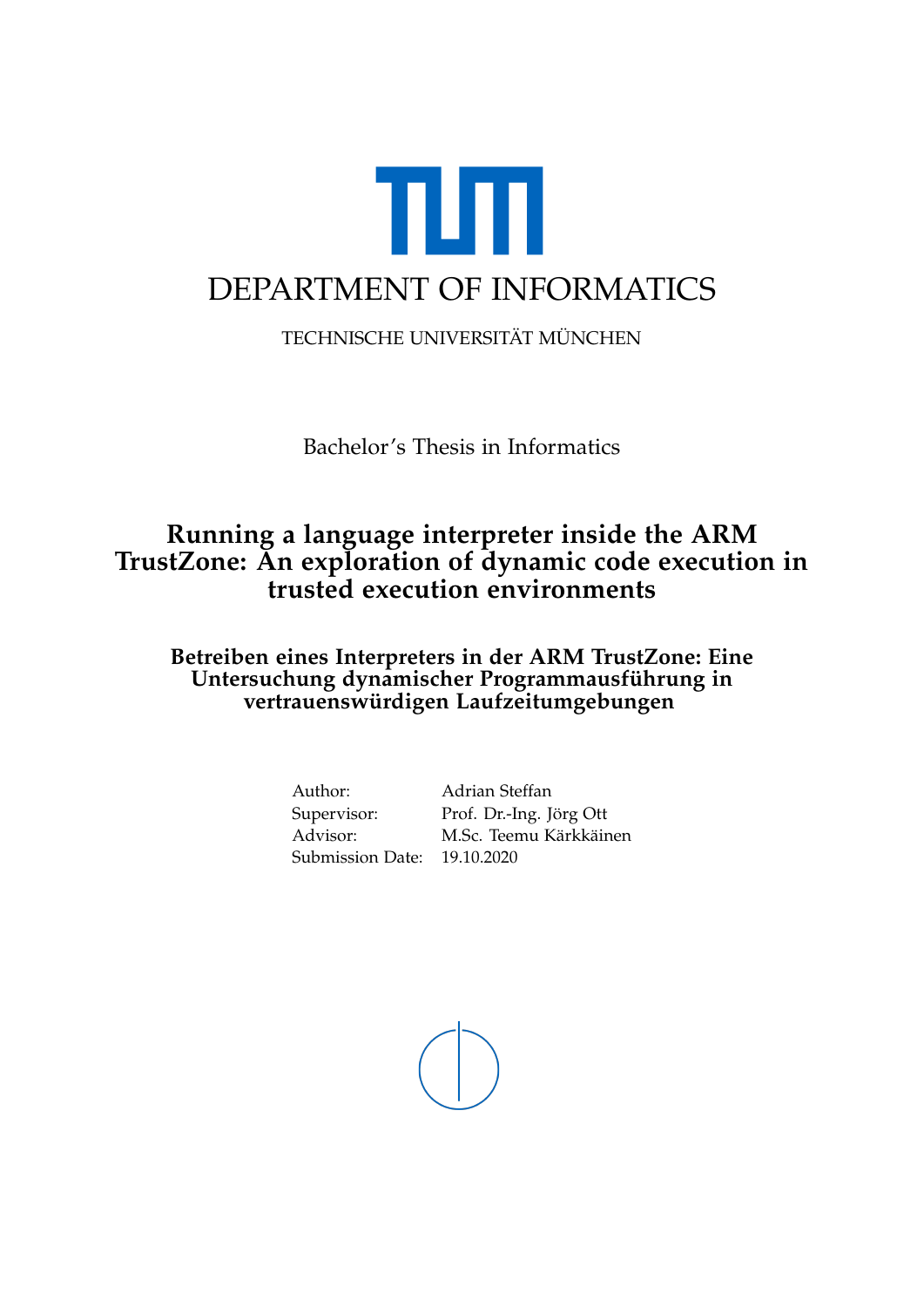DEPARTMENT OF INFORMATICS

TECHNISCHE UNIVERSITÄT MÜNCHEN

Bachelor's Thesis in Informatics

# Running a language interpreter inside the ARM TrustZone: An exploration of dynamic code execution in trusted execution environments

## Betreiben eines Interpreters in der ARM TrustZone: Eine Untersuchung dynamischer Programmausführung in vertrauenswürdigen Laufzeitumgebungen

| | |
|---|---|
| Author: | Adrian Steffan |
| Supervisor: | Prof. Dr.-Ing. Jörg Ott |
| Advisor: | M.Sc. Teemu Kärkkäinen |
| Submission Date: | 19.10.2020 |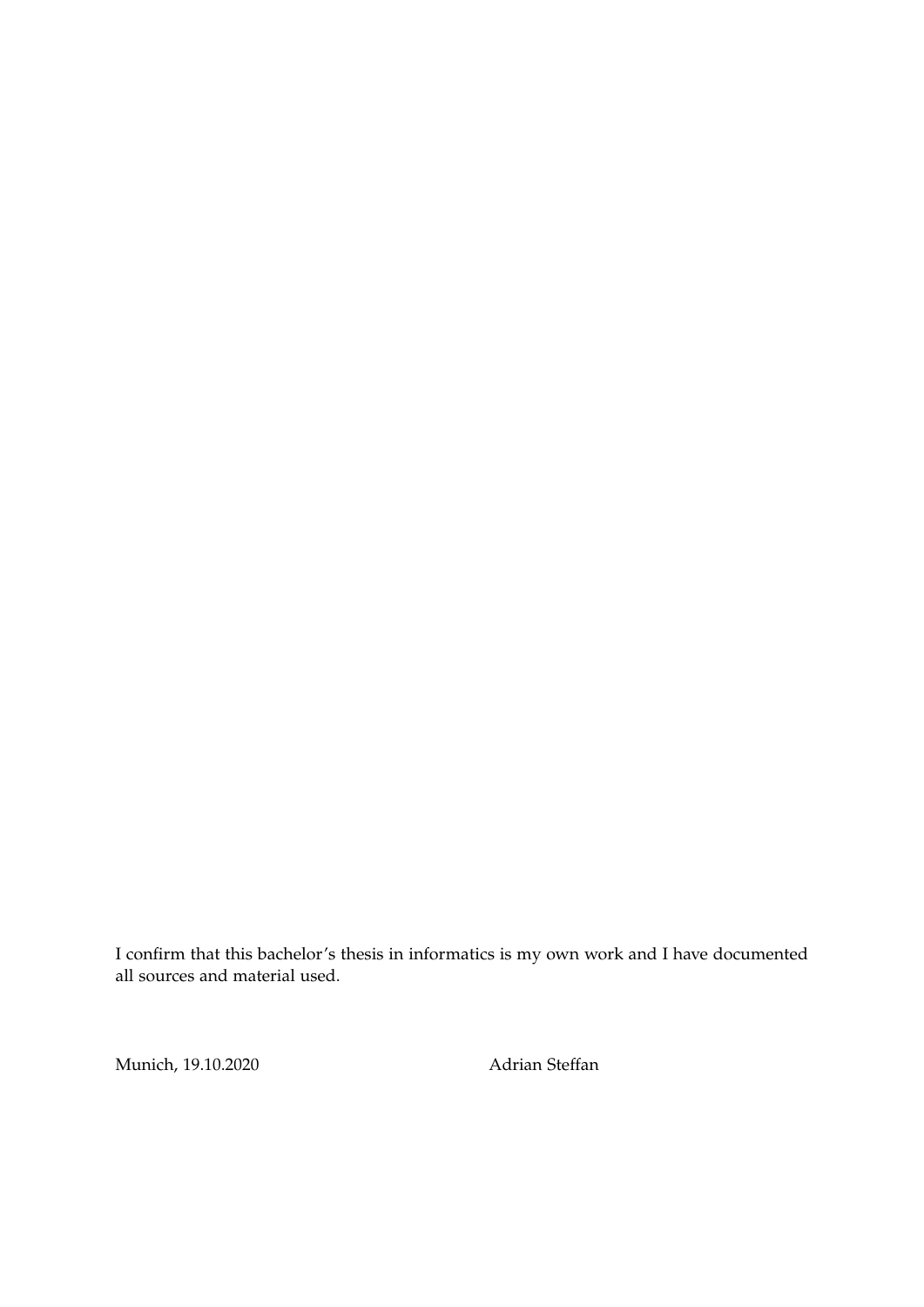I confirm that this bachelor's thesis in informatics is my own work and I have documented all sources and material used.

Munich, 19.10.2020 Adrian Steffan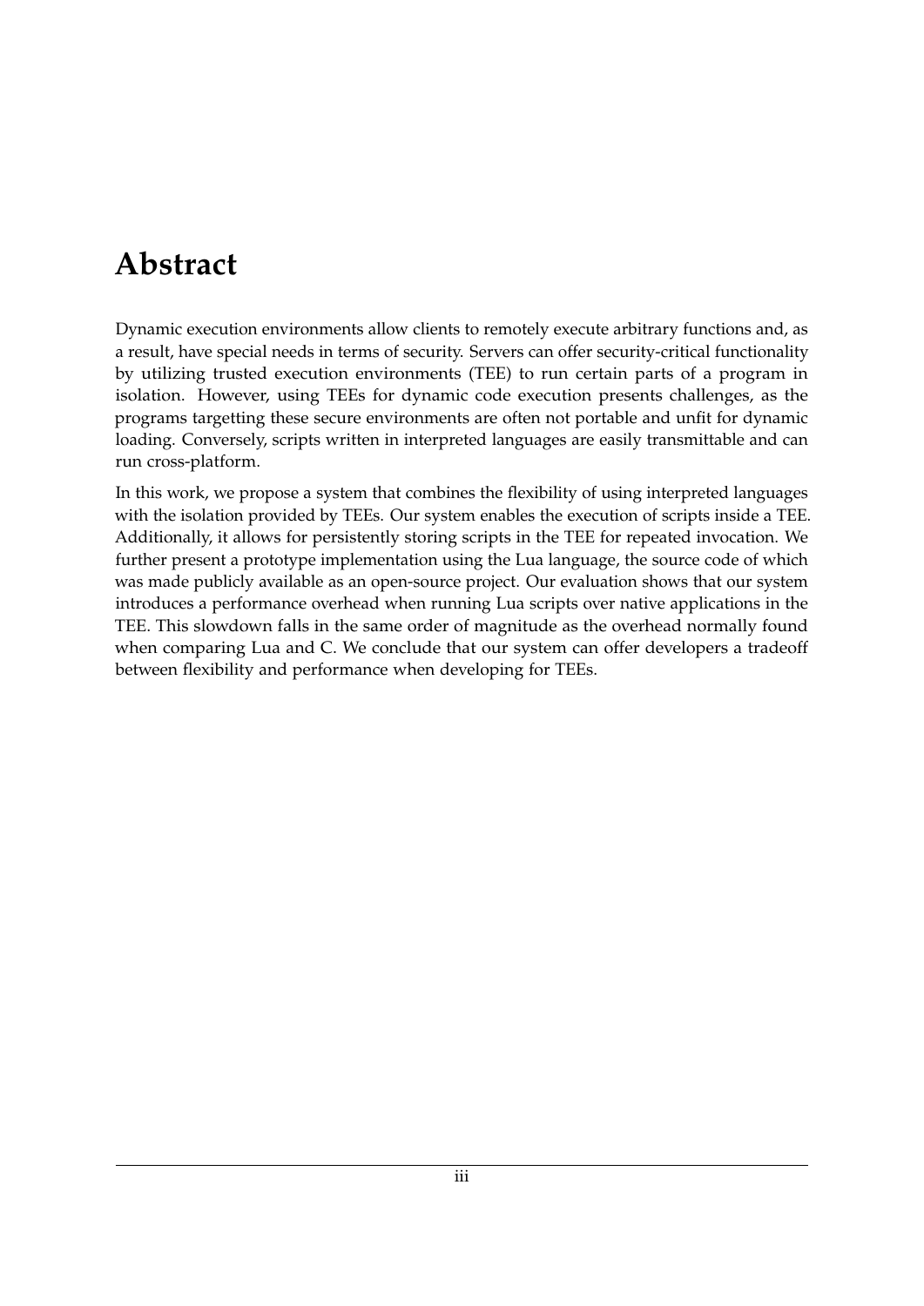# Abstract

Dynamic execution environments allow clients to remotely execute arbitrary functions and, as a result, have special needs in terms of security. Servers can offer security-critical functionality by utilizing trusted execution environments (TEE) to run certain parts of a program in isolation. However, using TEEs for dynamic code execution presents challenges, as the programs targetting these secure environments are often not portable and unfit for dynamic loading. Conversely, scripts written in interpreted languages are easily transmittable and can run cross-platform.

In this work, we propose a system that combines the flexibility of using interpreted languages with the isolation provided by TEEs. Our system enables the execution of scripts inside a TEE. Additionally, it allows for persistently storing scripts in the TEE for repeated invocation. We further present a prototype implementation using the Lua language, the source code of which was made publicly available as an open-source project. Our evaluation shows that our system introduces a performance overhead when running Lua scripts over native applications in the TEE. This slowdown falls in the same order of magnitude as the overhead normally found when comparing Lua and C. We conclude that our system can offer developers a tradeoff between flexibility and performance when developing for TEEs.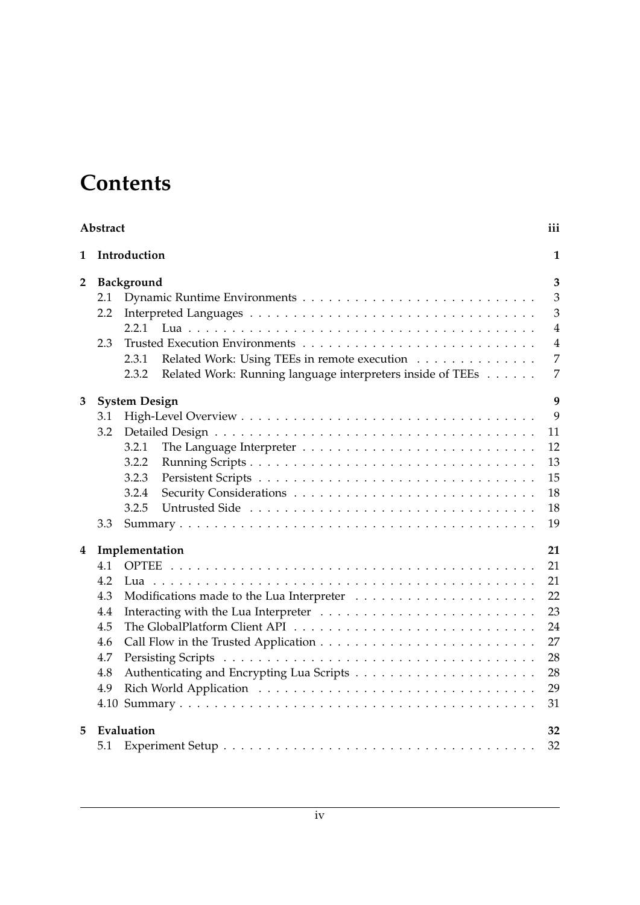# Contents

**Abstract** **iii**

**1 Introduction** **1**

**2 Background** **3**
- 2.1 Dynamic Runtime Environments . . . 3
- 2.2 Interpreted Languages . . . 3
  - 2.2.1 Lua . . . 4
- 2.3 Trusted Execution Environments . . . 4
  - 2.3.1 Related Work: Using TEEs in remote execution . . . 7
  - 2.3.2 Related Work: Running language interpreters inside of TEEs . . . 7

**3 System Design** **9**
- 3.1 High-Level Overview . . . 9
- 3.2 Detailed Design . . . 11
  - 3.2.1 The Language Interpreter . . . 12
  - 3.2.2 Running Scripts . . . 13
  - 3.2.3 Persistent Scripts . . . 15
  - 3.2.4 Security Considerations . . . 18
  - 3.2.5 Untrusted Side . . . 18
- 3.3 Summary . . . 19

**4 Implementation** **21**
- 4.1 OPTEE . . . 21
- 4.2 Lua . . . 21
- 4.3 Modifications made to the Lua Interpreter . . . 22
- 4.4 Interacting with the Lua Interpreter . . . 23
- 4.5 The GlobalPlatform Client API . . . 24
- 4.6 Call Flow in the Trusted Application . . . 27
- 4.7 Persisting Scripts . . . 28
- 4.8 Authenticating and Encrypting Lua Scripts . . . 28
- 4.9 Rich World Application . . . 29
- 4.10 Summary . . . 31

**5 Evaluation** **32**
- 5.1 Experiment Setup . . . 32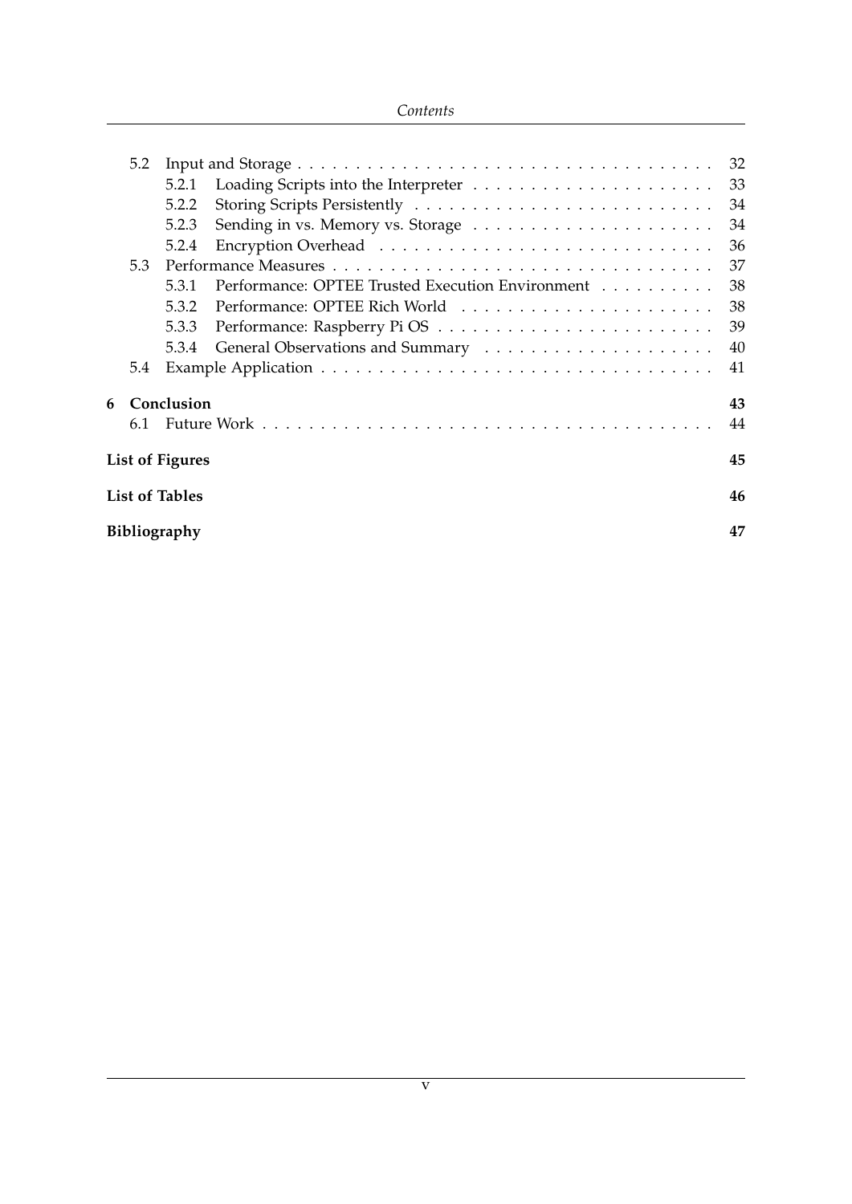- 5.2 Input and Storage . . . . . . . . . . 32
  - 5.2.1 Loading Scripts into the Interpreter . . . . . . . . . . 33
  - 5.2.2 Storing Scripts Persistently . . . . . . . . . . 34
  - 5.2.3 Sending in vs. Memory vs. Storage . . . . . . . . . . 34
  - 5.2.4 Encryption Overhead . . . . . . . . . . 36
- 5.3 Performance Measures . . . . . . . . . . 37
  - 5.3.1 Performance: OPTEE Trusted Execution Environment . . . . . . . . . . 38
  - 5.3.2 Performance: OPTEE Rich World . . . . . . . . . . 38
  - 5.3.3 Performance: Raspberry Pi OS . . . . . . . . . . 39
  - 5.3.4 General Observations and Summary . . . . . . . . . . 40
- 5.4 Example Application . . . . . . . . . . 41

**6 Conclusion** **43**

- 6.1 Future Work . . . . . . . . . . 44

**List of Figures** **45**

**List of Tables** **46**

**Bibliography** **47**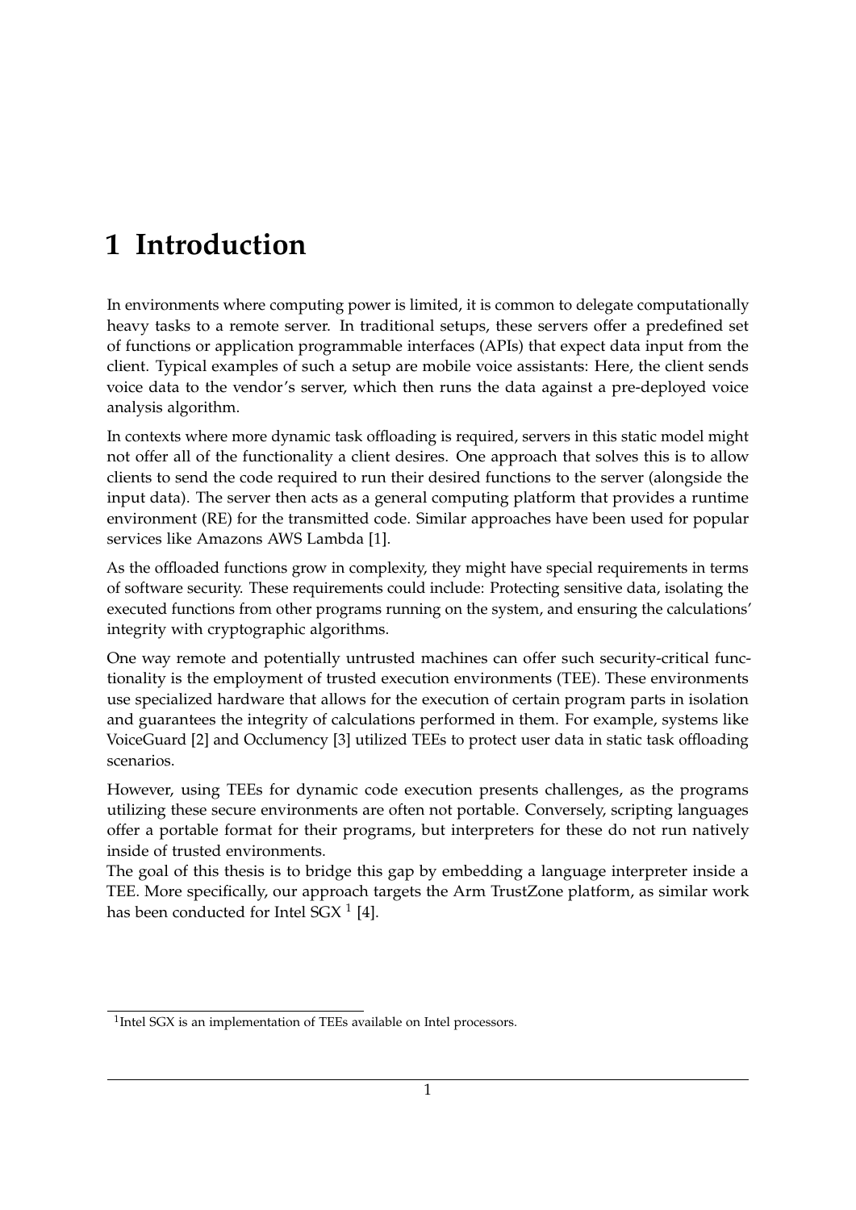# 1 Introduction

In environments where computing power is limited, it is common to delegate computationally heavy tasks to a remote server. In traditional setups, these servers offer a predefined set of functions or application programmable interfaces (APIs) that expect data input from the client. Typical examples of such a setup are mobile voice assistants: Here, the client sends voice data to the vendor's server, which then runs the data against a pre-deployed voice analysis algorithm.

In contexts where more dynamic task offloading is required, servers in this static model might not offer all of the functionality a client desires. One approach that solves this is to allow clients to send the code required to run their desired functions to the server (alongside the input data). The server then acts as a general computing platform that provides a runtime environment (RE) for the transmitted code. Similar approaches have been used for popular services like Amazons AWS Lambda [1].

As the offloaded functions grow in complexity, they might have special requirements in terms of software security. These requirements could include: Protecting sensitive data, isolating the executed functions from other programs running on the system, and ensuring the calculations' integrity with cryptographic algorithms.

One way remote and potentially untrusted machines can offer such security-critical functionality is the employment of trusted execution environments (TEE). These environments use specialized hardware that allows for the execution of certain program parts in isolation and guarantees the integrity of calculations performed in them. For example, systems like VoiceGuard [2] and Occlumency [3] utilized TEEs to protect user data in static task offloading scenarios.

However, using TEEs for dynamic code execution presents challenges, as the programs utilizing these secure environments are often not portable. Conversely, scripting languages offer a portable format for their programs, but interpreters for these do not run natively inside of trusted environments.
The goal of this thesis is to bridge this gap by embedding a language interpreter inside a TEE. More specifically, our approach targets the Arm TrustZone platform, as similar work has been conducted for Intel SGX [1] [4].

[1] Intel SGX is an implementation of TEEs available on Intel processors.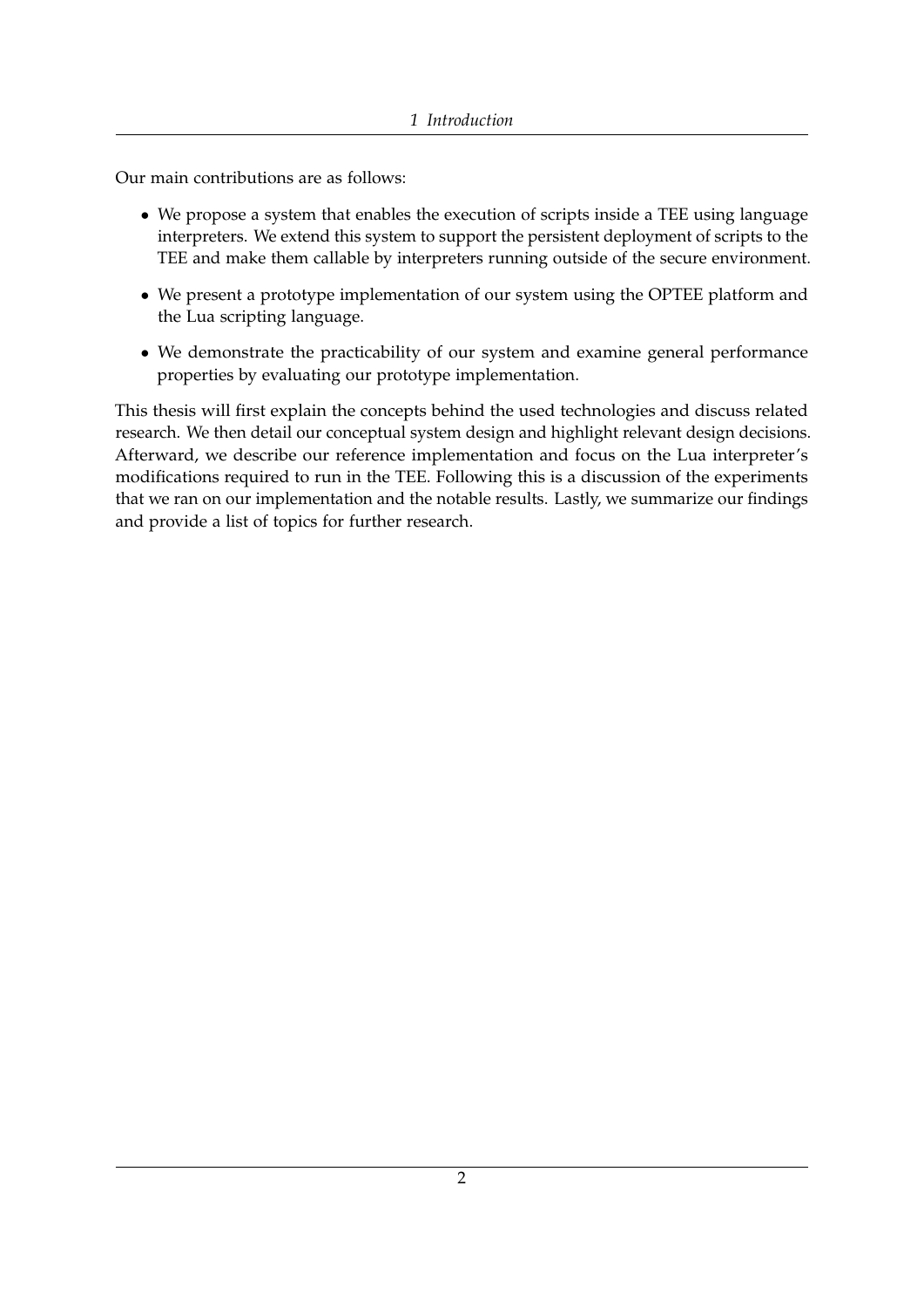Our main contributions are as follows:

- We propose a system that enables the execution of scripts inside a TEE using language interpreters. We extend this system to support the persistent deployment of scripts to the TEE and make them callable by interpreters running outside of the secure environment.
- We present a prototype implementation of our system using the OPTEE platform and the Lua scripting language.
- We demonstrate the practicability of our system and examine general performance properties by evaluating our prototype implementation.

This thesis will first explain the concepts behind the used technologies and discuss related research. We then detail our conceptual system design and highlight relevant design decisions. Afterward, we describe our reference implementation and focus on the Lua interpreter's modifications required to run in the TEE. Following this is a discussion of the experiments that we ran on our implementation and the notable results. Lastly, we summarize our findings and provide a list of topics for further research.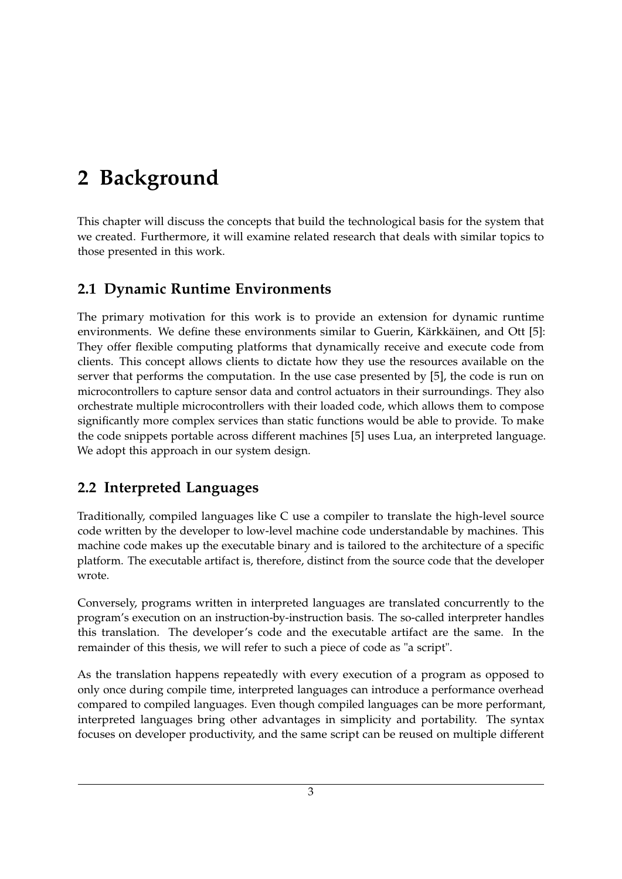# 2 Background

This chapter will discuss the concepts that build the technological basis for the system that we created. Furthermore, it will examine related research that deals with similar topics to those presented in this work.

## 2.1 Dynamic Runtime Environments

The primary motivation for this work is to provide an extension for dynamic runtime environments. We define these environments similar to Guerin, Kärkkäinen, and Ott [5]: They offer flexible computing platforms that dynamically receive and execute code from clients. This concept allows clients to dictate how they use the resources available on the server that performs the computation. In the use case presented by [5], the code is run on microcontrollers to capture sensor data and control actuators in their surroundings. They also orchestrate multiple microcontrollers with their loaded code, which allows them to compose significantly more complex services than static functions would be able to provide. To make the code snippets portable across different machines [5] uses Lua, an interpreted language. We adopt this approach in our system design.

## 2.2 Interpreted Languages

Traditionally, compiled languages like C use a compiler to translate the high-level source code written by the developer to low-level machine code understandable by machines. This machine code makes up the executable binary and is tailored to the architecture of a specific platform. The executable artifact is, therefore, distinct from the source code that the developer wrote.

Conversely, programs written in interpreted languages are translated concurrently to the program's execution on an instruction-by-instruction basis. The so-called interpreter handles this translation. The developer's code and the executable artifact are the same. In the remainder of this thesis, we will refer to such a piece of code as "a script".

As the translation happens repeatedly with every execution of a program as opposed to only once during compile time, interpreted languages can introduce a performance overhead compared to compiled languages. Even though compiled languages can be more performant, interpreted languages bring other advantages in simplicity and portability. The syntax focuses on developer productivity, and the same script can be reused on multiple different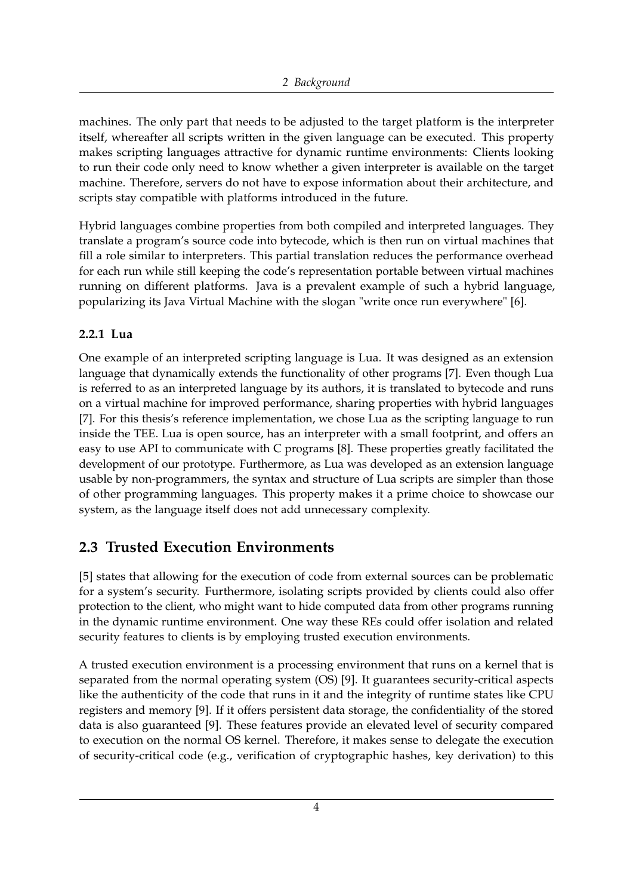machines. The only part that needs to be adjusted to the target platform is the interpreter itself, whereafter all scripts written in the given language can be executed. This property makes scripting languages attractive for dynamic runtime environments: Clients looking to run their code only need to know whether a given interpreter is available on the target machine. Therefore, servers do not have to expose information about their architecture, and scripts stay compatible with platforms introduced in the future.

Hybrid languages combine properties from both compiled and interpreted languages. They translate a program's source code into bytecode, which is then run on virtual machines that fill a role similar to interpreters. This partial translation reduces the performance overhead for each run while still keeping the code's representation portable between virtual machines running on different platforms. Java is a prevalent example of such a hybrid language, popularizing its Java Virtual Machine with the slogan "write once run everywhere" [6].

### 2.2.1 Lua

One example of an interpreted scripting language is Lua. It was designed as an extension language that dynamically extends the functionality of other programs [7]. Even though Lua is referred to as an interpreted language by its authors, it is translated to bytecode and runs on a virtual machine for improved performance, sharing properties with hybrid languages [7]. For this thesis's reference implementation, we chose Lua as the scripting language to run inside the TEE. Lua is open source, has an interpreter with a small footprint, and offers an easy to use API to communicate with C programs [8]. These properties greatly facilitated the development of our prototype. Furthermore, as Lua was developed as an extension language usable by non-programmers, the syntax and structure of Lua scripts are simpler than those of other programming languages. This property makes it a prime choice to showcase our system, as the language itself does not add unnecessary complexity.

## 2.3 Trusted Execution Environments

[5] states that allowing for the execution of code from external sources can be problematic for a system's security. Furthermore, isolating scripts provided by clients could also offer protection to the client, who might want to hide computed data from other programs running in the dynamic runtime environment. One way these REs could offer isolation and related security features to clients is by employing trusted execution environments.

A trusted execution environment is a processing environment that runs on a kernel that is separated from the normal operating system (OS) [9]. It guarantees security-critical aspects like the authenticity of the code that runs in it and the integrity of runtime states like CPU registers and memory [9]. If it offers persistent data storage, the confidentiality of the stored data is also guaranteed [9]. These features provide an elevated level of security compared to execution on the normal OS kernel. Therefore, it makes sense to delegate the execution of security-critical code (e.g., verification of cryptographic hashes, key derivation) to this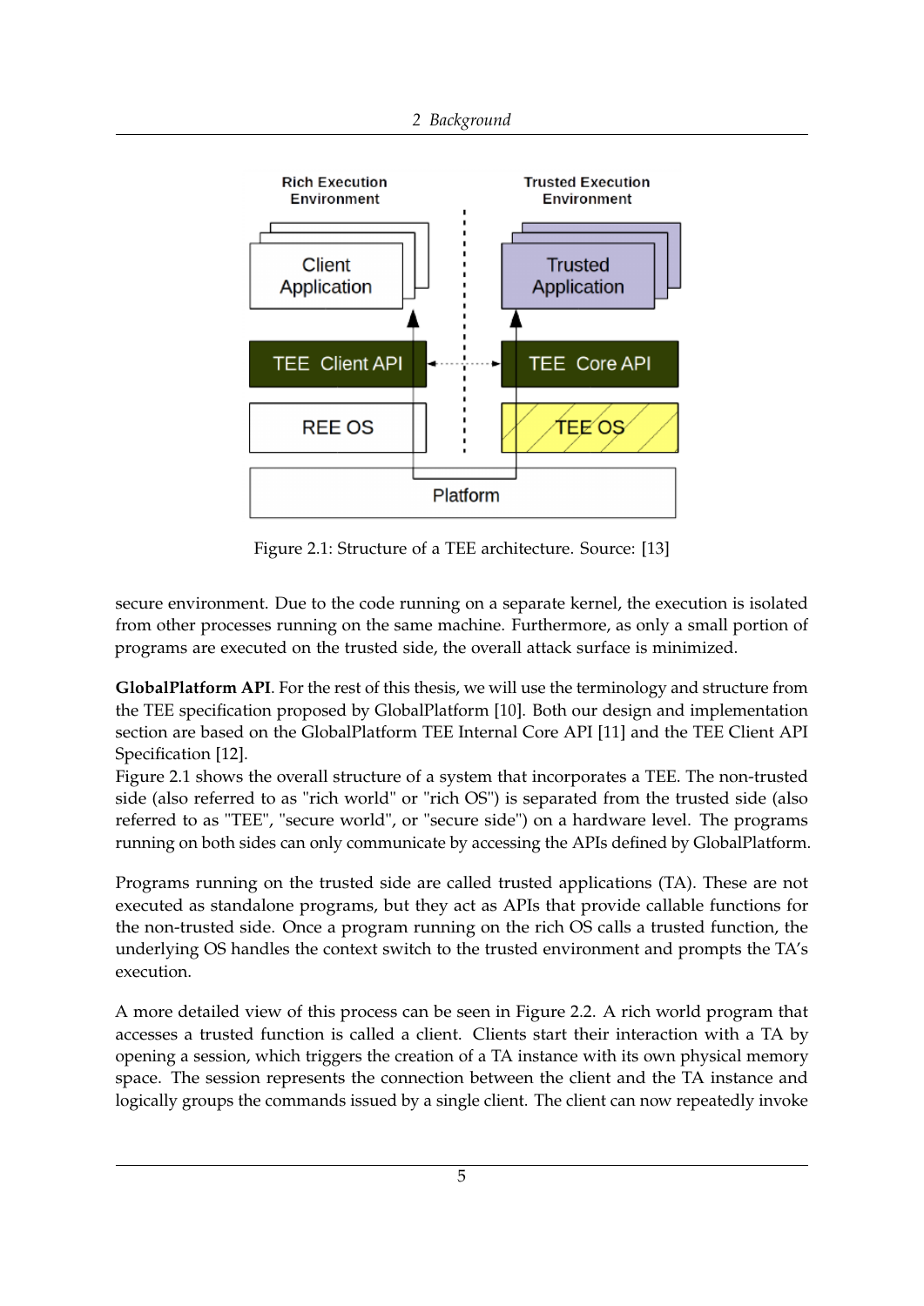Figure 2.1: Structure of a TEE architecture. Source: [13]

secure environment. Due to the code running on a separate kernel, the execution is isolated from other processes running on the same machine. Furthermore, as only a small portion of programs are executed on the trusted side, the overall attack surface is minimized.

**GlobalPlatform API**. For the rest of this thesis, we will use the terminology and structure from the TEE specification proposed by GlobalPlatform [10]. Both our design and implementation section are based on the GlobalPlatform TEE Internal Core API [11] and the TEE Client API Specification [12].
Figure 2.1 shows the overall structure of a system that incorporates a TEE. The non-trusted side (also referred to as "rich world" or "rich OS") is separated from the trusted side (also referred to as "TEE", "secure world", or "secure side") on a hardware level. The programs running on both sides can only communicate by accessing the APIs defined by GlobalPlatform.

Programs running on the trusted side are called trusted applications (TA). These are not executed as standalone programs, but they act as APIs that provide callable functions for the non-trusted side. Once a program running on the rich OS calls a trusted function, the underlying OS handles the context switch to the trusted environment and prompts the TA's execution.

A more detailed view of this process can be seen in Figure 2.2. A rich world program that accesses a trusted function is called a client. Clients start their interaction with a TA by opening a session, which triggers the creation of a TA instance with its own physical memory space. The session represents the connection between the client and the TA instance and logically groups the commands issued by a single client. The client can now repeatedly invoke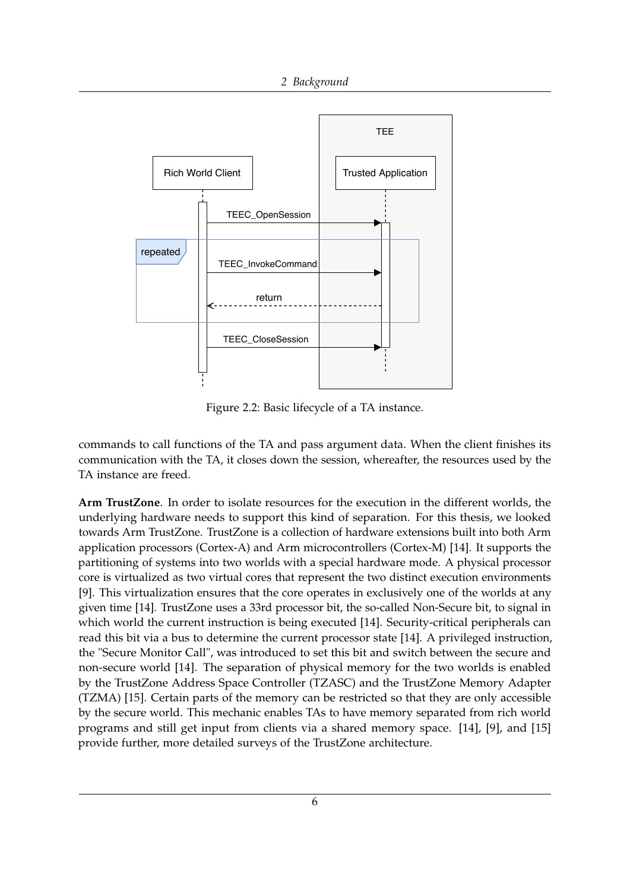Figure 2.2: Basic lifecycle of a TA instance.

commands to call functions of the TA and pass argument data. When the client finishes its communication with the TA, it closes down the session, whereafter, the resources used by the TA instance are freed.

**Arm TrustZone**. In order to isolate resources for the execution in the different worlds, the underlying hardware needs to support this kind of separation. For this thesis, we looked towards Arm TrustZone. TrustZone is a collection of hardware extensions built into both Arm application processors (Cortex-A) and Arm microcontrollers (Cortex-M) [14]. It supports the partitioning of systems into two worlds with a special hardware mode. A physical processor core is virtualized as two virtual cores that represent the two distinct execution environments [9]. This virtualization ensures that the core operates in exclusively one of the worlds at any given time [14]. TrustZone uses a 33rd processor bit, the so-called Non-Secure bit, to signal in which world the current instruction is being executed [14]. Security-critical peripherals can read this bit via a bus to determine the current processor state [14]. A privileged instruction, the "Secure Monitor Call", was introduced to set this bit and switch between the secure and non-secure world [14]. The separation of physical memory for the two worlds is enabled by the TrustZone Address Space Controller (TZASC) and the TrustZone Memory Adapter (TZMA) [15]. Certain parts of the memory can be restricted so that they are only accessible by the secure world. This mechanic enables TAs to have memory separated from rich world programs and still get input from clients via a shared memory space. [14], [9], and [15] provide further, more detailed surveys of the TrustZone architecture.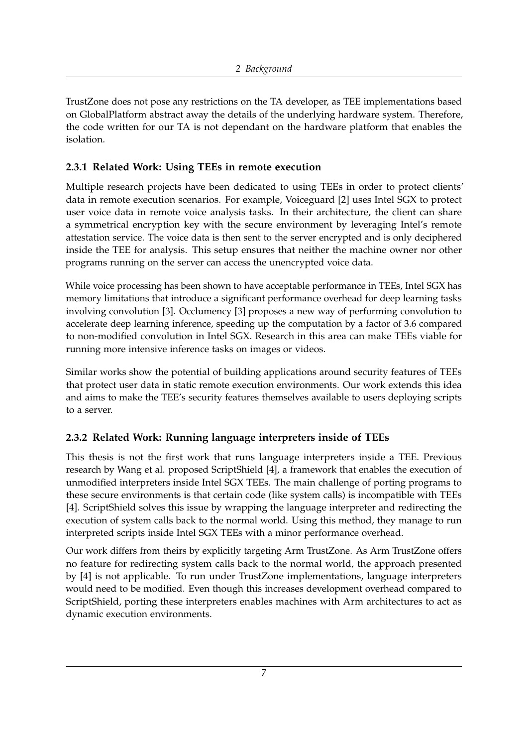TrustZone does not pose any restrictions on the TA developer, as TEE implementations based on GlobalPlatform abstract away the details of the underlying hardware system. Therefore, the code written for our TA is not dependant on the hardware platform that enables the isolation.

### 2.3.1 Related Work: Using TEEs in remote execution

Multiple research projects have been dedicated to using TEEs in order to protect clients' data in remote execution scenarios. For example, Voiceguard [2] uses Intel SGX to protect user voice data in remote voice analysis tasks. In their architecture, the client can share a symmetrical encryption key with the secure environment by leveraging Intel's remote attestation service. The voice data is then sent to the server encrypted and is only deciphered inside the TEE for analysis. This setup ensures that neither the machine owner nor other programs running on the server can access the unencrypted voice data.

While voice processing has been shown to have acceptable performance in TEEs, Intel SGX has memory limitations that introduce a significant performance overhead for deep learning tasks involving convolution [3]. Occlumency [3] proposes a new way of performing convolution to accelerate deep learning inference, speeding up the computation by a factor of 3.6 compared to non-modified convolution in Intel SGX. Research in this area can make TEEs viable for running more intensive inference tasks on images or videos.

Similar works show the potential of building applications around security features of TEEs that protect user data in static remote execution environments. Our work extends this idea and aims to make the TEE's security features themselves available to users deploying scripts to a server.

### 2.3.2 Related Work: Running language interpreters inside of TEEs

This thesis is not the first work that runs language interpreters inside a TEE. Previous research by Wang et al. proposed ScriptShield [4], a framework that enables the execution of unmodified interpreters inside Intel SGX TEEs. The main challenge of porting programs to these secure environments is that certain code (like system calls) is incompatible with TEEs [4]. ScriptShield solves this issue by wrapping the language interpreter and redirecting the execution of system calls back to the normal world. Using this method, they manage to run interpreted scripts inside Intel SGX TEEs with a minor performance overhead.

Our work differs from theirs by explicitly targeting Arm TrustZone. As Arm TrustZone offers no feature for redirecting system calls back to the normal world, the approach presented by [4] is not applicable. To run under TrustZone implementations, language interpreters would need to be modified. Even though this increases development overhead compared to ScriptShield, porting these interpreters enables machines with Arm architectures to act as dynamic execution environments.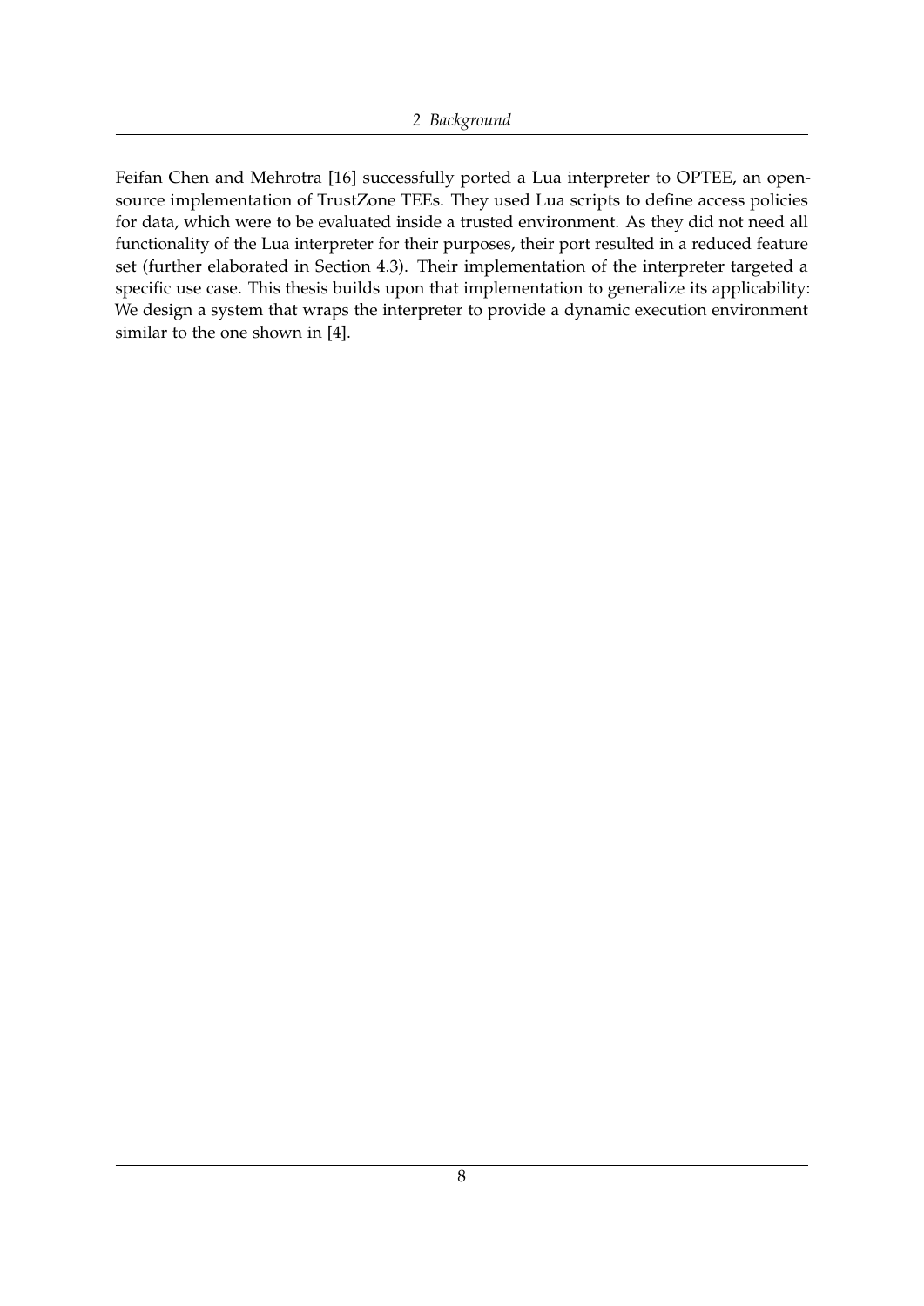Feifan Chen and Mehrotra [16] successfully ported a Lua interpreter to OPTEE, an open-source implementation of TrustZone TEEs. They used Lua scripts to define access policies for data, which were to be evaluated inside a trusted environment. As they did not need all functionality of the Lua interpreter for their purposes, their port resulted in a reduced feature set (further elaborated in Section 4.3). Their implementation of the interpreter targeted a specific use case. This thesis builds upon that implementation to generalize its applicability: We design a system that wraps the interpreter to provide a dynamic execution environment similar to the one shown in [4].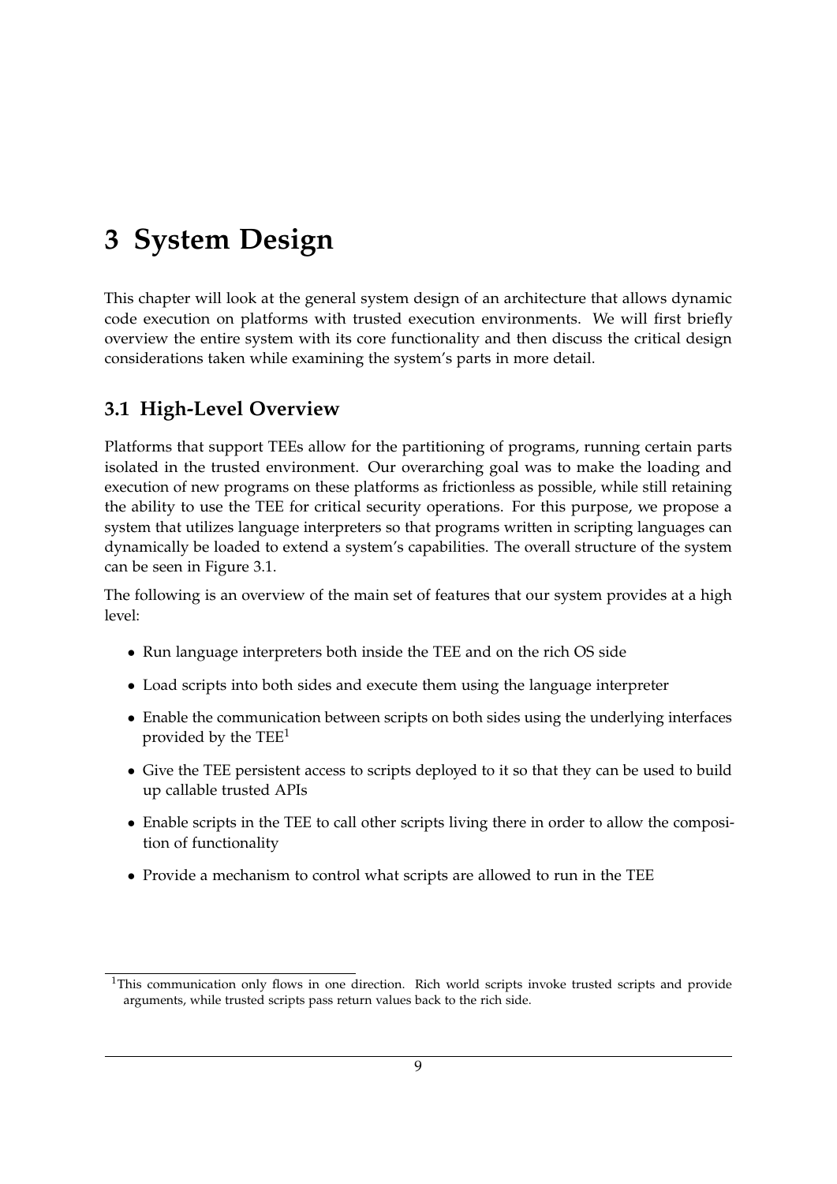# 3 System Design

This chapter will look at the general system design of an architecture that allows dynamic code execution on platforms with trusted execution environments. We will first briefly overview the entire system with its core functionality and then discuss the critical design considerations taken while examining the system's parts in more detail.

## 3.1 High-Level Overview

Platforms that support TEEs allow for the partitioning of programs, running certain parts isolated in the trusted environment. Our overarching goal was to make the loading and execution of new programs on these platforms as frictionless as possible, while still retaining the ability to use the TEE for critical security operations. For this purpose, we propose a system that utilizes language interpreters so that programs written in scripting languages can dynamically be loaded to extend a system's capabilities. The overall structure of the system can be seen in Figure 3.1.

The following is an overview of the main set of features that our system provides at a high level:

- Run language interpreters both inside the TEE and on the rich OS side
- Load scripts into both sides and execute them using the language interpreter
- Enable the communication between scripts on both sides using the underlying interfaces provided by the TEE[1]
- Give the TEE persistent access to scripts deployed to it so that they can be used to build up callable trusted APIs
- Enable scripts in the TEE to call other scripts living there in order to allow the composition of functionality
- Provide a mechanism to control what scripts are allowed to run in the TEE

[1] This communication only flows in one direction. Rich world scripts invoke trusted scripts and provide arguments, while trusted scripts pass return values back to the rich side.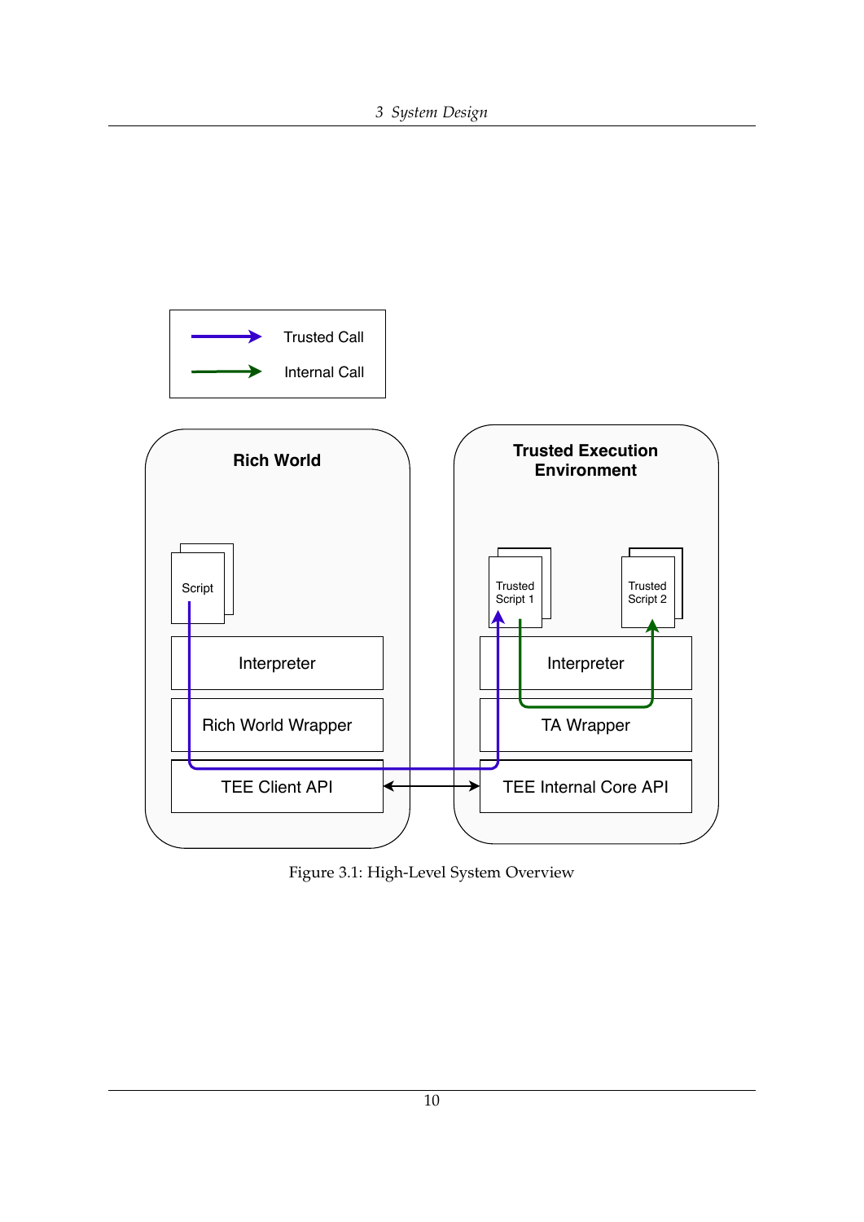Figure 3.1: High-Level System Overview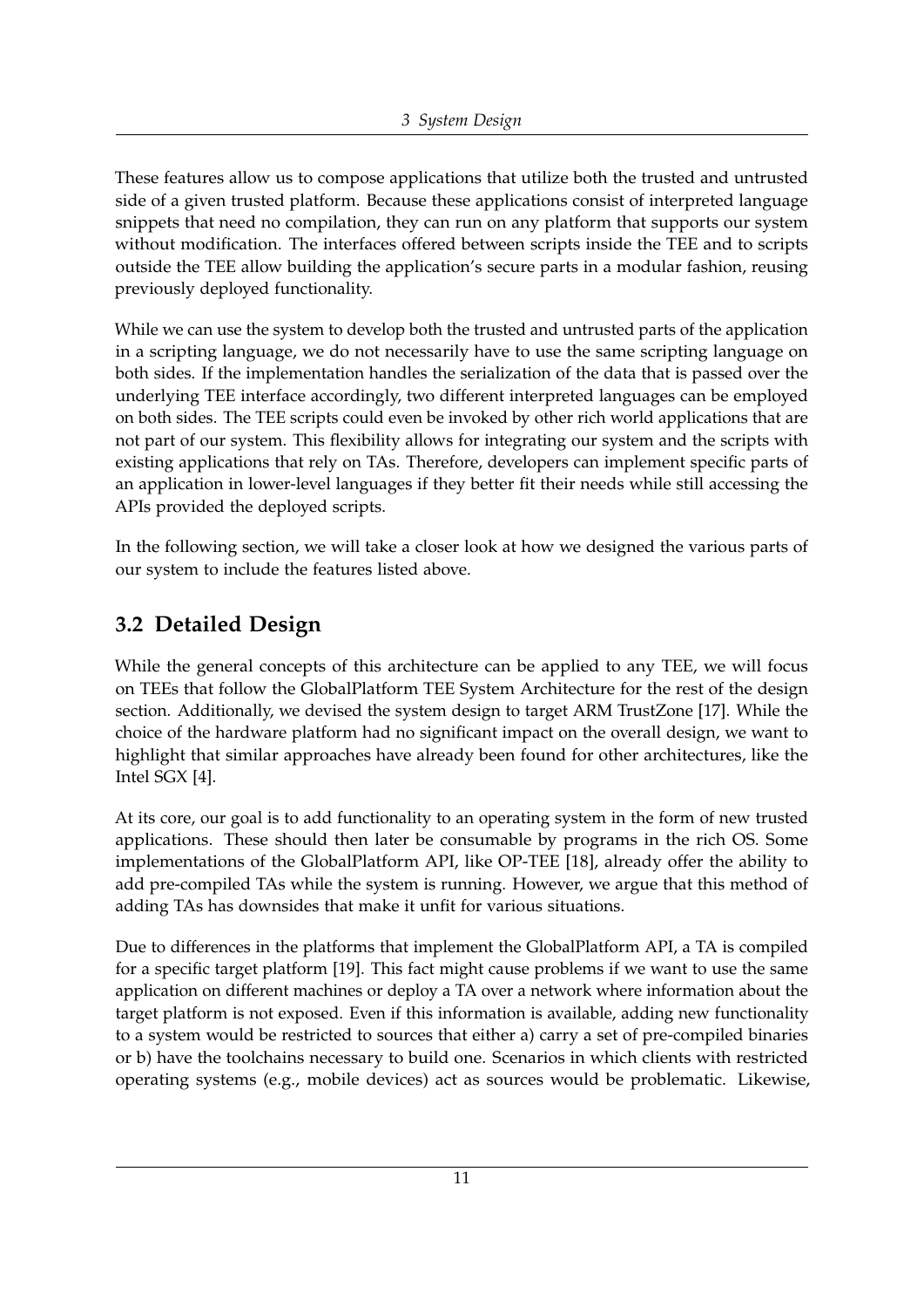These features allow us to compose applications that utilize both the trusted and untrusted side of a given trusted platform. Because these applications consist of interpreted language snippets that need no compilation, they can run on any platform that supports our system without modification. The interfaces offered between scripts inside the TEE and to scripts outside the TEE allow building the application's secure parts in a modular fashion, reusing previously deployed functionality.

While we can use the system to develop both the trusted and untrusted parts of the application in a scripting language, we do not necessarily have to use the same scripting language on both sides. If the implementation handles the serialization of the data that is passed over the underlying TEE interface accordingly, two different interpreted languages can be employed on both sides. The TEE scripts could even be invoked by other rich world applications that are not part of our system. This flexibility allows for integrating our system and the scripts with existing applications that rely on TAs. Therefore, developers can implement specific parts of an application in lower-level languages if they better fit their needs while still accessing the APIs provided the deployed scripts.

In the following section, we will take a closer look at how we designed the various parts of our system to include the features listed above.

## 3.2 Detailed Design

While the general concepts of this architecture can be applied to any TEE, we will focus on TEEs that follow the GlobalPlatform TEE System Architecture for the rest of the design section. Additionally, we devised the system design to target ARM TrustZone [17]. While the choice of the hardware platform had no significant impact on the overall design, we want to highlight that similar approaches have already been found for other architectures, like the Intel SGX [4].

At its core, our goal is to add functionality to an operating system in the form of new trusted applications. These should then later be consumable by programs in the rich OS. Some implementations of the GlobalPlatform API, like OP-TEE [18], already offer the ability to add pre-compiled TAs while the system is running. However, we argue that this method of adding TAs has downsides that make it unfit for various situations.

Due to differences in the platforms that implement the GlobalPlatform API, a TA is compiled for a specific target platform [19]. This fact might cause problems if we want to use the same application on different machines or deploy a TA over a network where information about the target platform is not exposed. Even if this information is available, adding new functionality to a system would be restricted to sources that either a) carry a set of pre-compiled binaries or b) have the toolchains necessary to build one. Scenarios in which clients with restricted operating systems (e.g., mobile devices) act as sources would be problematic. Likewise,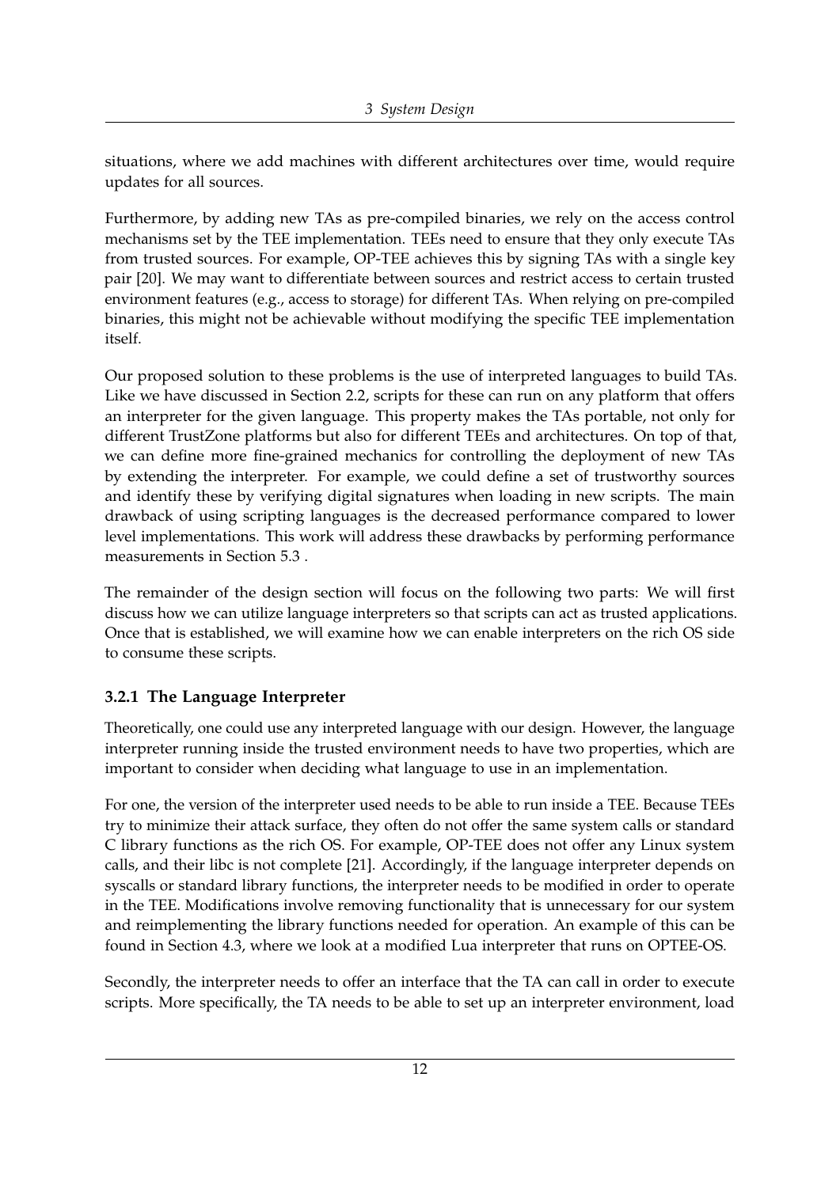situations, where we add machines with different architectures over time, would require updates for all sources.

Furthermore, by adding new TAs as pre-compiled binaries, we rely on the access control mechanisms set by the TEE implementation. TEEs need to ensure that they only execute TAs from trusted sources. For example, OP-TEE achieves this by signing TAs with a single key pair [20]. We may want to differentiate between sources and restrict access to certain trusted environment features (e.g., access to storage) for different TAs. When relying on pre-compiled binaries, this might not be achievable without modifying the specific TEE implementation itself.

Our proposed solution to these problems is the use of interpreted languages to build TAs. Like we have discussed in Section 2.2, scripts for these can run on any platform that offers an interpreter for the given language. This property makes the TAs portable, not only for different TrustZone platforms but also for different TEEs and architectures. On top of that, we can define more fine-grained mechanics for controlling the deployment of new TAs by extending the interpreter. For example, we could define a set of trustworthy sources and identify these by verifying digital signatures when loading in new scripts. The main drawback of using scripting languages is the decreased performance compared to lower level implementations. This work will address these drawbacks by performing performance measurements in Section 5.3 .

The remainder of the design section will focus on the following two parts: We will first discuss how we can utilize language interpreters so that scripts can act as trusted applications. Once that is established, we will examine how we can enable interpreters on the rich OS side to consume these scripts.

### 3.2.1 The Language Interpreter

Theoretically, one could use any interpreted language with our design. However, the language interpreter running inside the trusted environment needs to have two properties, which are important to consider when deciding what language to use in an implementation.

For one, the version of the interpreter used needs to be able to run inside a TEE. Because TEEs try to minimize their attack surface, they often do not offer the same system calls or standard C library functions as the rich OS. For example, OP-TEE does not offer any Linux system calls, and their libc is not complete [21]. Accordingly, if the language interpreter depends on syscalls or standard library functions, the interpreter needs to be modified in order to operate in the TEE. Modifications involve removing functionality that is unnecessary for our system and reimplementing the library functions needed for operation. An example of this can be found in Section 4.3, where we look at a modified Lua interpreter that runs on OPTEE-OS.

Secondly, the interpreter needs to offer an interface that the TA can call in order to execute scripts. More specifically, the TA needs to be able to set up an interpreter environment, load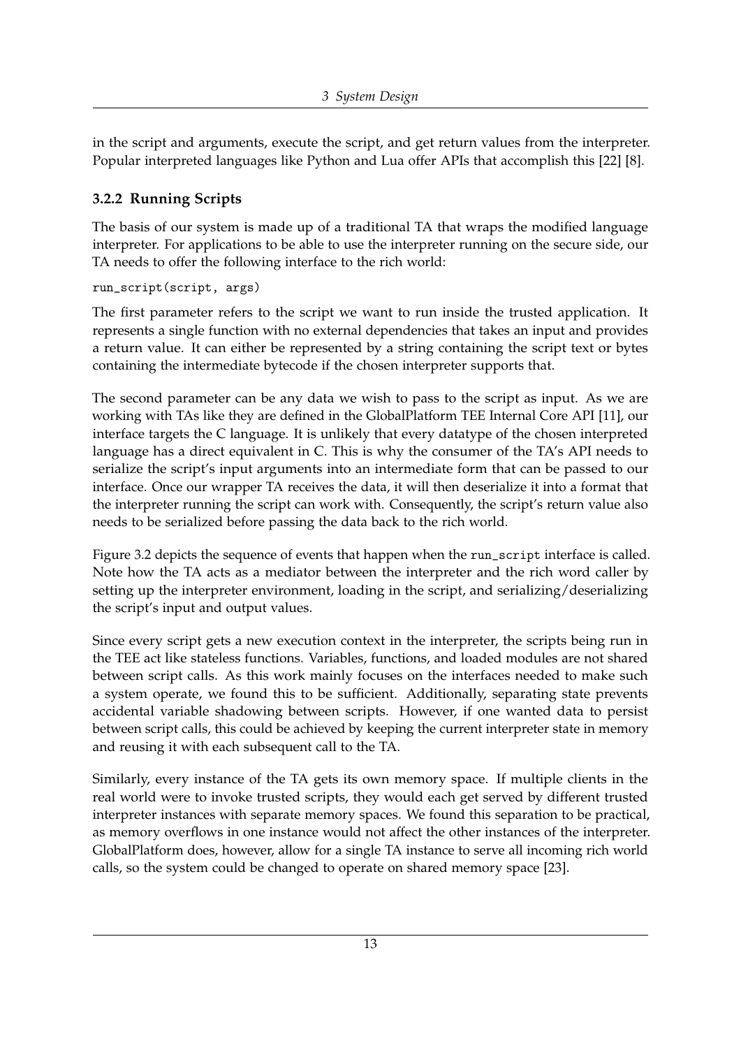in the script and arguments, execute the script, and get return values from the interpreter. Popular interpreted languages like Python and Lua offer APIs that accomplish this [22] [8].

### 3.2.2 Running Scripts

The basis of our system is made up of a traditional TA that wraps the modified language interpreter. For applications to be able to use the interpreter running on the secure side, our TA needs to offer the following interface to the rich world:

```
run_script(script, args)
```

The first parameter refers to the script we want to run inside the trusted application. It represents a single function with no external dependencies that takes an input and provides a return value. It can either be represented by a string containing the script text or bytes containing the intermediate bytecode if the chosen interpreter supports that.

The second parameter can be any data we wish to pass to the script as input. As we are working with TAs like they are defined in the GlobalPlatform TEE Internal Core API [11], our interface targets the C language. It is unlikely that every datatype of the chosen interpreted language has a direct equivalent in C. This is why the consumer of the TA's API needs to serialize the script's input arguments into an intermediate form that can be passed to our interface. Once our wrapper TA receives the data, it will then deserialize it into a format that the interpreter running the script can work with. Consequently, the script's return value also needs to be serialized before passing the data back to the rich world.

Figure 3.2 depicts the sequence of events that happen when the `run_script` interface is called. Note how the TA acts as a mediator between the interpreter and the rich word caller by setting up the interpreter environment, loading in the script, and serializing/deserializing the script's input and output values.

Since every script gets a new execution context in the interpreter, the scripts being run in the TEE act like stateless functions. Variables, functions, and loaded modules are not shared between script calls. As this work mainly focuses on the interfaces needed to make such a system operate, we found this to be sufficient. Additionally, separating state prevents accidental variable shadowing between scripts. However, if one wanted data to persist between script calls, this could be achieved by keeping the current interpreter state in memory and reusing it with each subsequent call to the TA.

Similarly, every instance of the TA gets its own memory space. If multiple clients in the real world were to invoke trusted scripts, they would each get served by different trusted interpreter instances with separate memory spaces. We found this separation to be practical, as memory overflows in one instance would not affect the other instances of the interpreter. GlobalPlatform does, however, allow for a single TA instance to serve all incoming rich world calls, so the system could be changed to operate on shared memory space [23].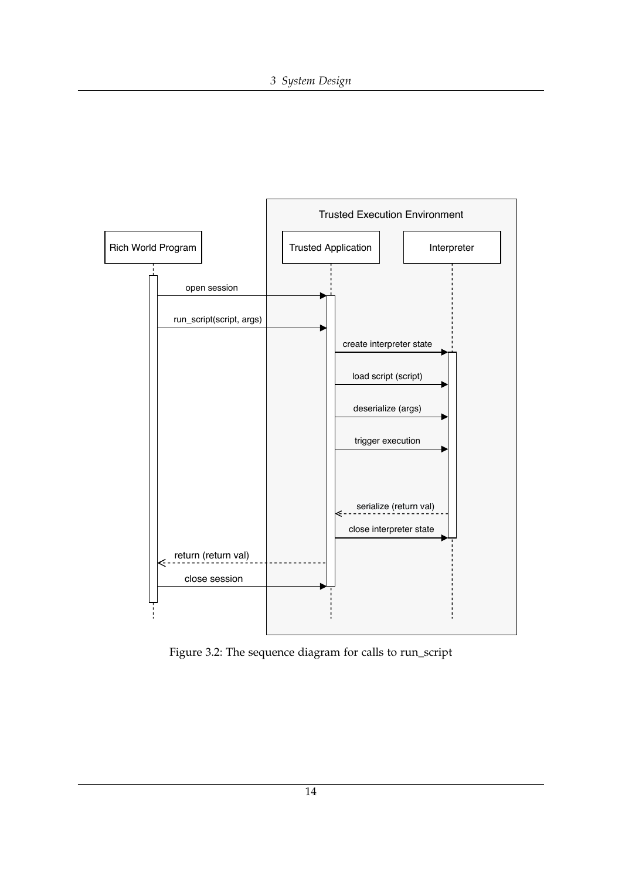Figure 3.2: The sequence diagram for calls to run_script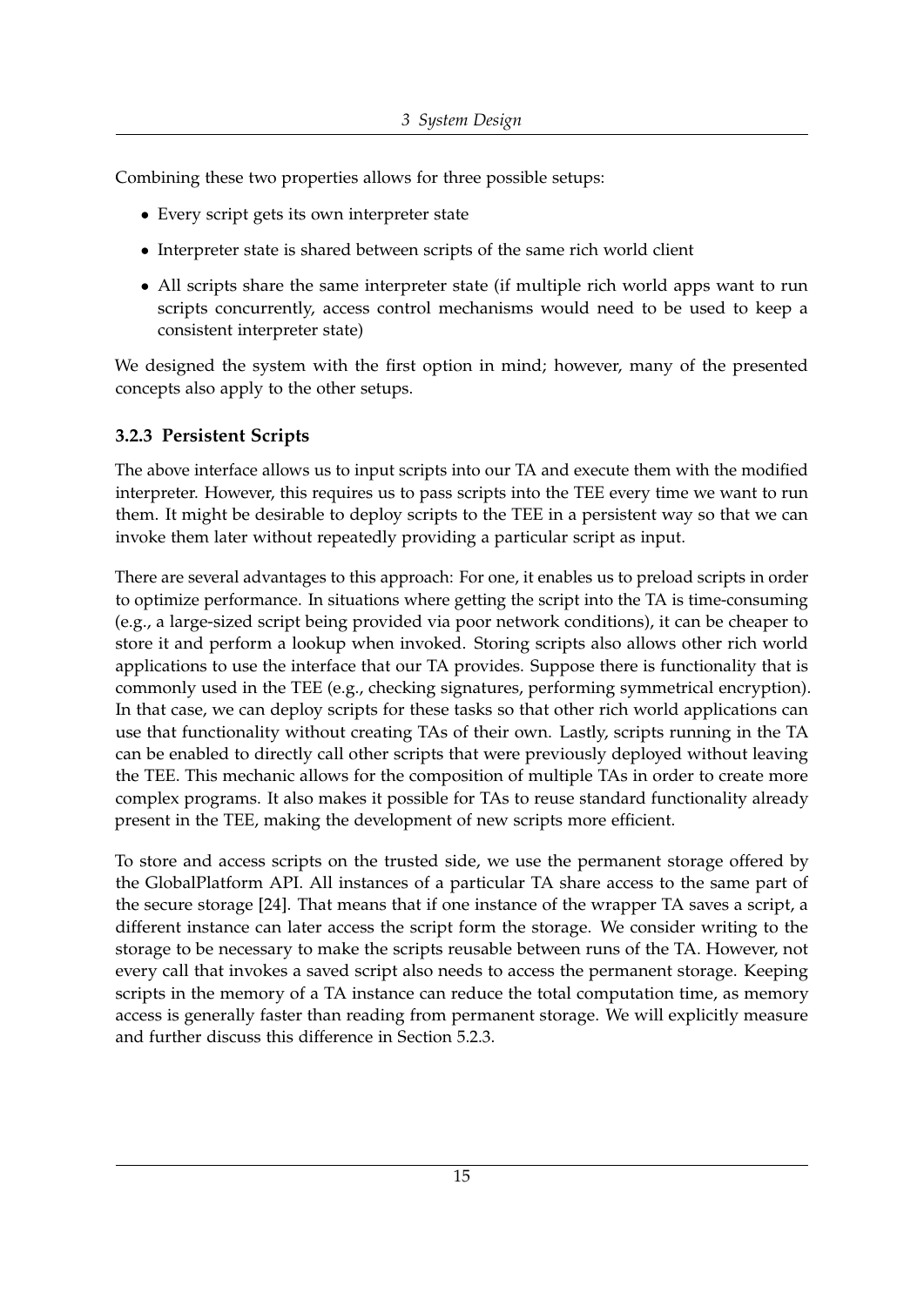Combining these two properties allows for three possible setups:

- Every script gets its own interpreter state
- Interpreter state is shared between scripts of the same rich world client
- All scripts share the same interpreter state (if multiple rich world apps want to run scripts concurrently, access control mechanisms would need to be used to keep a consistent interpreter state)

We designed the system with the first option in mind; however, many of the presented concepts also apply to the other setups.

### 3.2.3 Persistent Scripts

The above interface allows us to input scripts into our TA and execute them with the modified interpreter. However, this requires us to pass scripts into the TEE every time we want to run them. It might be desirable to deploy scripts to the TEE in a persistent way so that we can invoke them later without repeatedly providing a particular script as input.

There are several advantages to this approach: For one, it enables us to preload scripts in order to optimize performance. In situations where getting the script into the TA is time-consuming (e.g., a large-sized script being provided via poor network conditions), it can be cheaper to store it and perform a lookup when invoked. Storing scripts also allows other rich world applications to use the interface that our TA provides. Suppose there is functionality that is commonly used in the TEE (e.g., checking signatures, performing symmetrical encryption). In that case, we can deploy scripts for these tasks so that other rich world applications can use that functionality without creating TAs of their own. Lastly, scripts running in the TA can be enabled to directly call other scripts that were previously deployed without leaving the TEE. This mechanic allows for the composition of multiple TAs in order to create more complex programs. It also makes it possible for TAs to reuse standard functionality already present in the TEE, making the development of new scripts more efficient.

To store and access scripts on the trusted side, we use the permanent storage offered by the GlobalPlatform API. All instances of a particular TA share access to the same part of the secure storage [24]. That means that if one instance of the wrapper TA saves a script, a different instance can later access the script form the storage. We consider writing to the storage to be necessary to make the scripts reusable between runs of the TA. However, not every call that invokes a saved script also needs to access the permanent storage. Keeping scripts in the memory of a TA instance can reduce the total computation time, as memory access is generally faster than reading from permanent storage. We will explicitly measure and further discuss this difference in Section 5.2.3.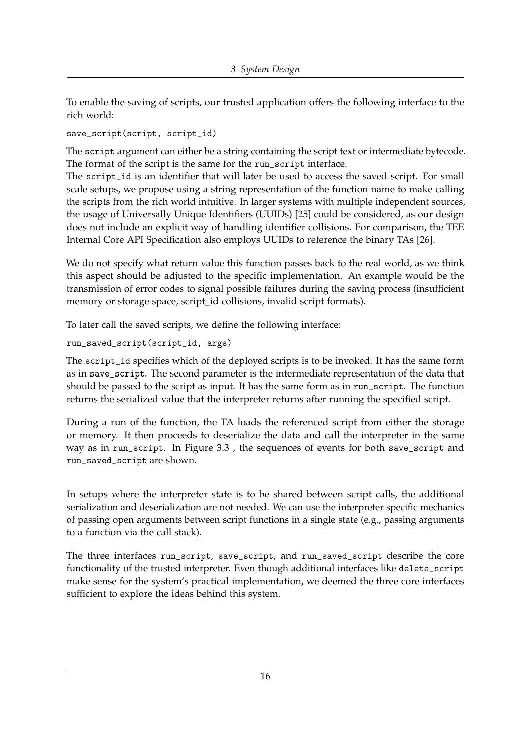To enable the saving of scripts, our trusted application offers the following interface to the rich world:

```
save_script(script, script_id)
```

The `script` argument can either be a string containing the script text or intermediate bytecode. The format of the script is the same for the `run_script` interface.

The `script_id` is an identifier that will later be used to access the saved script. For small scale setups, we propose using a string representation of the function name to make calling the scripts from the rich world intuitive. In larger systems with multiple independent sources, the usage of Universally Unique Identifiers (UUIDs) [25] could be considered, as our design does not include an explicit way of handling identifier collisions. For comparison, the TEE Internal Core API Specification also employs UUIDs to reference the binary TAs [26].

We do not specify what return value this function passes back to the real world, as we think this aspect should be adjusted to the specific implementation. An example would be the transmission of error codes to signal possible failures during the saving process (insufficient memory or storage space, script_id collisions, invalid script formats).

To later call the saved scripts, we define the following interface:

```
run_saved_script(script_id, args)
```

The `script_id` specifies which of the deployed scripts is to be invoked. It has the same form as in `save_script`. The second parameter is the intermediate representation of the data that should be passed to the script as input. It has the same form as in `run_script`. The function returns the serialized value that the interpreter returns after running the specified script.

During a run of the function, the TA loads the referenced script from either the storage or memory. It then proceeds to deserialize the data and call the interpreter in the same way as in `run_script`. In Figure 3.3 , the sequences of events for both `save_script` and `run_saved_script` are shown.

In setups where the interpreter state is to be shared between script calls, the additional serialization and deserialization are not needed. We can use the interpreter specific mechanics of passing open arguments between script functions in a single state (e.g., passing arguments to a function via the call stack).

The three interfaces `run_script`, `save_script`, and `run_saved_script` describe the core functionality of the trusted interpreter. Even though additional interfaces like `delete_script` make sense for the system's practical implementation, we deemed the three core interfaces sufficient to explore the ideas behind this system.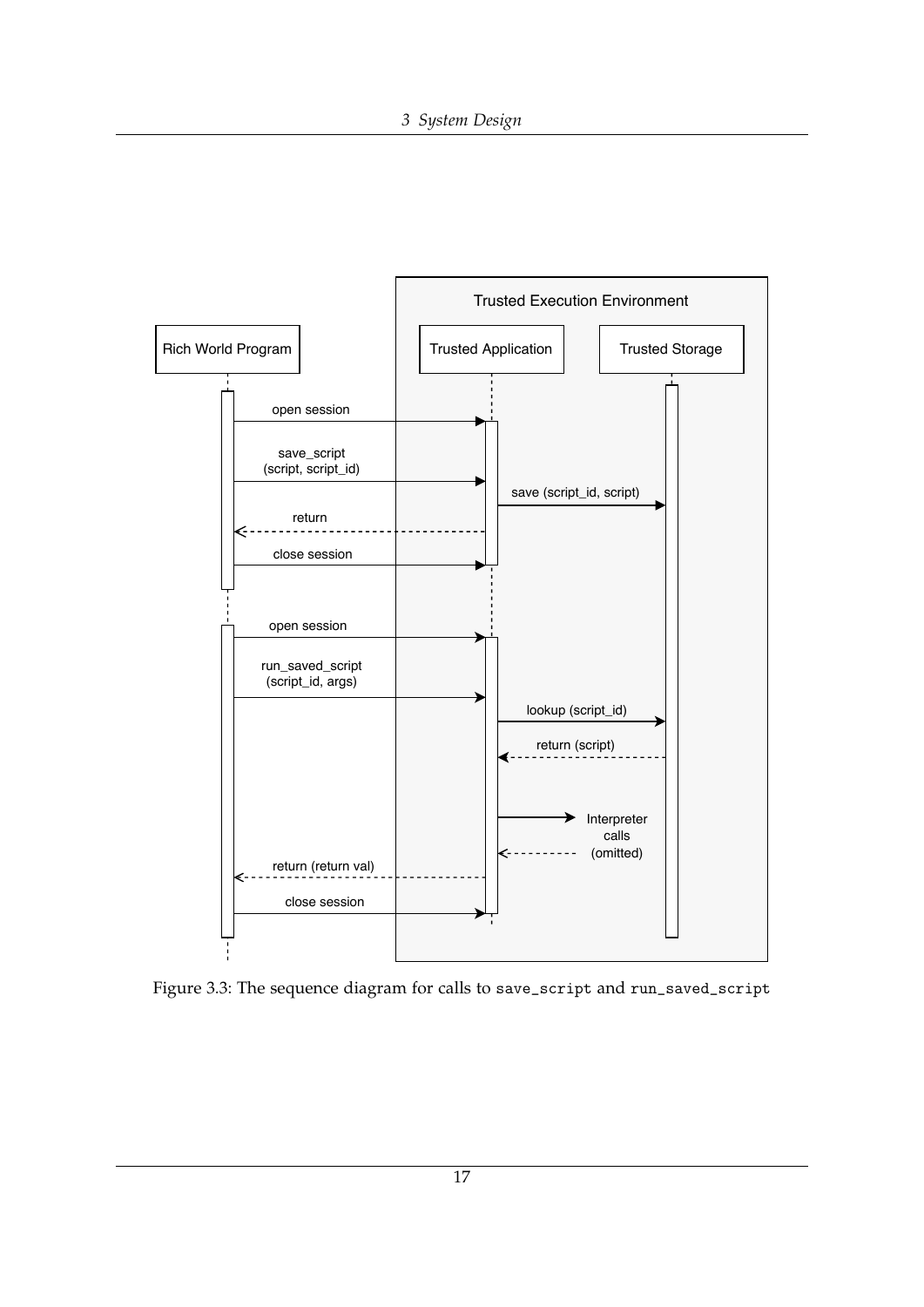Figure 3.3: The sequence diagram for calls to `save_script` and `run_saved_script`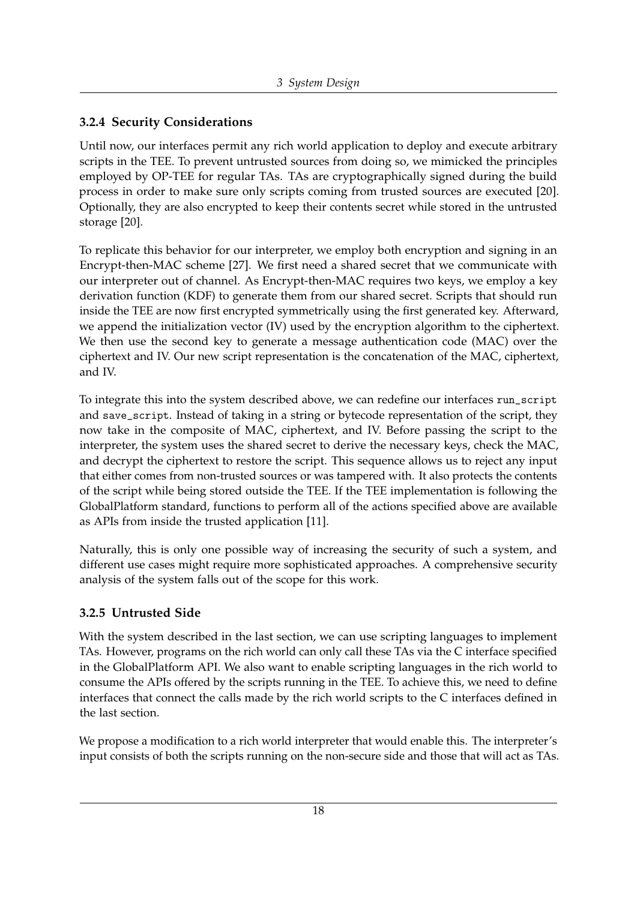### 3.2.4 Security Considerations

Until now, our interfaces permit any rich world application to deploy and execute arbitrary scripts in the TEE. To prevent untrusted sources from doing so, we mimicked the principles employed by OP-TEE for regular TAs. TAs are cryptographically signed during the build process in order to make sure only scripts coming from trusted sources are executed [20]. Optionally, they are also encrypted to keep their contents secret while stored in the untrusted storage [20].

To replicate this behavior for our interpreter, we employ both encryption and signing in an Encrypt-then-MAC scheme [27]. We first need a shared secret that we communicate with our interpreter out of channel. As Encrypt-then-MAC requires two keys, we employ a key derivation function (KDF) to generate them from our shared secret. Scripts that should run inside the TEE are now first encrypted symmetrically using the first generated key. Afterward, we append the initialization vector (IV) used by the encryption algorithm to the ciphertext. We then use the second key to generate a message authentication code (MAC) over the ciphertext and IV. Our new script representation is the concatenation of the MAC, ciphertext, and IV.

To integrate this into the system described above, we can redefine our interfaces `run_script` and `save_script`. Instead of taking in a string or bytecode representation of the script, they now take in the composite of MAC, ciphertext, and IV. Before passing the script to the interpreter, the system uses the shared secret to derive the necessary keys, check the MAC, and decrypt the ciphertext to restore the script. This sequence allows us to reject any input that either comes from non-trusted sources or was tampered with. It also protects the contents of the script while being stored outside the TEE. If the TEE implementation is following the GlobalPlatform standard, functions to perform all of the actions specified above are available as APIs from inside the trusted application [11].

Naturally, this is only one possible way of increasing the security of such a system, and different use cases might require more sophisticated approaches. A comprehensive security analysis of the system falls out of the scope for this work.

### 3.2.5 Untrusted Side

With the system described in the last section, we can use scripting languages to implement TAs. However, programs on the rich world can only call these TAs via the C interface specified in the GlobalPlatform API. We also want to enable scripting languages in the rich world to consume the APIs offered by the scripts running in the TEE. To achieve this, we need to define interfaces that connect the calls made by the rich world scripts to the C interfaces defined in the last section.

We propose a modification to a rich world interpreter that would enable this. The interpreter's input consists of both the scripts running on the non-secure side and those that will act as TAs.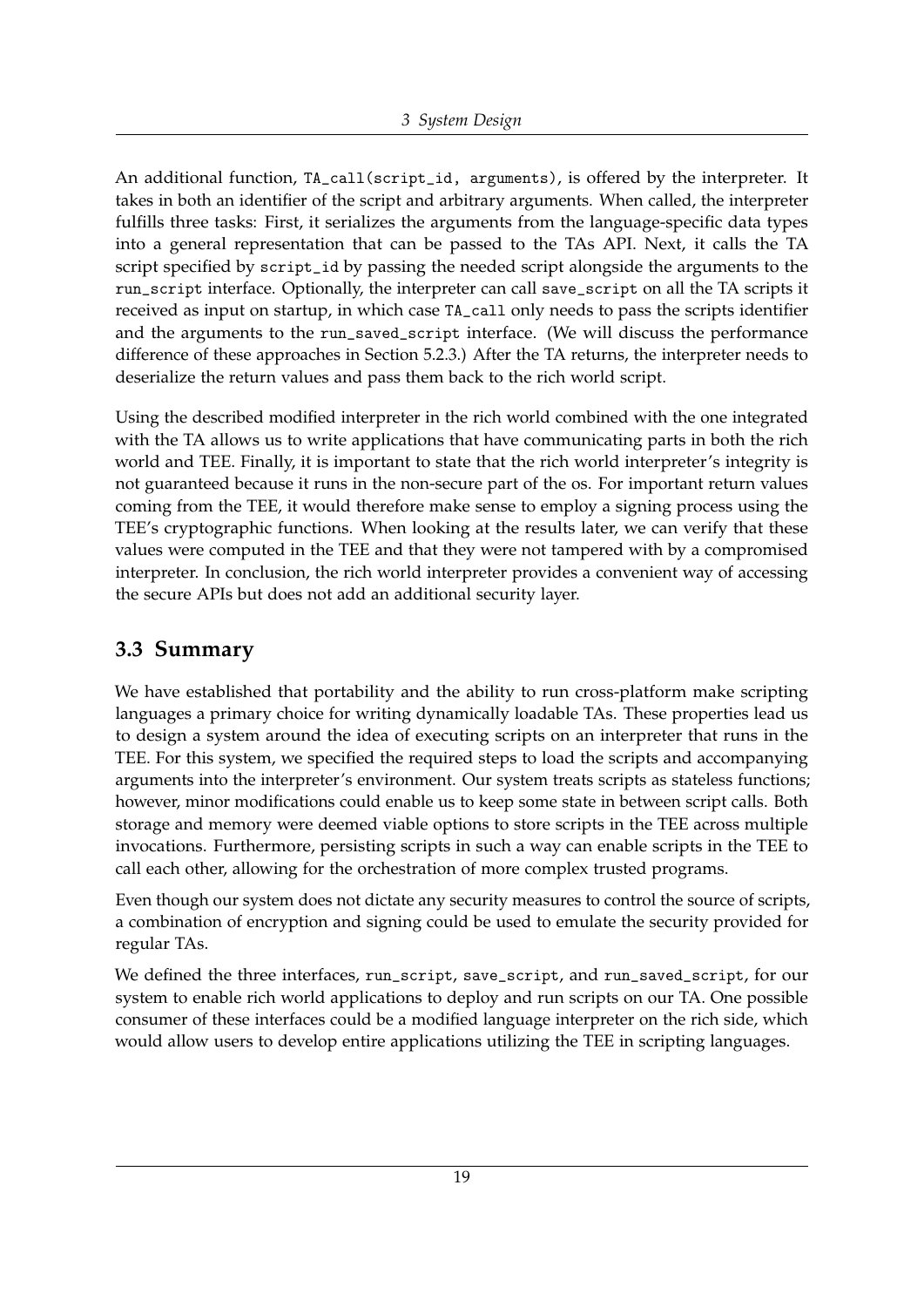An additional function, `TA_call(script_id, arguments)`, is offered by the interpreter. It takes in both an identifier of the script and arbitrary arguments. When called, the interpreter fulfills three tasks: First, it serializes the arguments from the language-specific data types into a general representation that can be passed to the TAs API. Next, it calls the TA script specified by `script_id` by passing the needed script alongside the arguments to the `run_script` interface. Optionally, the interpreter can call `save_script` on all the TA scripts it received as input on startup, in which case `TA_call` only needs to pass the scripts identifier and the arguments to the `run_saved_script` interface. (We will discuss the performance difference of these approaches in Section 5.2.3.) After the TA returns, the interpreter needs to deserialize the return values and pass them back to the rich world script.

Using the described modified interpreter in the rich world combined with the one integrated with the TA allows us to write applications that have communicating parts in both the rich world and TEE. Finally, it is important to state that the rich world interpreter's integrity is not guaranteed because it runs in the non-secure part of the os. For important return values coming from the TEE, it would therefore make sense to employ a signing process using the TEE's cryptographic functions. When looking at the results later, we can verify that these values were computed in the TEE and that they were not tampered with by a compromised interpreter. In conclusion, the rich world interpreter provides a convenient way of accessing the secure APIs but does not add an additional security layer.

## 3.3 Summary

We have established that portability and the ability to run cross-platform make scripting languages a primary choice for writing dynamically loadable TAs. These properties lead us to design a system around the idea of executing scripts on an interpreter that runs in the TEE. For this system, we specified the required steps to load the scripts and accompanying arguments into the interpreter's environment. Our system treats scripts as stateless functions; however, minor modifications could enable us to keep some state in between script calls. Both storage and memory were deemed viable options to store scripts in the TEE across multiple invocations. Furthermore, persisting scripts in such a way can enable scripts in the TEE to call each other, allowing for the orchestration of more complex trusted programs.

Even though our system does not dictate any security measures to control the source of scripts, a combination of encryption and signing could be used to emulate the security provided for regular TAs.

We defined the three interfaces, `run_script`, `save_script`, and `run_saved_script`, for our system to enable rich world applications to deploy and run scripts on our TA. One possible consumer of these interfaces could be a modified language interpreter on the rich side, which would allow users to develop entire applications utilizing the TEE in scripting languages.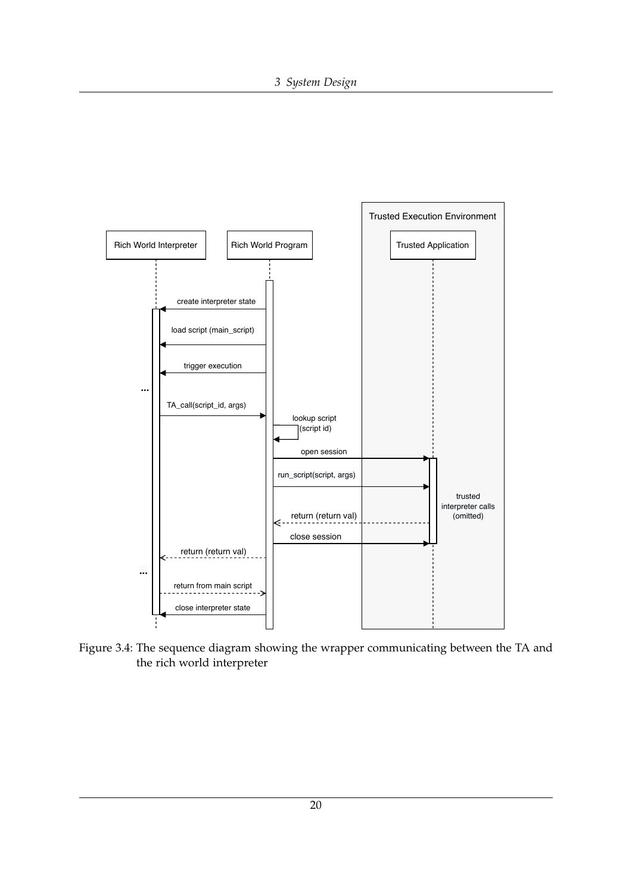Figure 3.4: The sequence diagram showing the wrapper communicating between the TA and the rich world interpreter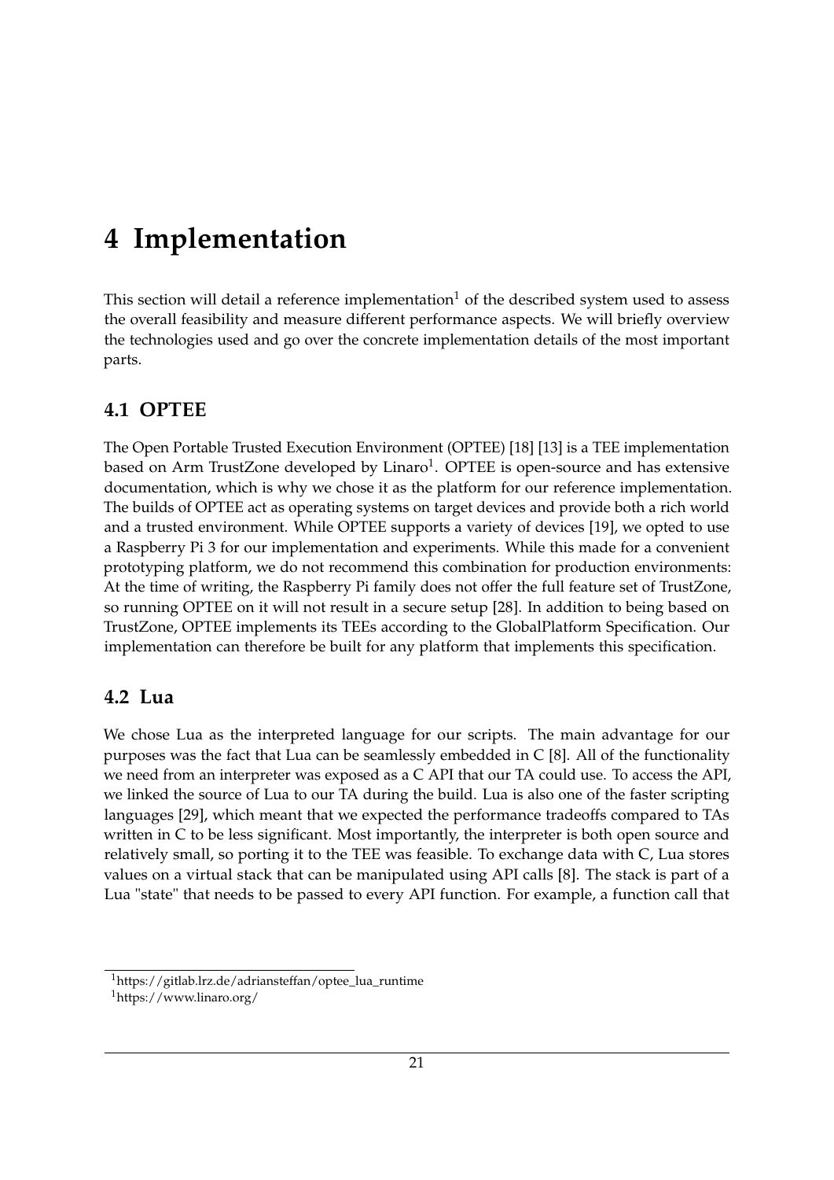// Page 27 of 56 (document fc904e7bdb95)
# 4 Implementation

This section will detail a reference implementation[1] of the described system used to assess the overall feasibility and measure different performance aspects. We will briefly overview the technologies used and go over the concrete implementation details of the most important parts.

## 4.1 OPTEE

The Open Portable Trusted Execution Environment (OPTEE) [18] [13] is a TEE implementation based on Arm TrustZone developed by Linaro[1]. OPTEE is open-source and has extensive documentation, which is why we chose it as the platform for our reference implementation. The builds of OPTEE act as operating systems on target devices and provide both a rich world and a trusted environment. While OPTEE supports a variety of devices [19], we opted to use a Raspberry Pi 3 for our implementation and experiments. While this made for a convenient prototyping platform, we do not recommend this combination for production environments: At the time of writing, the Raspberry Pi family does not offer the full feature set of TrustZone, so running OPTEE on it will not result in a secure setup [28]. In addition to being based on TrustZone, OPTEE implements its TEEs according to the GlobalPlatform Specification. Our implementation can therefore be built for any platform that implements this specification.

## 4.2 Lua

We chose Lua as the interpreted language for our scripts. The main advantage for our purposes was the fact that Lua can be seamlessly embedded in C [8]. All of the functionality we need from an interpreter was exposed as a C API that our TA could use. To access the API, we linked the source of Lua to our TA during the build. Lua is also one of the faster scripting languages [29], which meant that we expected the performance tradeoffs compared to TAs written in C to be less significant. Most importantly, the interpreter is both open source and relatively small, so porting it to the TEE was feasible. To exchange data with C, Lua stores values on a virtual stack that can be manipulated using API calls [8]. The stack is part of a Lua "state" that needs to be passed to every API function. For example, a function call that

[1] https://gitlab.lrz.de/adriansteffan/optee_lua_runtime

[1] https://www.linaro.org/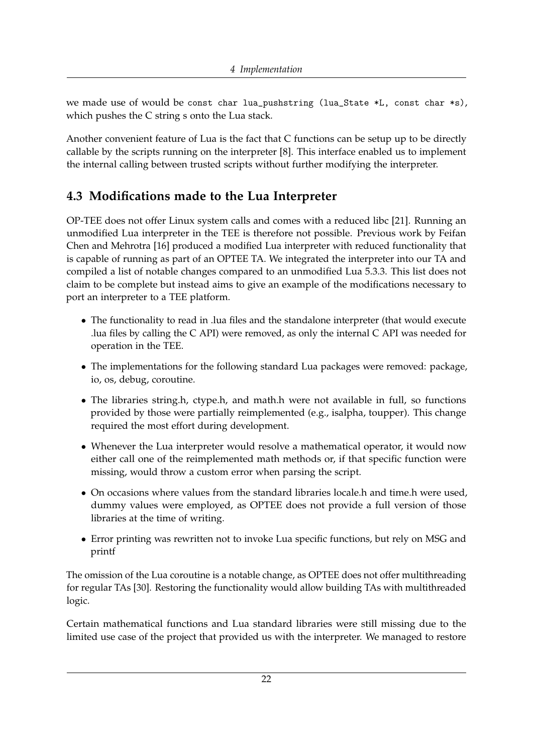we made use of would be `const char lua_pushstring (lua_State *L, const char *s)`, which pushes the C string s onto the Lua stack.

Another convenient feature of Lua is the fact that C functions can be setup up to be directly callable by the scripts running on the interpreter [8]. This interface enabled us to implement the internal calling between trusted scripts without further modifying the interpreter.

## 4.3 Modifications made to the Lua Interpreter

OP-TEE does not offer Linux system calls and comes with a reduced libc [21]. Running an unmodified Lua interpreter in the TEE is therefore not possible. Previous work by Feifan Chen and Mehrotra [16] produced a modified Lua interpreter with reduced functionality that is capable of running as part of an OPTEE TA. We integrated the interpreter into our TA and compiled a list of notable changes compared to an unmodified Lua 5.3.3. This list does not claim to be complete but instead aims to give an example of the modifications necessary to port an interpreter to a TEE platform.

- The functionality to read in .lua files and the standalone interpreter (that would execute .lua files by calling the C API) were removed, as only the internal C API was needed for operation in the TEE.
- The implementations for the following standard Lua packages were removed: package, io, os, debug, coroutine.
- The libraries string.h, ctype.h, and math.h were not available in full, so functions provided by those were partially reimplemented (e.g., isalpha, toupper). This change required the most effort during development.
- Whenever the Lua interpreter would resolve a mathematical operator, it would now either call one of the reimplemented math methods or, if that specific function were missing, would throw a custom error when parsing the script.
- On occasions where values from the standard libraries locale.h and time.h were used, dummy values were employed, as OPTEE does not provide a full version of those libraries at the time of writing.
- Error printing was rewritten not to invoke Lua specific functions, but rely on MSG and printf

The omission of the Lua coroutine is a notable change, as OPTEE does not offer multithreading for regular TAs [30]. Restoring the functionality would allow building TAs with multithreaded logic.

Certain mathematical functions and Lua standard libraries were still missing due to the limited use case of the project that provided us with the interpreter. We managed to restore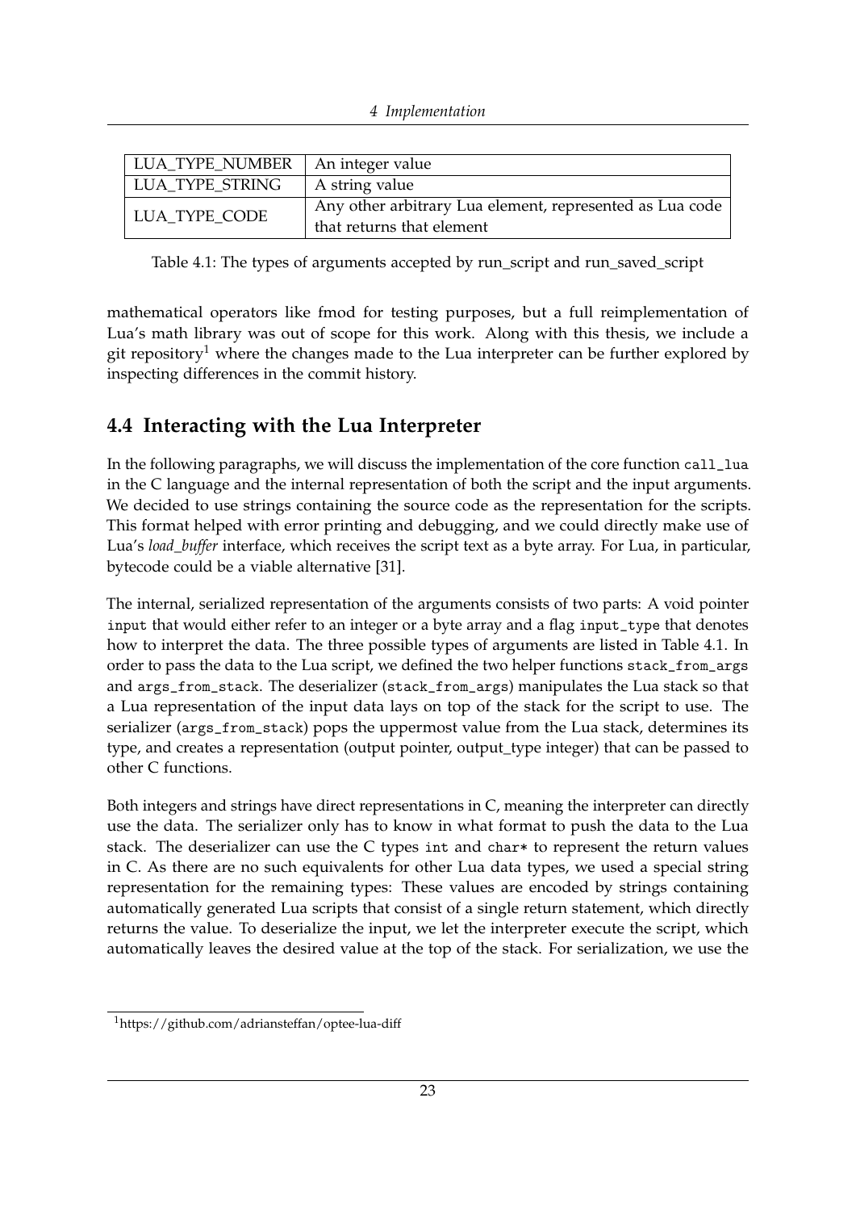| LUA_TYPE_NUMBER | An integer value |
|---|---|
| LUA_TYPE_STRING | A string value |
| LUA_TYPE_CODE | Any other arbitrary Lua element, represented as Lua code that returns that element |

Table 4.1: The types of arguments accepted by run_script and run_saved_script

mathematical operators like fmod for testing purposes, but a full reimplementation of Lua's math library was out of scope for this work. Along with this thesis, we include a git repository[1] where the changes made to the Lua interpreter can be further explored by inspecting differences in the commit history.

## 4.4 Interacting with the Lua Interpreter

In the following paragraphs, we will discuss the implementation of the core function `call_lua` in the C language and the internal representation of both the script and the input arguments. We decided to use strings containing the source code as the representation for the scripts. This format helped with error printing and debugging, and we could directly make use of Lua's *load_buffer* interface, which receives the script text as a byte array. For Lua, in particular, bytecode could be a viable alternative [31].

The internal, serialized representation of the arguments consists of two parts: A void pointer `input` that would either refer to an integer or a byte array and a flag `input_type` that denotes how to interpret the data. The three possible types of arguments are listed in Table 4.1. In order to pass the data to the Lua script, we defined the two helper functions `stack_from_args` and `args_from_stack`. The deserializer (`stack_from_args`) manipulates the Lua stack so that a Lua representation of the input data lays on top of the stack for the script to use. The serializer (`args_from_stack`) pops the uppermost value from the Lua stack, determines its type, and creates a representation (output pointer, output_type integer) that can be passed to other C functions.

Both integers and strings have direct representations in C, meaning the interpreter can directly use the data. The serializer only has to know in what format to push the data to the Lua stack. The deserializer can use the C types `int` and `char*` to represent the return values in C. As there are no such equivalents for other Lua data types, we used a special string representation for the remaining types: These values are encoded by strings containing automatically generated Lua scripts that consist of a single return statement, which directly returns the value. To deserialize the input, we let the interpreter execute the script, which automatically leaves the desired value at the top of the stack. For serialization, we use the

[1] https://github.com/adriansteffan/optee-lua-diff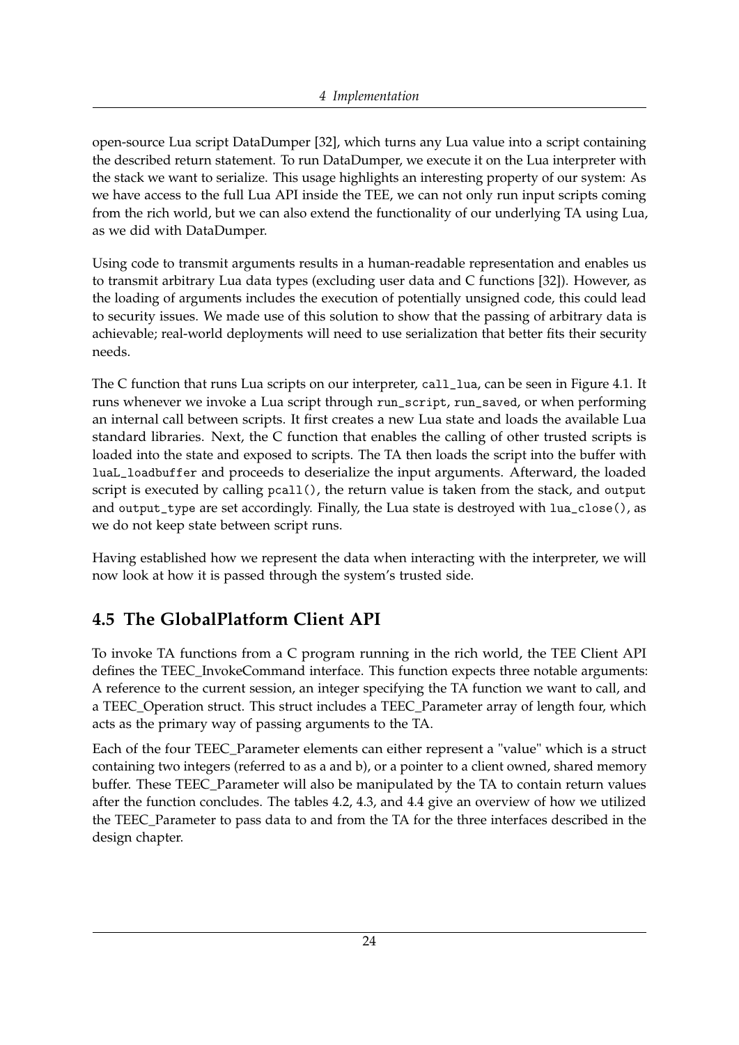open-source Lua script DataDumper [32], which turns any Lua value into a script containing the described return statement. To run DataDumper, we execute it on the Lua interpreter with the stack we want to serialize. This usage highlights an interesting property of our system: As we have access to the full Lua API inside the TEE, we can not only run input scripts coming from the rich world, but we can also extend the functionality of our underlying TA using Lua, as we did with DataDumper.

Using code to transmit arguments results in a human-readable representation and enables us to transmit arbitrary Lua data types (excluding user data and C functions [32]). However, as the loading of arguments includes the execution of potentially unsigned code, this could lead to security issues. We made use of this solution to show that the passing of arbitrary data is achievable; real-world deployments will need to use serialization that better fits their security needs.

The C function that runs Lua scripts on our interpreter, `call_lua`, can be seen in Figure 4.1. It runs whenever we invoke a Lua script through `run_script`, `run_saved`, or when performing an internal call between scripts. It first creates a new Lua state and loads the available Lua standard libraries. Next, the C function that enables the calling of other trusted scripts is loaded into the state and exposed to scripts. The TA then loads the script into the buffer with `luaL_loadbuffer` and proceeds to deserialize the input arguments. Afterward, the loaded script is executed by calling `pcall()`, the return value is taken from the stack, and `output` and `output_type` are set accordingly. Finally, the Lua state is destroyed with `lua_close()`, as we do not keep state between script runs.

Having established how we represent the data when interacting with the interpreter, we will now look at how it is passed through the system's trusted side.

## 4.5 The GlobalPlatform Client API

To invoke TA functions from a C program running in the rich world, the TEE Client API defines the TEEC_InvokeCommand interface. This function expects three notable arguments: A reference to the current session, an integer specifying the TA function we want to call, and a TEEC_Operation struct. This struct includes a TEEC_Parameter array of length four, which acts as the primary way of passing arguments to the TA.

Each of the four TEEC_Parameter elements can either represent a "value" which is a struct containing two integers (referred to as a and b), or a pointer to a client owned, shared memory buffer. These TEEC_Parameter will also be manipulated by the TA to contain return values after the function concludes. The tables 4.2, 4.3, and 4.4 give an overview of how we utilized the TEEC_Parameter to pass data to and from the TA for the three interfaces described in the design chapter.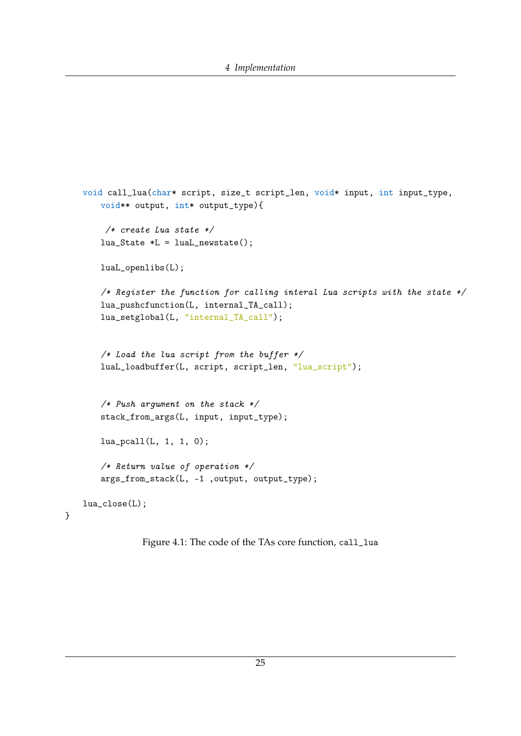```c
void call_lua(char* script, size_t script_len, void* input, int input_type,
    void** output, int* output_type){

     /* create Lua state */
    lua_State *L = luaL_newstate();

    luaL_openlibs(L);

    /* Register the function for calling interal Lua scripts with the state */
    lua_pushcfunction(L, internal_TA_call);
    lua_setglobal(L, "internal_TA_call");


    /* Load the lua script from the buffer */
    luaL_loadbuffer(L, script, script_len, "lua_script");


    /* Push argument on the stack */
    stack_from_args(L, input, input_type);

    lua_pcall(L, 1, 1, 0);

    /* Return value of operation */
    args_from_stack(L, -1 ,output, output_type);

 lua_close(L);
}
```

Figure 4.1: The code of the TAs core function, `call_lua`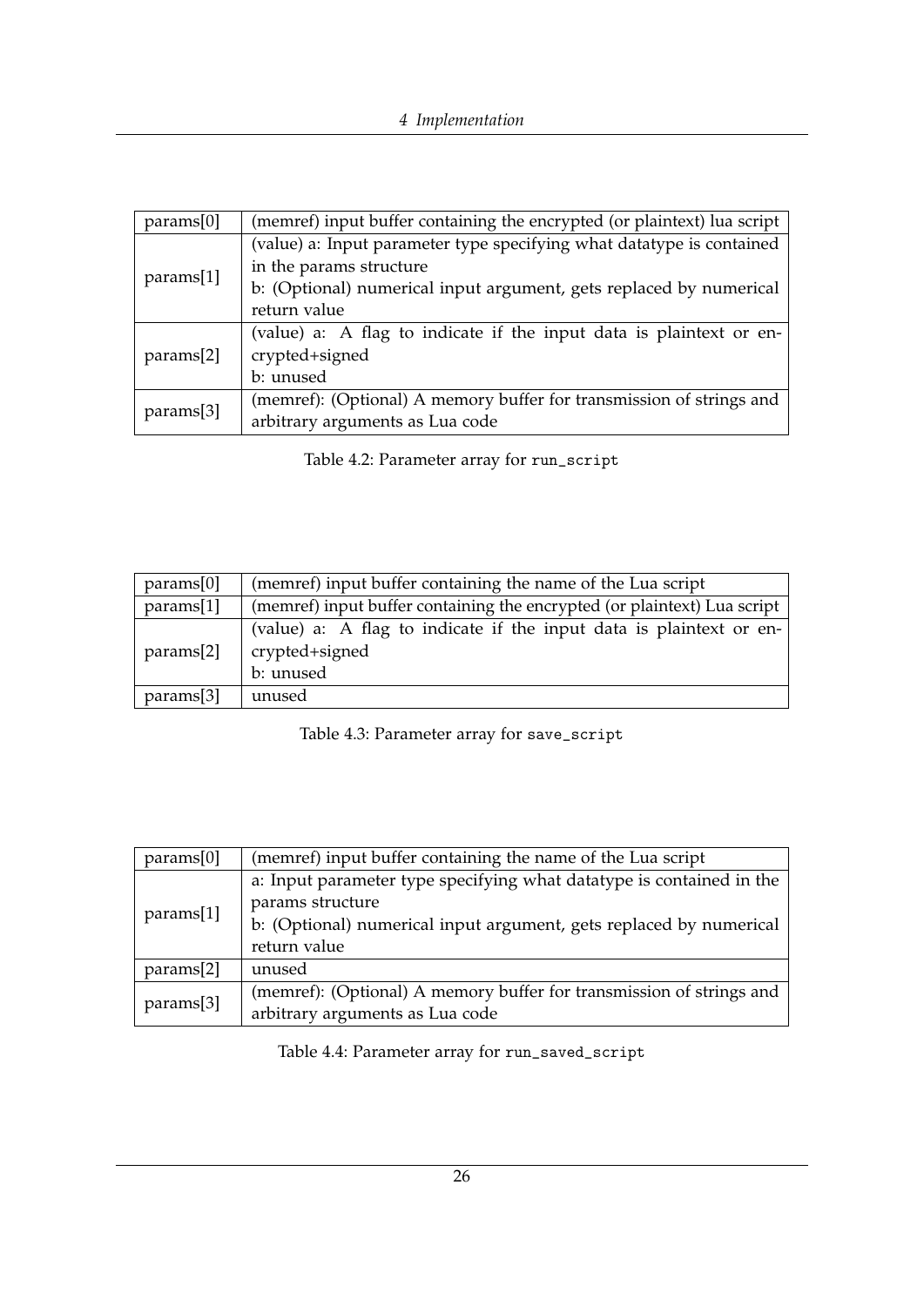| params[0] | (memref) input buffer containing the encrypted (or plaintext) lua script |
|---|---|
| params[1] | (value) a: Input parameter type specifying what datatype is contained in the params structure<br>b: (Optional) numerical input argument, gets replaced by numerical return value |
| params[2] | (value) a: A flag to indicate if the input data is plaintext or encrypted+signed<br>b: unused |
| params[3] | (memref): (Optional) A memory buffer for transmission of strings and arbitrary arguments as Lua code |

Table 4.2: Parameter array for `run_script`

| params[0] | (memref) input buffer containing the name of the Lua script |
|---|---|
| params[1] | (memref) input buffer containing the encrypted (or plaintext) Lua script |
| params[2] | (value) a: A flag to indicate if the input data is plaintext or encrypted+signed<br>b: unused |
| params[3] | unused |

Table 4.3: Parameter array for `save_script`

| params[0] | (memref) input buffer containing the name of the Lua script |
|---|---|
| params[1] | a: Input parameter type specifying what datatype is contained in the params structure<br>b: (Optional) numerical input argument, gets replaced by numerical return value |
| params[2] | unused |
| params[3] | (memref): (Optional) A memory buffer for transmission of strings and arbitrary arguments as Lua code |

Table 4.4: Parameter array for `run_saved_script`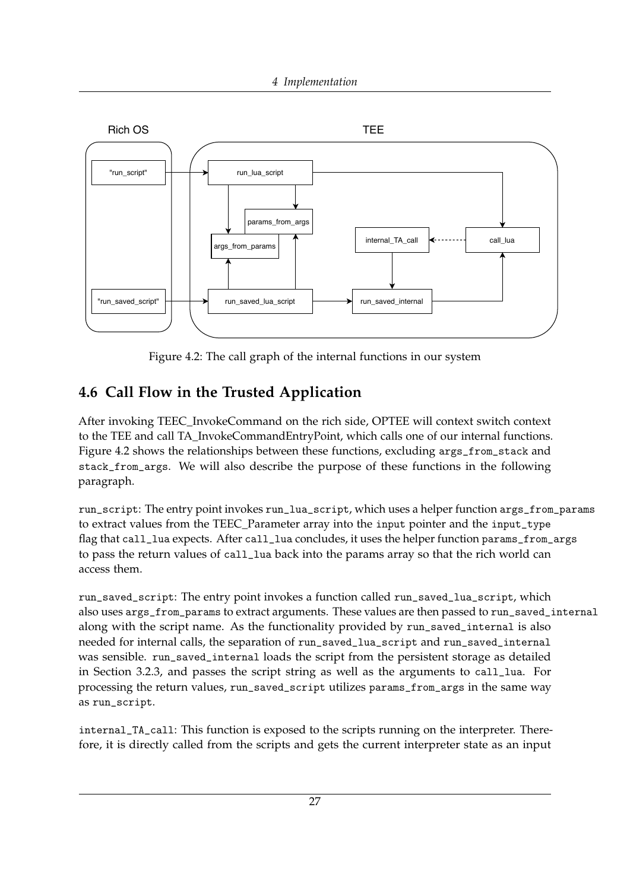Figure 4.2: The call graph of the internal functions in our system

## 4.6 Call Flow in the Trusted Application

After invoking TEEC_InvokeCommand on the rich side, OPTEE will context switch context to the TEE and call TA_InvokeCommandEntryPoint, which calls one of our internal functions. Figure 4.2 shows the relationships between these functions, excluding `args_from_stack` and `stack_from_args`. We will also describe the purpose of these functions in the following paragraph.

`run_script`: The entry point invokes `run_lua_script`, which uses a helper function `args_from_params` to extract values from the TEEC_Parameter array into the `input` pointer and the `input_type` flag that `call_lua` expects. After `call_lua` concludes, it uses the helper function `params_from_args` to pass the return values of `call_lua` back into the params array so that the rich world can access them.

`run_saved_script`: The entry point invokes a function called `run_saved_lua_script`, which also uses `args_from_params` to extract arguments. These values are then passed to `run_saved_internal` along with the script name. As the functionality provided by `run_saved_internal` is also needed for internal calls, the separation of `run_saved_lua_script` and `run_saved_internal` was sensible. `run_saved_internal` loads the script from the persistent storage as detailed in Section 3.2.3, and passes the script string as well as the arguments to `call_lua`. For processing the return values, `run_saved_script` utilizes `params_from_args` in the same way as `run_script`.

`internal_TA_call`: This function is exposed to the scripts running on the interpreter. Therefore, it is directly called from the scripts and gets the current interpreter state as an input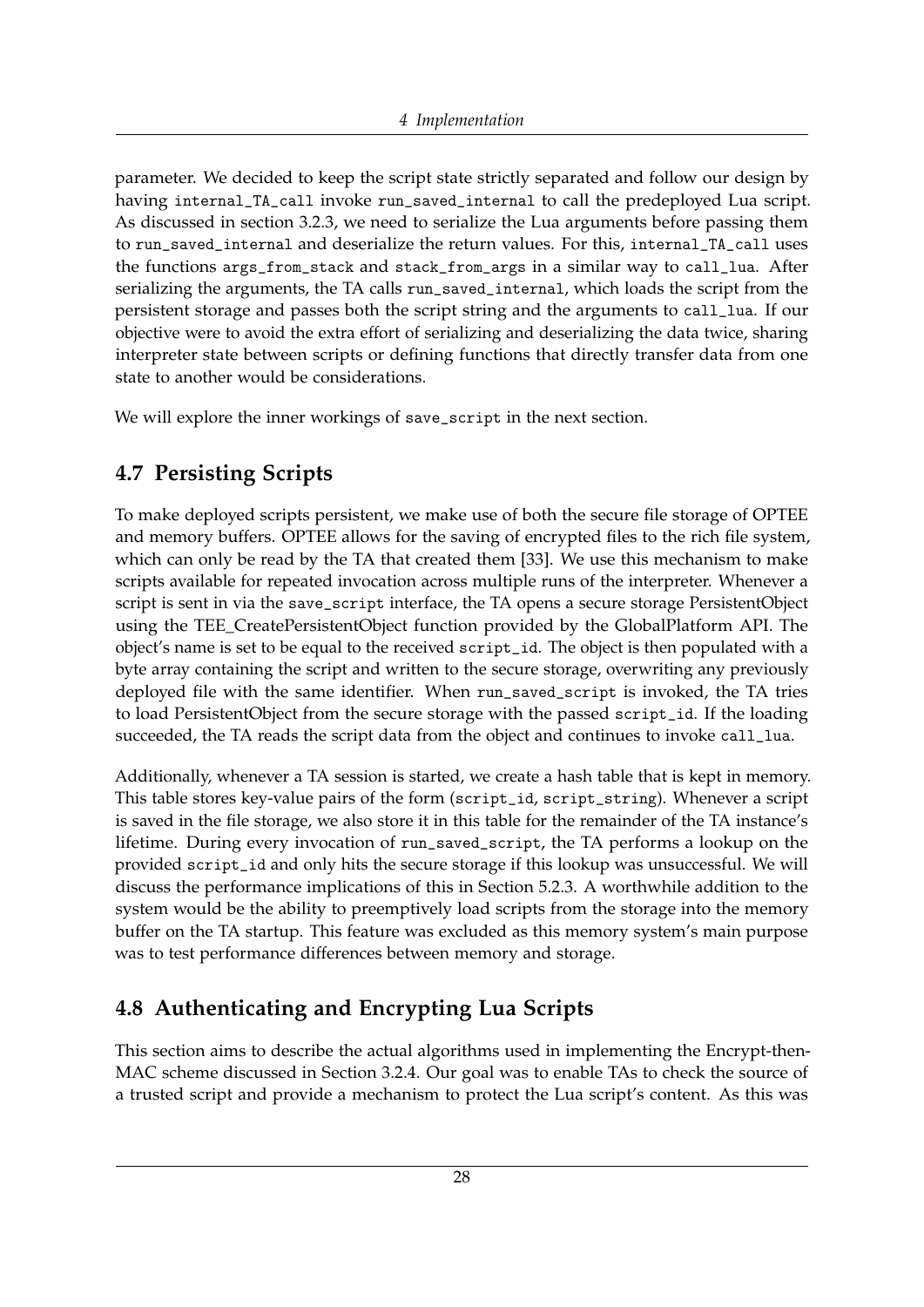parameter. We decided to keep the script state strictly separated and follow our design by having internal_TA_call invoke run_saved_internal to call the predeployed Lua script. As discussed in section 3.2.3, we need to serialize the Lua arguments before passing them to run_saved_internal and deserialize the return values. For this, internal_TA_call uses the functions args_from_stack and stack_from_args in a similar way to call_lua. After serializing the arguments, the TA calls run_saved_internal, which loads the script from the persistent storage and passes both the script string and the arguments to call_lua. If our objective were to avoid the extra effort of serializing and deserializing the data twice, sharing interpreter state between scripts or defining functions that directly transfer data from one state to another would be considerations.

We will explore the inner workings of save_script in the next section.

## 4.7 Persisting Scripts

To make deployed scripts persistent, we make use of both the secure file storage of OPTEE and memory buffers. OPTEE allows for the saving of encrypted files to the rich file system, which can only be read by the TA that created them [33]. We use this mechanism to make scripts available for repeated invocation across multiple runs of the interpreter. Whenever a script is sent in via the save_script interface, the TA opens a secure storage PersistentObject using the TEE_CreatePersistentObject function provided by the GlobalPlatform API. The object's name is set to be equal to the received script_id. The object is then populated with a byte array containing the script and written to the secure storage, overwriting any previously deployed file with the same identifier. When run_saved_script is invoked, the TA tries to load PersistentObject from the secure storage with the passed script_id. If the loading succeeded, the TA reads the script data from the object and continues to invoke call_lua.

Additionally, whenever a TA session is started, we create a hash table that is kept in memory. This table stores key-value pairs of the form (script_id, script_string). Whenever a script is saved in the file storage, we also store it in this table for the remainder of the TA instance's lifetime. During every invocation of run_saved_script, the TA performs a lookup on the provided script_id and only hits the secure storage if this lookup was unsuccessful. We will discuss the performance implications of this in Section 5.2.3. A worthwhile addition to the system would be the ability to preemptively load scripts from the storage into the memory buffer on the TA startup. This feature was excluded as this memory system's main purpose was to test performance differences between memory and storage.

## 4.8 Authenticating and Encrypting Lua Scripts

This section aims to describe the actual algorithms used in implementing the Encrypt-then-MAC scheme discussed in Section 3.2.4. Our goal was to enable TAs to check the source of a trusted script and provide a mechanism to protect the Lua script's content. As this was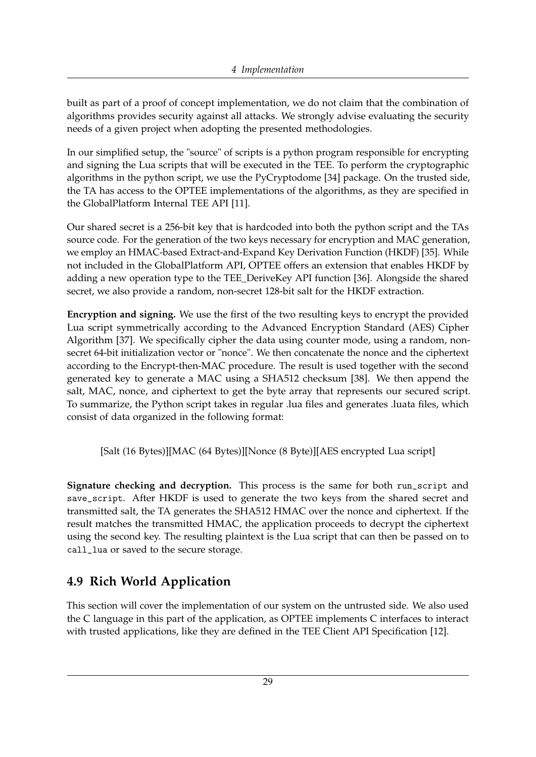built as part of a proof of concept implementation, we do not claim that the combination of algorithms provides security against all attacks. We strongly advise evaluating the security needs of a given project when adopting the presented methodologies.

In our simplified setup, the "source" of scripts is a python program responsible for encrypting and signing the Lua scripts that will be executed in the TEE. To perform the cryptographic algorithms in the python script, we use the PyCryptodome [34] package. On the trusted side, the TA has access to the OPTEE implementations of the algorithms, as they are specified in the GlobalPlatform Internal TEE API [11].

Our shared secret is a 256-bit key that is hardcoded into both the python script and the TAs source code. For the generation of the two keys necessary for encryption and MAC generation, we employ an HMAC-based Extract-and-Expand Key Derivation Function (HKDF) [35]. While not included in the GlobalPlatform API, OPTEE offers an extension that enables HKDF by adding a new operation type to the TEE_DeriveKey API function [36]. Alongside the shared secret, we also provide a random, non-secret 128-bit salt for the HKDF extraction.

**Encryption and signing.** We use the first of the two resulting keys to encrypt the provided Lua script symmetrically according to the Advanced Encryption Standard (AES) Cipher Algorithm [37]. We specifically cipher the data using counter mode, using a random, non-secret 64-bit initialization vector or "nonce". We then concatenate the nonce and the ciphertext according to the Encrypt-then-MAC procedure. The result is used together with the second generated key to generate a MAC using a SHA512 checksum [38]. We then append the salt, MAC, nonce, and ciphertext to get the byte array that represents our secured script. To summarize, the Python script takes in regular .lua files and generates .luata files, which consist of data organized in the following format:

[Salt (16 Bytes)][MAC (64 Bytes)][Nonce (8 Byte)][AES encrypted Lua script]

**Signature checking and decryption.** This process is the same for both `run_script` and `save_script`. After HKDF is used to generate the two keys from the shared secret and transmitted salt, the TA generates the SHA512 HMAC over the nonce and ciphertext. If the result matches the transmitted HMAC, the application proceeds to decrypt the ciphertext using the second key. The resulting plaintext is the Lua script that can then be passed on to `call_lua` or saved to the secure storage.

## 4.9 Rich World Application

This section will cover the implementation of our system on the untrusted side. We also used the C language in this part of the application, as OPTEE implements C interfaces to interact with trusted applications, like they are defined in the TEE Client API Specification [12].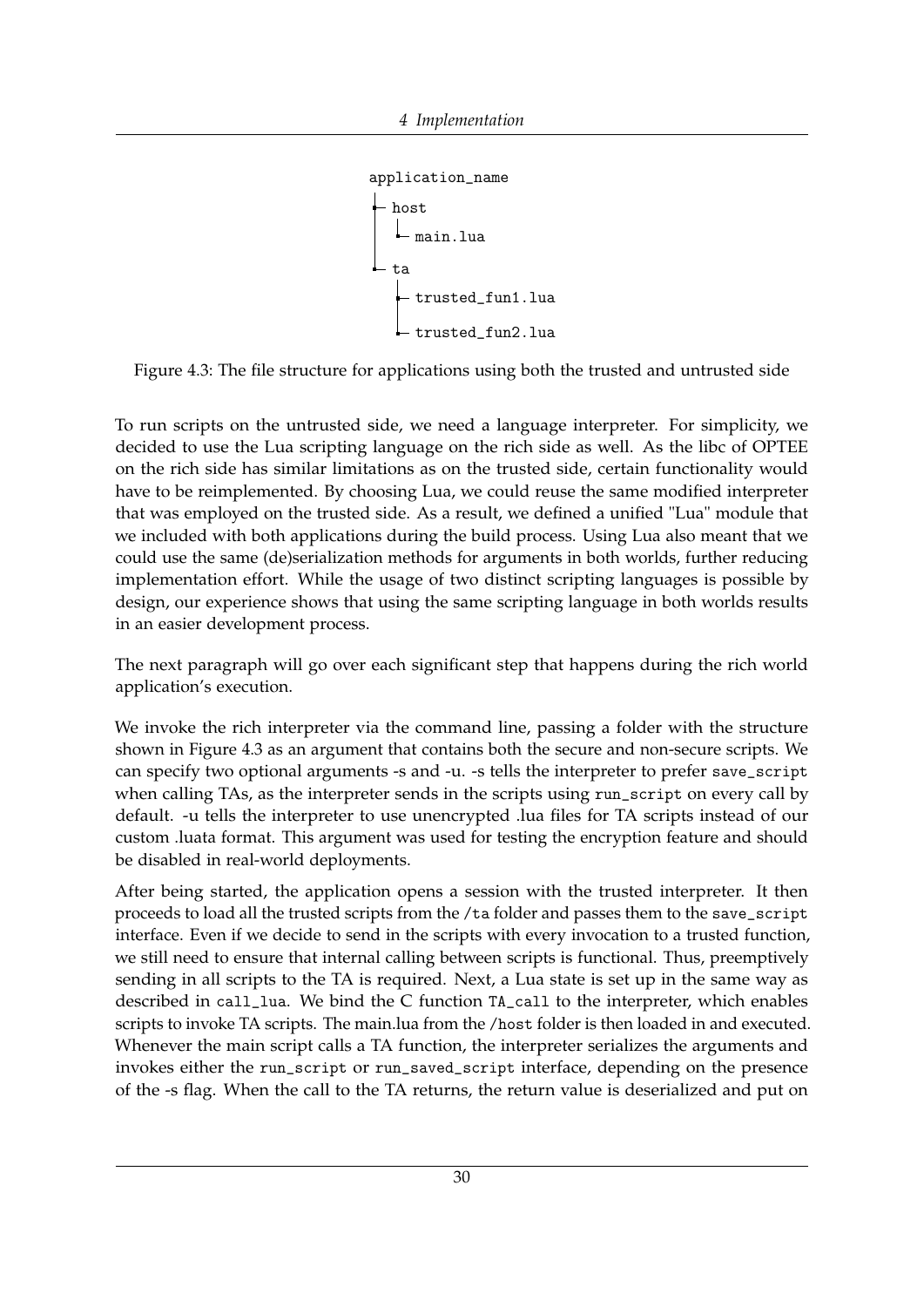```
application_name
├─ host
│   └─ main.lua
└─ ta
    ├─ trusted_fun1.lua
    └─ trusted_fun2.lua
```

Figure 4.3: The file structure for applications using both the trusted and untrusted side

To run scripts on the untrusted side, we need a language interpreter. For simplicity, we decided to use the Lua scripting language on the rich side as well. As the libc of OPTEE on the rich side has similar limitations as on the trusted side, certain functionality would have to be reimplemented. By choosing Lua, we could reuse the same modified interpreter that was employed on the trusted side. As a result, we defined a unified "Lua" module that we included with both applications during the build process. Using Lua also meant that we could use the same (de)serialization methods for arguments in both worlds, further reducing implementation effort. While the usage of two distinct scripting languages is possible by design, our experience shows that using the same scripting language in both worlds results in an easier development process.

The next paragraph will go over each significant step that happens during the rich world application's execution.

We invoke the rich interpreter via the command line, passing a folder with the structure shown in Figure 4.3 as an argument that contains both the secure and non-secure scripts. We can specify two optional arguments -s and -u. -s tells the interpreter to prefer `save_script` when calling TAs, as the interpreter sends in the scripts using `run_script` on every call by default. -u tells the interpreter to use unencrypted .lua files for TA scripts instead of our custom .luata format. This argument was used for testing the encryption feature and should be disabled in real-world deployments.

After being started, the application opens a session with the trusted interpreter. It then proceeds to load all the trusted scripts from the `/ta` folder and passes them to the `save_script` interface. Even if we decide to send in the scripts with every invocation to a trusted function, we still need to ensure that internal calling between scripts is functional. Thus, preemptively sending in all scripts to the TA is required. Next, a Lua state is set up in the same way as described in `call_lua`. We bind the C function `TA_call` to the interpreter, which enables scripts to invoke TA scripts. The main.lua from the `/host` folder is then loaded in and executed. Whenever the main script calls a TA function, the interpreter serializes the arguments and invokes either the `run_script` or `run_saved_script` interface, depending on the presence of the -s flag. When the call to the TA returns, the return value is deserialized and put on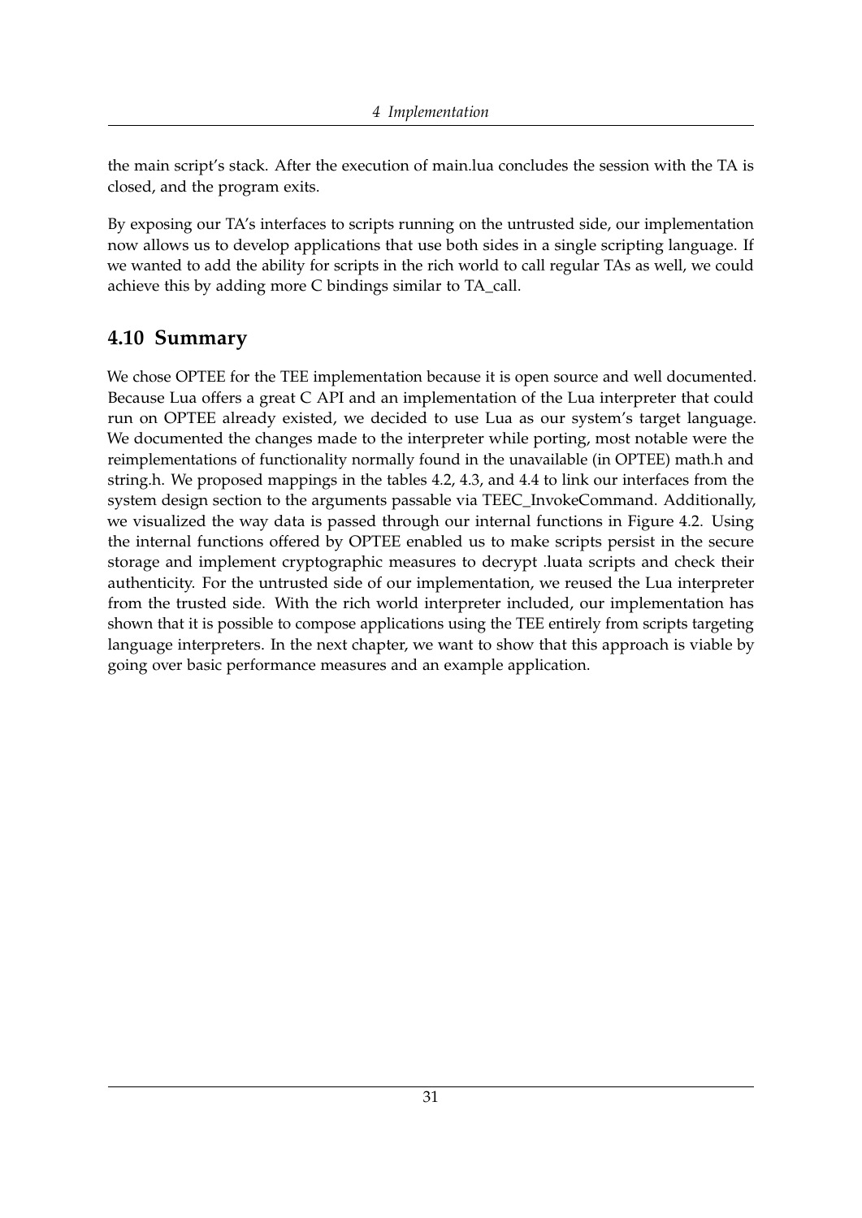the main script's stack. After the execution of main.lua concludes the session with the TA is closed, and the program exits.

By exposing our TA's interfaces to scripts running on the untrusted side, our implementation now allows us to develop applications that use both sides in a single scripting language. If we wanted to add the ability for scripts in the rich world to call regular TAs as well, we could achieve this by adding more C bindings similar to TA_call.

## 4.10 Summary

We chose OPTEE for the TEE implementation because it is open source and well documented. Because Lua offers a great C API and an implementation of the Lua interpreter that could run on OPTEE already existed, we decided to use Lua as our system's target language. We documented the changes made to the interpreter while porting, most notable were the reimplementations of functionality normally found in the unavailable (in OPTEE) math.h and string.h. We proposed mappings in the tables 4.2, 4.3, and 4.4 to link our interfaces from the system design section to the arguments passable via TEEC_InvokeCommand. Additionally, we visualized the way data is passed through our internal functions in Figure 4.2. Using the internal functions offered by OPTEE enabled us to make scripts persist in the secure storage and implement cryptographic measures to decrypt .luata scripts and check their authenticity. For the untrusted side of our implementation, we reused the Lua interpreter from the trusted side. With the rich world interpreter included, our implementation has shown that it is possible to compose applications using the TEE entirely from scripts targeting language interpreters. In the next chapter, we want to show that this approach is viable by going over basic performance measures and an example application.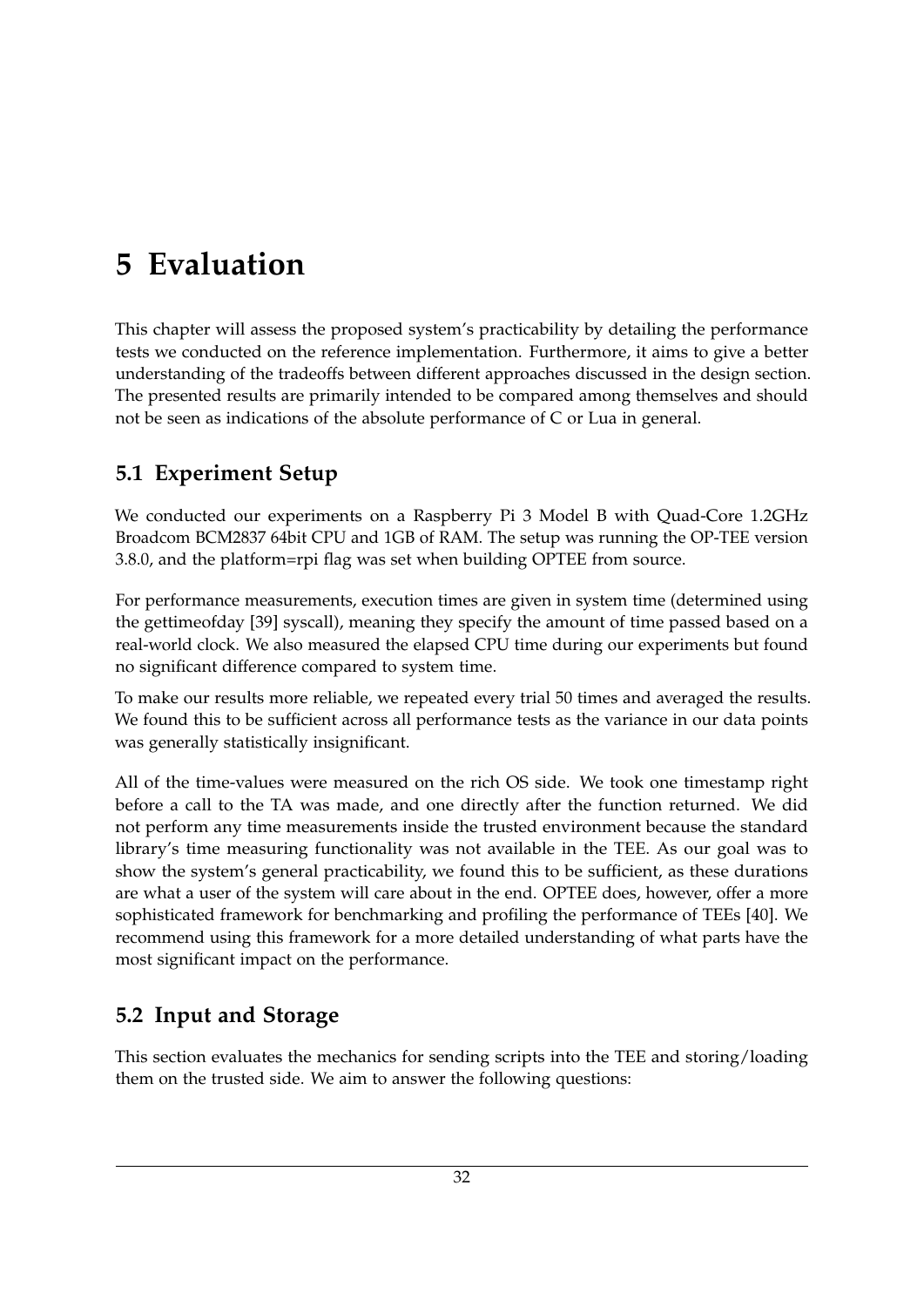// 5 Evaluation

This chapter will assess the proposed system's practicability by detailing the performance tests we conducted on the reference implementation. Furthermore, it aims to give a better understanding of the tradeoffs between different approaches discussed in the design section. The presented results are primarily intended to be compared among themselves and should not be seen as indications of the absolute performance of C or Lua in general.

## 5.1 Experiment Setup

We conducted our experiments on a Raspberry Pi 3 Model B with Quad-Core 1.2GHz Broadcom BCM2837 64bit CPU and 1GB of RAM. The setup was running the OP-TEE version 3.8.0, and the platform=rpi flag was set when building OPTEE from source.

For performance measurements, execution times are given in system time (determined using the gettimeofday [39] syscall), meaning they specify the amount of time passed based on a real-world clock. We also measured the elapsed CPU time during our experiments but found no significant difference compared to system time.

To make our results more reliable, we repeated every trial 50 times and averaged the results. We found this to be sufficient across all performance tests as the variance in our data points was generally statistically insignificant.

All of the time-values were measured on the rich OS side. We took one timestamp right before a call to the TA was made, and one directly after the function returned. We did not perform any time measurements inside the trusted environment because the standard library's time measuring functionality was not available in the TEE. As our goal was to show the system's general practicability, we found this to be sufficient, as these durations are what a user of the system will care about in the end. OPTEE does, however, offer a more sophisticated framework for benchmarking and profiling the performance of TEEs [40]. We recommend using this framework for a more detailed understanding of what parts have the most significant impact on the performance.

## 5.2 Input and Storage

This section evaluates the mechanics for sending scripts into the TEE and storing/loading them on the trusted side. We aim to answer the following questions: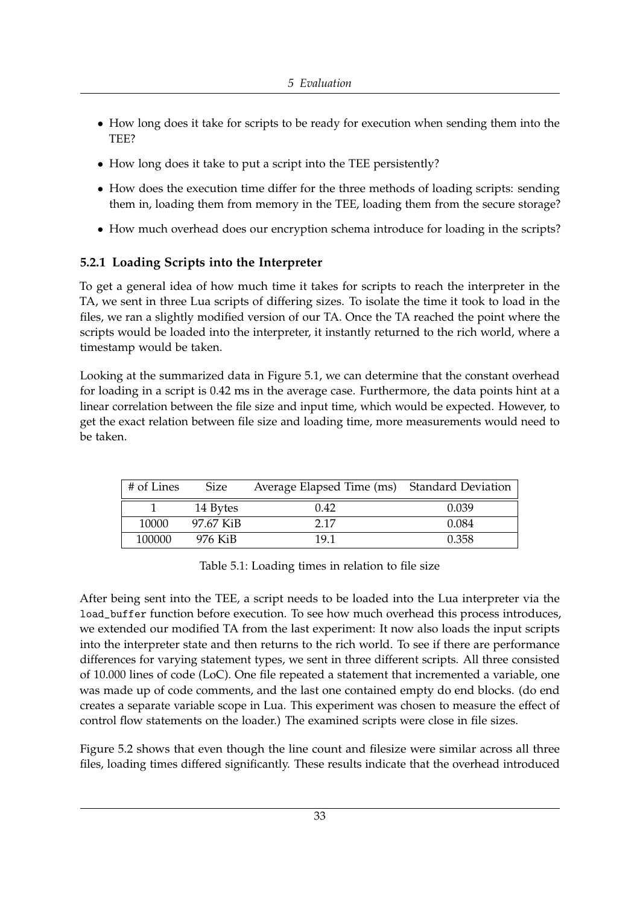- How long does it take for scripts to be ready for execution when sending them into the TEE?
- How long does it take to put a script into the TEE persistently?
- How does the execution time differ for the three methods of loading scripts: sending them in, loading them from memory in the TEE, loading them from the secure storage?
- How much overhead does our encryption schema introduce for loading in the scripts?

### 5.2.1 Loading Scripts into the Interpreter

To get a general idea of how much time it takes for scripts to reach the interpreter in the TA, we sent in three Lua scripts of differing sizes. To isolate the time it took to load in the files, we ran a slightly modified version of our TA. Once the TA reached the point where the scripts would be loaded into the interpreter, it instantly returned to the rich world, where a timestamp would be taken.

Looking at the summarized data in Figure 5.1, we can determine that the constant overhead for loading in a script is 0.42 ms in the average case. Furthermore, the data points hint at a linear correlation between the file size and input time, which would be expected. However, to get the exact relation between file size and loading time, more measurements would need to be taken.

| # of Lines | Size | Average Elapsed Time (ms) | Standard Deviation |
|---|---|---|---|
| 1 | 14 Bytes | 0.42 | 0.039 |
| 10000 | 97.67 KiB | 2.17 | 0.084 |
| 100000 | 976 KiB | 19.1 | 0.358 |

Table 5.1: Loading times in relation to file size

After being sent into the TEE, a script needs to be loaded into the Lua interpreter via the `load_buffer` function before execution. To see how much overhead this process introduces, we extended our modified TA from the last experiment: It now also loads the input scripts into the interpreter state and then returns to the rich world. To see if there are performance differences for varying statement types, we sent in three different scripts. All three consisted of 10.000 lines of code (LoC). One file repeated a statement that incremented a variable, one was made up of code comments, and the last one contained empty do end blocks. (do end creates a separate variable scope in Lua. This experiment was chosen to measure the effect of control flow statements on the loader.) The examined scripts were close in file sizes.

Figure 5.2 shows that even though the line count and filesize were similar across all three files, loading times differed significantly. These results indicate that the overhead introduced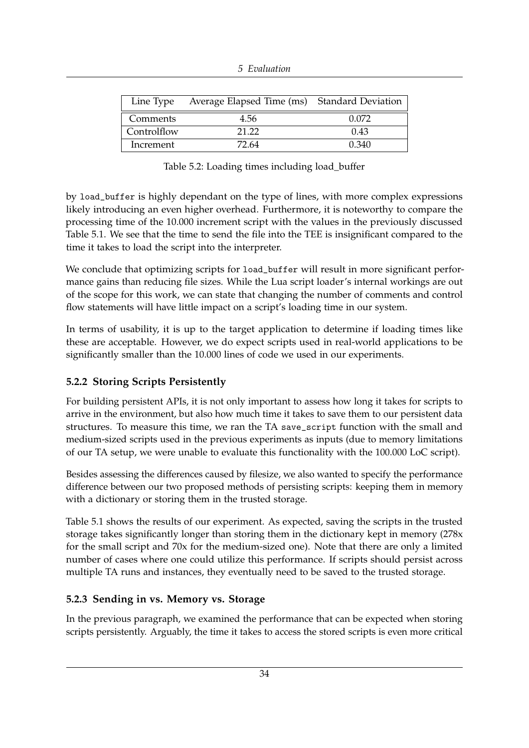| Line Type | Average Elapsed Time (ms) | Standard Deviation |
|---|---|---|
| Comments | 4.56 | 0.072 |
| Controlflow | 21.22 | 0.43 |
| Increment | 72.64 | 0.340 |

Table 5.2: Loading times including load_buffer

by `load_buffer` is highly dependant on the type of lines, with more complex expressions likely introducing an even higher overhead. Furthermore, it is noteworthy to compare the processing time of the 10.000 increment script with the values in the previously discussed Table 5.1. We see that the time to send the file into the TEE is insignificant compared to the time it takes to load the script into the interpreter.

We conclude that optimizing scripts for `load_buffer` will result in more significant performance gains than reducing file sizes. While the Lua script loader's internal workings are out of the scope for this work, we can state that changing the number of comments and control flow statements will have little impact on a script's loading time in our system.

In terms of usability, it is up to the target application to determine if loading times like these are acceptable. However, we do expect scripts used in real-world applications to be significantly smaller than the 10.000 lines of code we used in our experiments.

### 5.2.2 Storing Scripts Persistently

For building persistent APIs, it is not only important to assess how long it takes for scripts to arrive in the environment, but also how much time it takes to save them to our persistent data structures. To measure this time, we ran the TA `save_script` function with the small and medium-sized scripts used in the previous experiments as inputs (due to memory limitations of our TA setup, we were unable to evaluate this functionality with the 100.000 LoC script).

Besides assessing the differences caused by filesize, we also wanted to specify the performance difference between our two proposed methods of persisting scripts: keeping them in memory with a dictionary or storing them in the trusted storage.

Table 5.1 shows the results of our experiment. As expected, saving the scripts in the trusted storage takes significantly longer than storing them in the dictionary kept in memory (278x for the small script and 70x for the medium-sized one). Note that there are only a limited number of cases where one could utilize this performance. If scripts should persist across multiple TA runs and instances, they eventually need to be saved to the trusted storage.

### 5.2.3 Sending in vs. Memory vs. Storage

In the previous paragraph, we examined the performance that can be expected when storing scripts persistently. Arguably, the time it takes to access the stored scripts is even more critical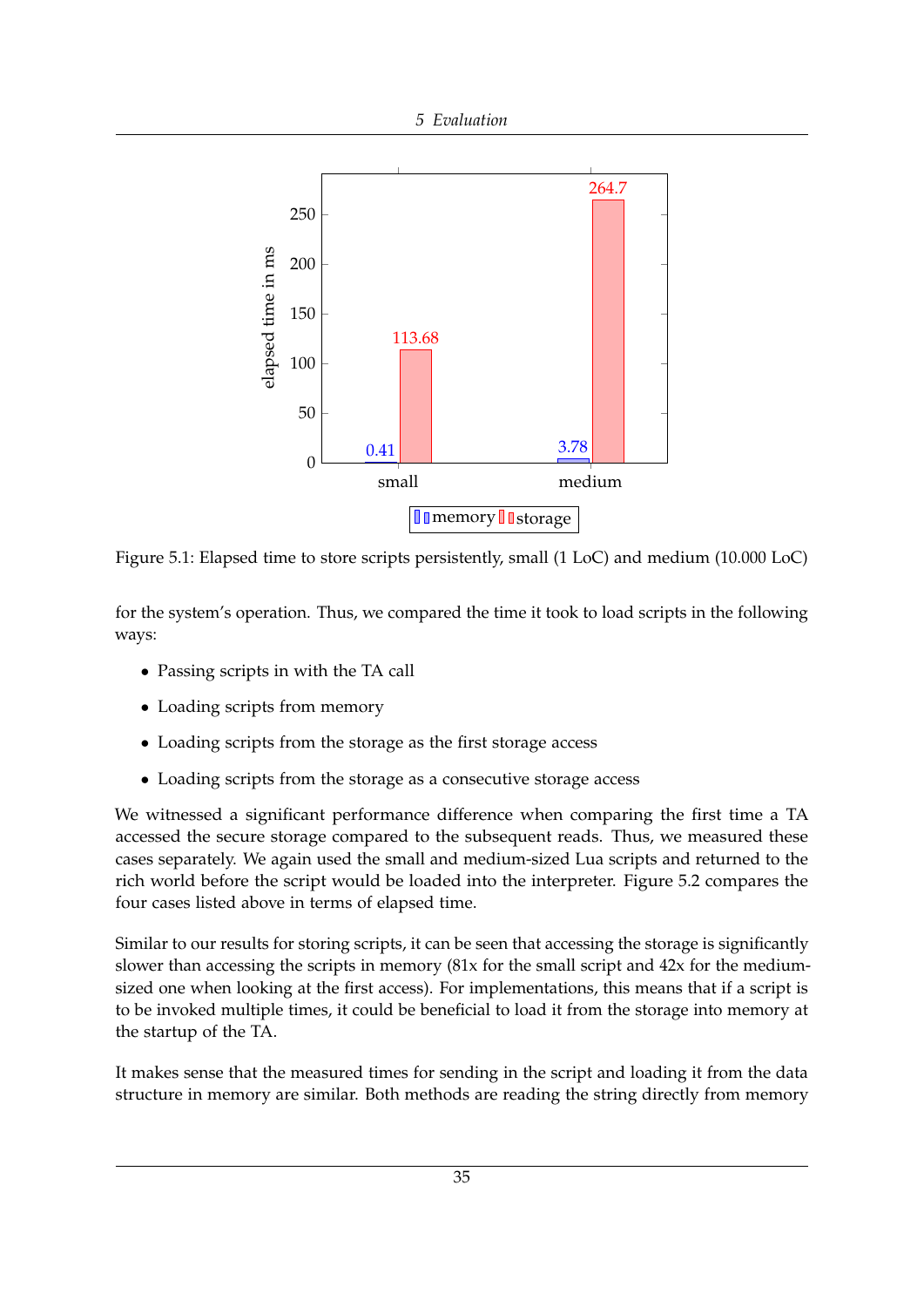Figure 5.1: Elapsed time to store scripts persistently, small (1 LoC) and medium (10.000 LoC)

for the system's operation. Thus, we compared the time it took to load scripts in the following ways:

- Passing scripts in with the TA call
- Loading scripts from memory
- Loading scripts from the storage as the first storage access
- Loading scripts from the storage as a consecutive storage access

We witnessed a significant performance difference when comparing the first time a TA accessed the secure storage compared to the subsequent reads. Thus, we measured these cases separately. We again used the small and medium-sized Lua scripts and returned to the rich world before the script would be loaded into the interpreter. Figure 5.2 compares the four cases listed above in terms of elapsed time.

Similar to our results for storing scripts, it can be seen that accessing the storage is significantly slower than accessing the scripts in memory (81x for the small script and 42x for the medium-sized one when looking at the first access). For implementations, this means that if a script is to be invoked multiple times, it could be beneficial to load it from the storage into memory at the startup of the TA.

It makes sense that the measured times for sending in the script and loading it from the data structure in memory are similar. Both methods are reading the string directly from memory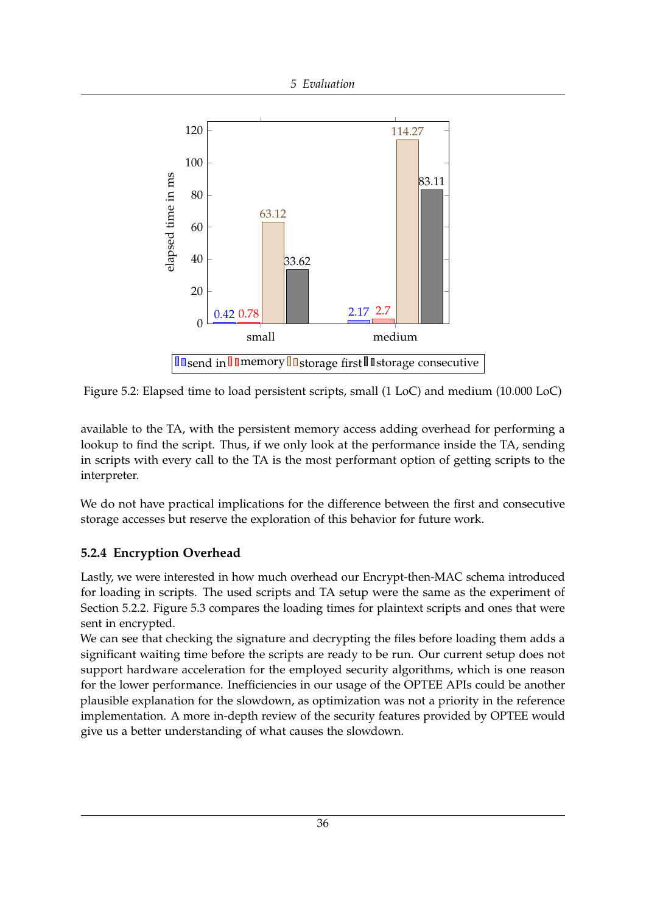Figure 5.2: Elapsed time to load persistent scripts, small (1 LoC) and medium (10.000 LoC)

available to the TA, with the persistent memory access adding overhead for performing a lookup to find the script. Thus, if we only look at the performance inside the TA, sending in scripts with every call to the TA is the most performant option of getting scripts to the interpreter.

We do not have practical implications for the difference between the first and consecutive storage accesses but reserve the exploration of this behavior for future work.

### 5.2.4 Encryption Overhead

Lastly, we were interested in how much overhead our Encrypt-then-MAC schema introduced for loading in scripts. The used scripts and TA setup were the same as the experiment of Section 5.2.2. Figure 5.3 compares the loading times for plaintext scripts and ones that were sent in encrypted.

We can see that checking the signature and decrypting the files before loading them adds a significant waiting time before the scripts are ready to be run. Our current setup does not support hardware acceleration for the employed security algorithms, which is one reason for the lower performance. Inefficiencies in our usage of the OPTEE APIs could be another plausible explanation for the slowdown, as optimization was not a priority in the reference implementation. A more in-depth review of the security features provided by OPTEE would give us a better understanding of what causes the slowdown.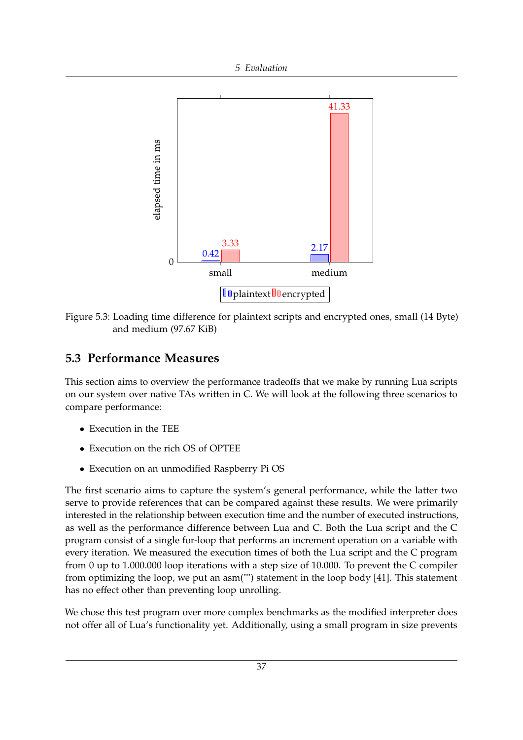Figure 5.3: Loading time difference for plaintext scripts and encrypted ones, small (14 Byte) and medium (97.67 KiB)

## 5.3 Performance Measures

This section aims to overview the performance tradeoffs that we make by running Lua scripts on our system over native TAs written in C. We will look at the following three scenarios to compare performance:

- Execution in the TEE
- Execution on the rich OS of OPTEE
- Execution on an unmodified Raspberry Pi OS

The first scenario aims to capture the system's general performance, while the latter two serve to provide references that can be compared against these results. We were primarily interested in the relationship between execution time and the number of executed instructions, as well as the performance difference between Lua and C. Both the Lua script and the C program consist of a single for-loop that performs an increment operation on a variable with every iteration. We measured the execution times of both the Lua script and the C program from 0 up to 1.000.000 loop iterations with a step size of 10.000. To prevent the C compiler from optimizing the loop, we put an asm("") statement in the loop body [41]. This statement has no effect other than preventing loop unrolling.

We chose this test program over more complex benchmarks as the modified interpreter does not offer all of Lua's functionality yet. Additionally, using a small program in size prevents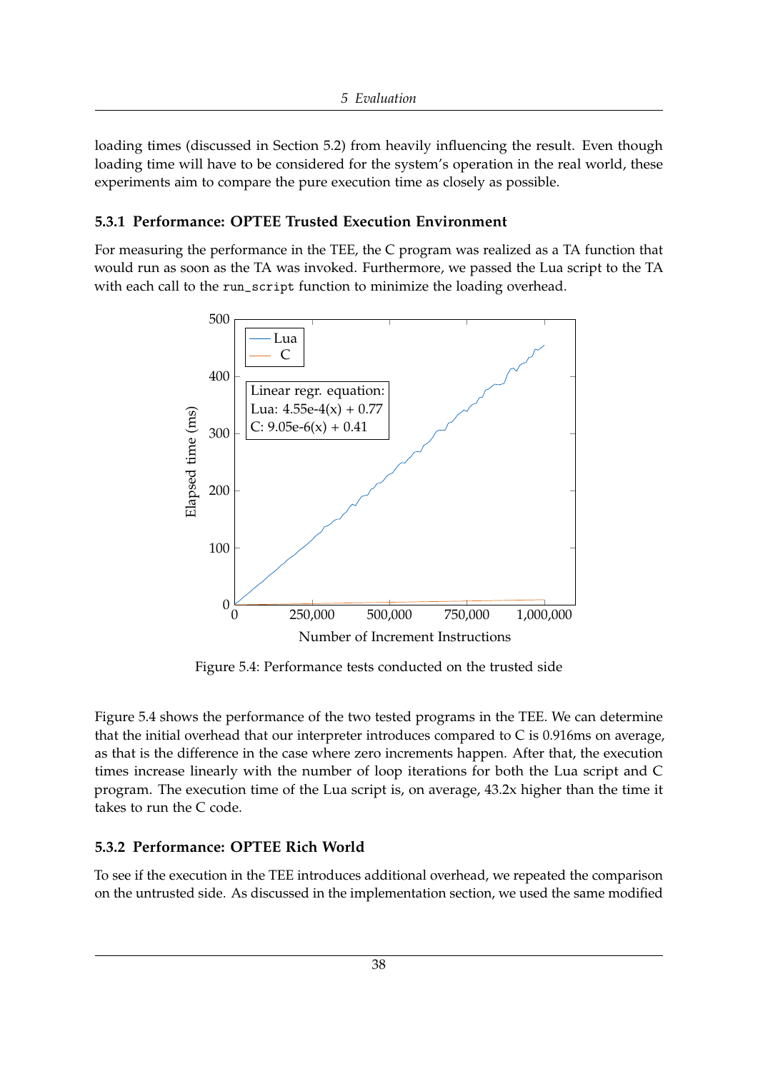loading times (discussed in Section 5.2) from heavily influencing the result. Even though loading time will have to be considered for the system's operation in the real world, these experiments aim to compare the pure execution time as closely as possible.

### 5.3.1 Performance: OPTEE Trusted Execution Environment

For measuring the performance in the TEE, the C program was realized as a TA function that would run as soon as the TA was invoked. Furthermore, we passed the Lua script to the TA with each call to the `run_script` function to minimize the loading overhead.

Figure 5.4: Performance tests conducted on the trusted side

Figure 5.4 shows the performance of the two tested programs in the TEE. We can determine that the initial overhead that our interpreter introduces compared to C is 0.916ms on average, as that is the difference in the case where zero increments happen. After that, the execution times increase linearly with the number of loop iterations for both the Lua script and C program. The execution time of the Lua script is, on average, 43.2x higher than the time it takes to run the C code.

### 5.3.2 Performance: OPTEE Rich World

To see if the execution in the TEE introduces additional overhead, we repeated the comparison on the untrusted side. As discussed in the implementation section, we used the same modified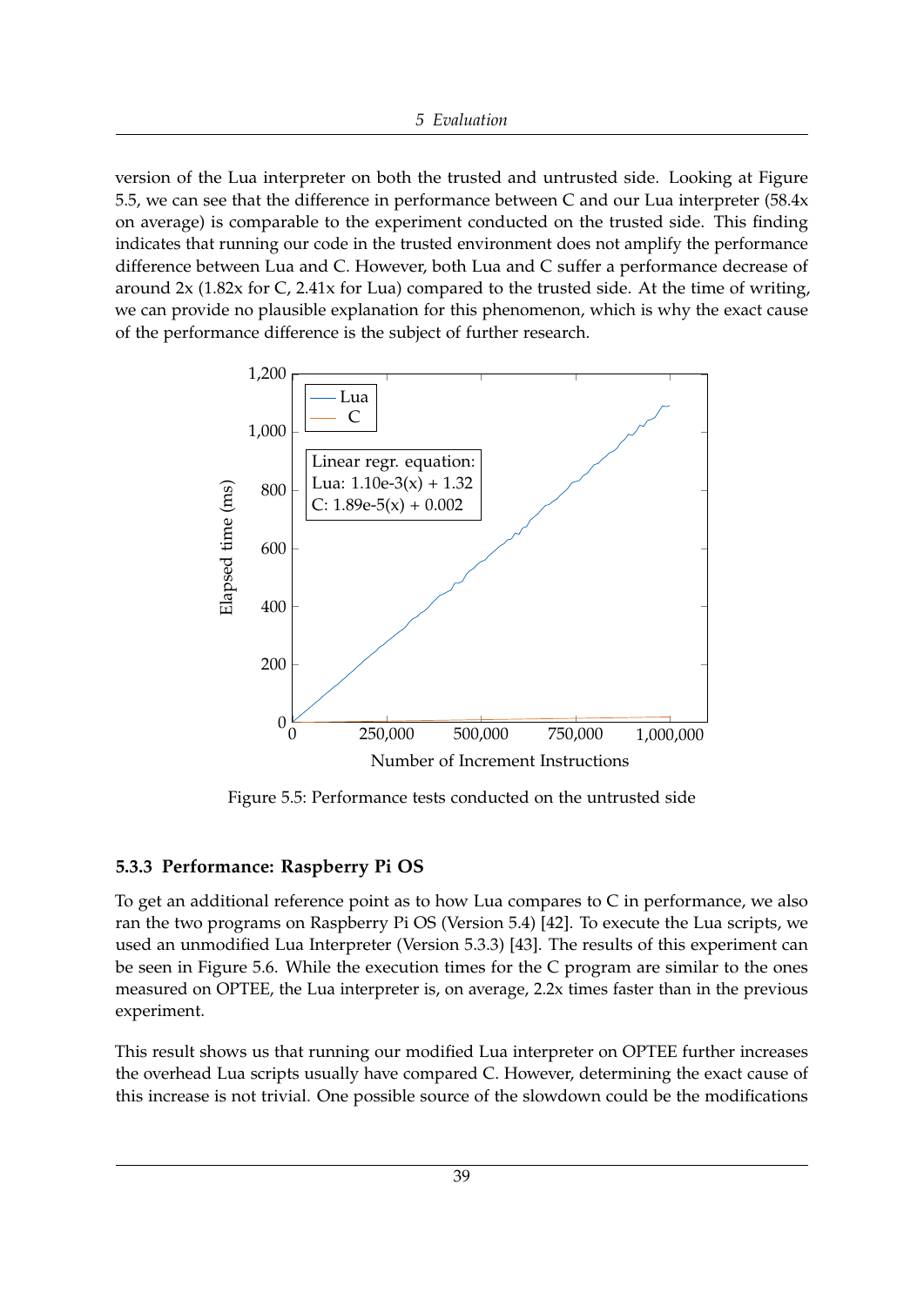version of the Lua interpreter on both the trusted and untrusted side. Looking at Figure 5.5, we can see that the difference in performance between C and our Lua interpreter (58.4x on average) is comparable to the experiment conducted on the trusted side. This finding indicates that running our code in the trusted environment does not amplify the performance difference between Lua and C. However, both Lua and C suffer a performance decrease of around 2x (1.82x for C, 2.41x for Lua) compared to the trusted side. At the time of writing, we can provide no plausible explanation for this phenomenon, which is why the exact cause of the performance difference is the subject of further research.

Figure 5.5: Performance tests conducted on the untrusted side

### 5.3.3 Performance: Raspberry Pi OS

To get an additional reference point as to how Lua compares to C in performance, we also ran the two programs on Raspberry Pi OS (Version 5.4) [42]. To execute the Lua scripts, we used an unmodified Lua Interpreter (Version 5.3.3) [43]. The results of this experiment can be seen in Figure 5.6. While the execution times for the C program are similar to the ones measured on OPTEE, the Lua interpreter is, on average, 2.2x times faster than in the previous experiment.

This result shows us that running our modified Lua interpreter on OPTEE further increases the overhead Lua scripts usually have compared C. However, determining the exact cause of this increase is not trivial. One possible source of the slowdown could be the modifications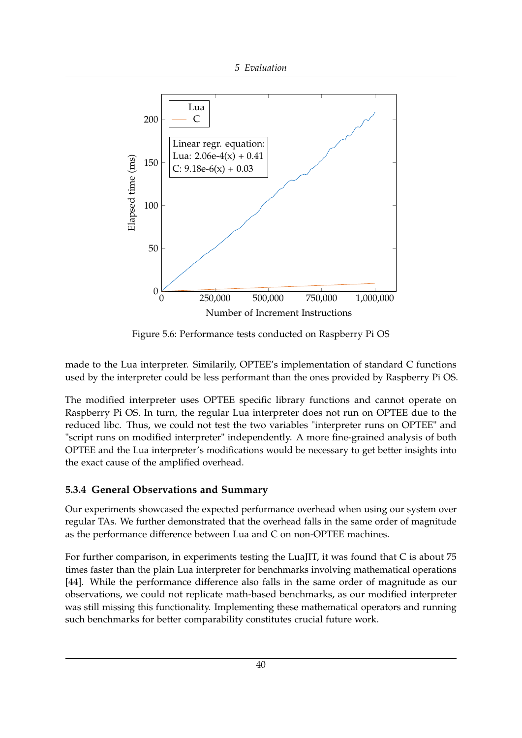Figure 5.6: Performance tests conducted on Raspberry Pi OS

made to the Lua interpreter. Similarly, OPTEE's implementation of standard C functions used by the interpreter could be less performant than the ones provided by Raspberry Pi OS.

The modified interpreter uses OPTEE specific library functions and cannot operate on Raspberry Pi OS. In turn, the regular Lua interpreter does not run on OPTEE due to the reduced libc. Thus, we could not test the two variables "interpreter runs on OPTEE" and "script runs on modified interpreter" independently. A more fine-grained analysis of both OPTEE and the Lua interpreter's modifications would be necessary to get better insights into the exact cause of the amplified overhead.

### 5.3.4 General Observations and Summary

Our experiments showcased the expected performance overhead when using our system over regular TAs. We further demonstrated that the overhead falls in the same order of magnitude as the performance difference between Lua and C on non-OPTEE machines.

For further comparison, in experiments testing the LuaJIT, it was found that C is about 75 times faster than the plain Lua interpreter for benchmarks involving mathematical operations [44]. While the performance difference also falls in the same order of magnitude as our observations, we could not replicate math-based benchmarks, as our modified interpreter was still missing this functionality. Implementing these mathematical operators and running such benchmarks for better comparability constitutes crucial future work.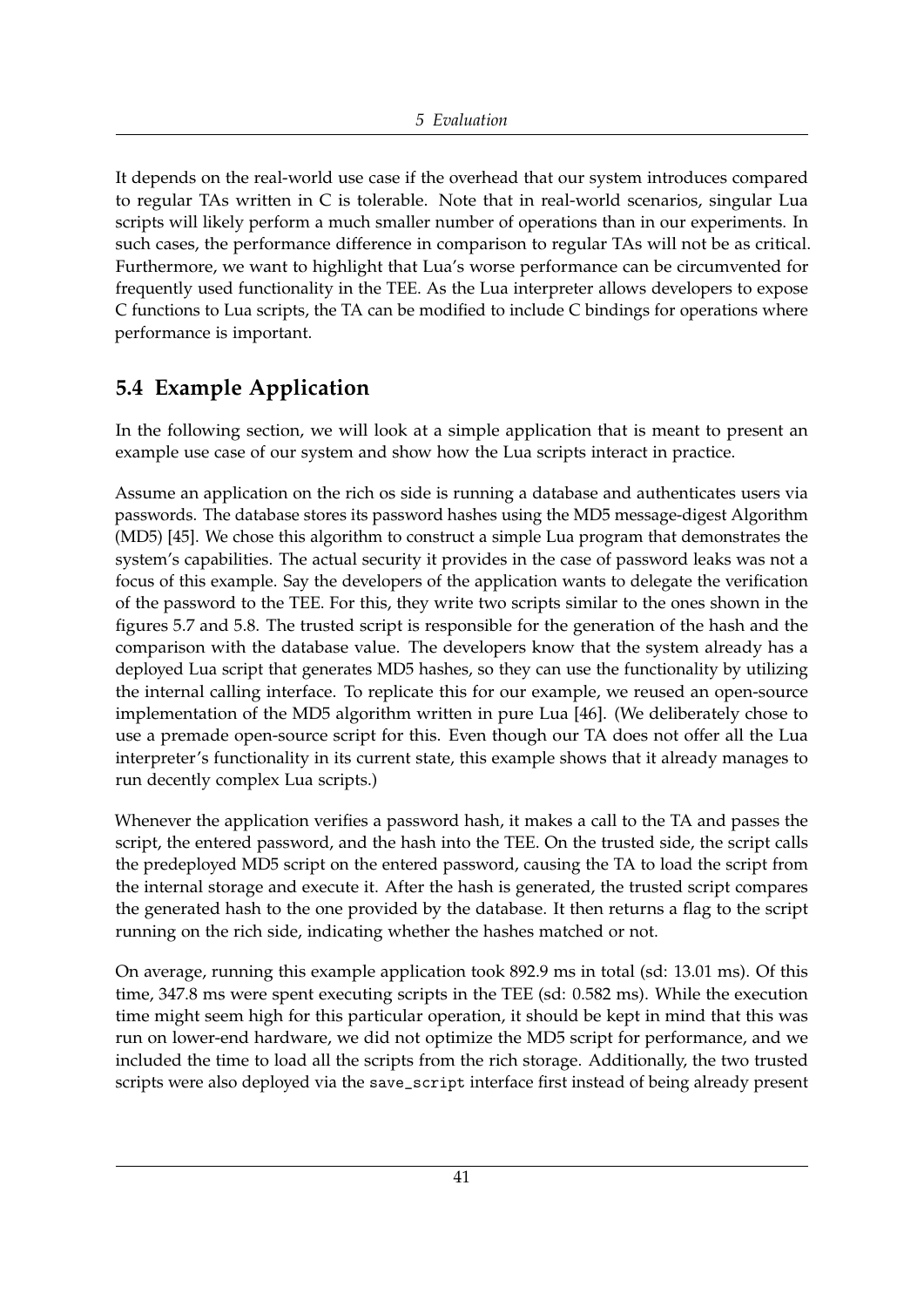It depends on the real-world use case if the overhead that our system introduces compared to regular TAs written in C is tolerable. Note that in real-world scenarios, singular Lua scripts will likely perform a much smaller number of operations than in our experiments. In such cases, the performance difference in comparison to regular TAs will not be as critical. Furthermore, we want to highlight that Lua's worse performance can be circumvented for frequently used functionality in the TEE. As the Lua interpreter allows developers to expose C functions to Lua scripts, the TA can be modified to include C bindings for operations where performance is important.

## 5.4 Example Application

In the following section, we will look at a simple application that is meant to present an example use case of our system and show how the Lua scripts interact in practice.

Assume an application on the rich os side is running a database and authenticates users via passwords. The database stores its password hashes using the MD5 message-digest Algorithm (MD5) [45]. We chose this algorithm to construct a simple Lua program that demonstrates the system's capabilities. The actual security it provides in the case of password leaks was not a focus of this example. Say the developers of the application wants to delegate the verification of the password to the TEE. For this, they write two scripts similar to the ones shown in the figures 5.7 and 5.8. The trusted script is responsible for the generation of the hash and the comparison with the database value. The developers know that the system already has a deployed Lua script that generates MD5 hashes, so they can use the functionality by utilizing the internal calling interface. To replicate this for our example, we reused an open-source implementation of the MD5 algorithm written in pure Lua [46]. (We deliberately chose to use a premade open-source script for this. Even though our TA does not offer all the Lua interpreter's functionality in its current state, this example shows that it already manages to run decently complex Lua scripts.)

Whenever the application verifies a password hash, it makes a call to the TA and passes the script, the entered password, and the hash into the TEE. On the trusted side, the script calls the predeployed MD5 script on the entered password, causing the TA to load the script from the internal storage and execute it. After the hash is generated, the trusted script compares the generated hash to the one provided by the database. It then returns a flag to the script running on the rich side, indicating whether the hashes matched or not.

On average, running this example application took 892.9 ms in total (sd: 13.01 ms). Of this time, 347.8 ms were spent executing scripts in the TEE (sd: 0.582 ms). While the execution time might seem high for this particular operation, it should be kept in mind that this was run on lower-end hardware, we did not optimize the MD5 script for performance, and we included the time to load all the scripts from the rich storage. Additionally, the two trusted scripts were also deployed via the `save_script` interface first instead of being already present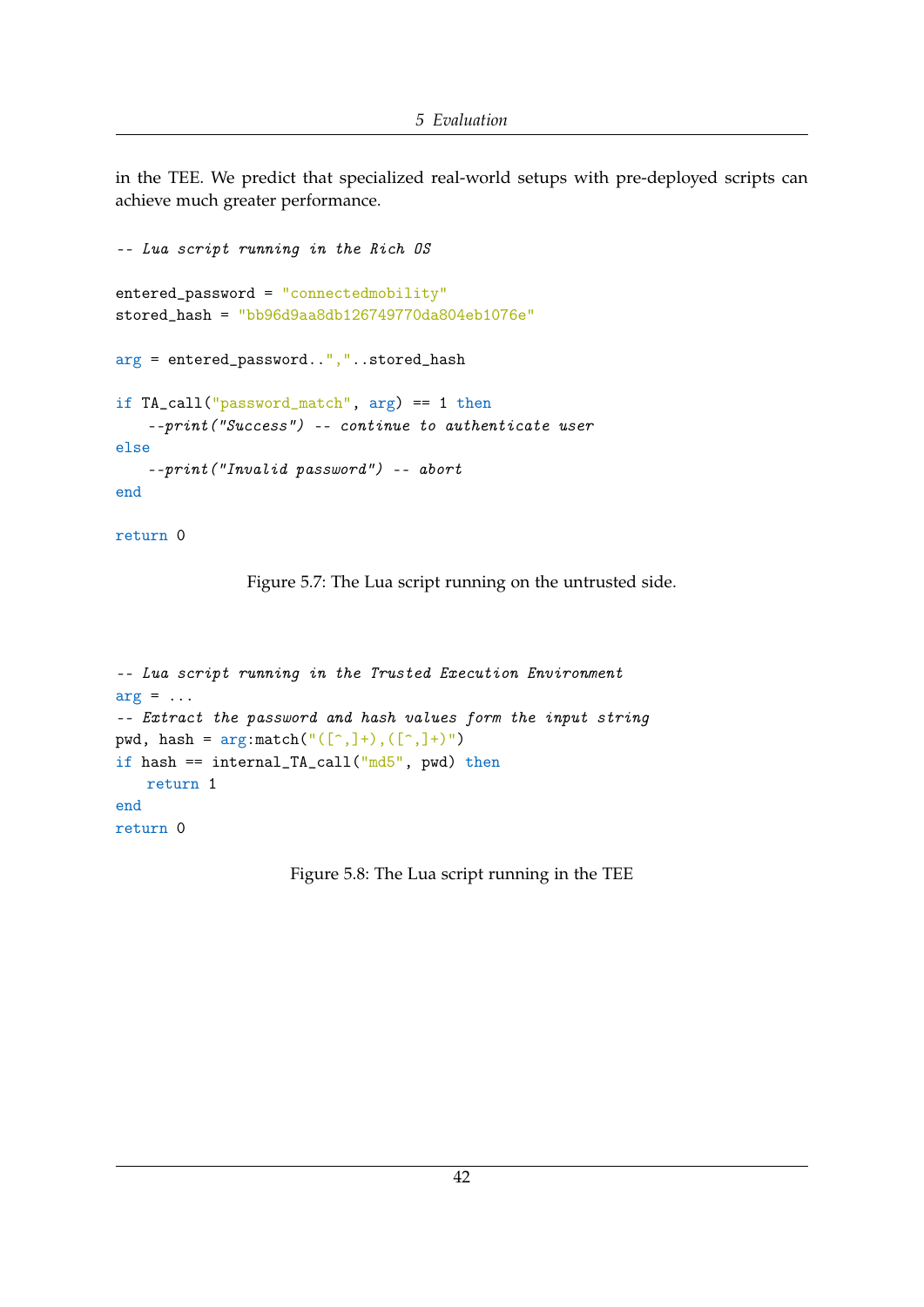in the TEE. We predict that specialized real-world setups with pre-deployed scripts can achieve much greater performance.

```lua
-- Lua script running in the Rich OS

entered_password = "connectedmobility"
stored_hash = "bb96d9aa8db126749770da804eb1076e"

arg = entered_password..","..stored_hash

if TA_call("password_match", arg) == 1 then
    --print("Success") -- continue to authenticate user
else
    --print("Invalid password") -- abort
end

return 0
```

Figure 5.7: The Lua script running on the untrusted side.

```lua
-- Lua script running in the Trusted Execution Environment
arg = ...
-- Extract the password and hash values form the input string
pwd, hash = arg:match("([^,]+),([^,]+)")
if hash == internal_TA_call("md5", pwd) then
    return 1
end
return 0
```

Figure 5.8: The Lua script running in the TEE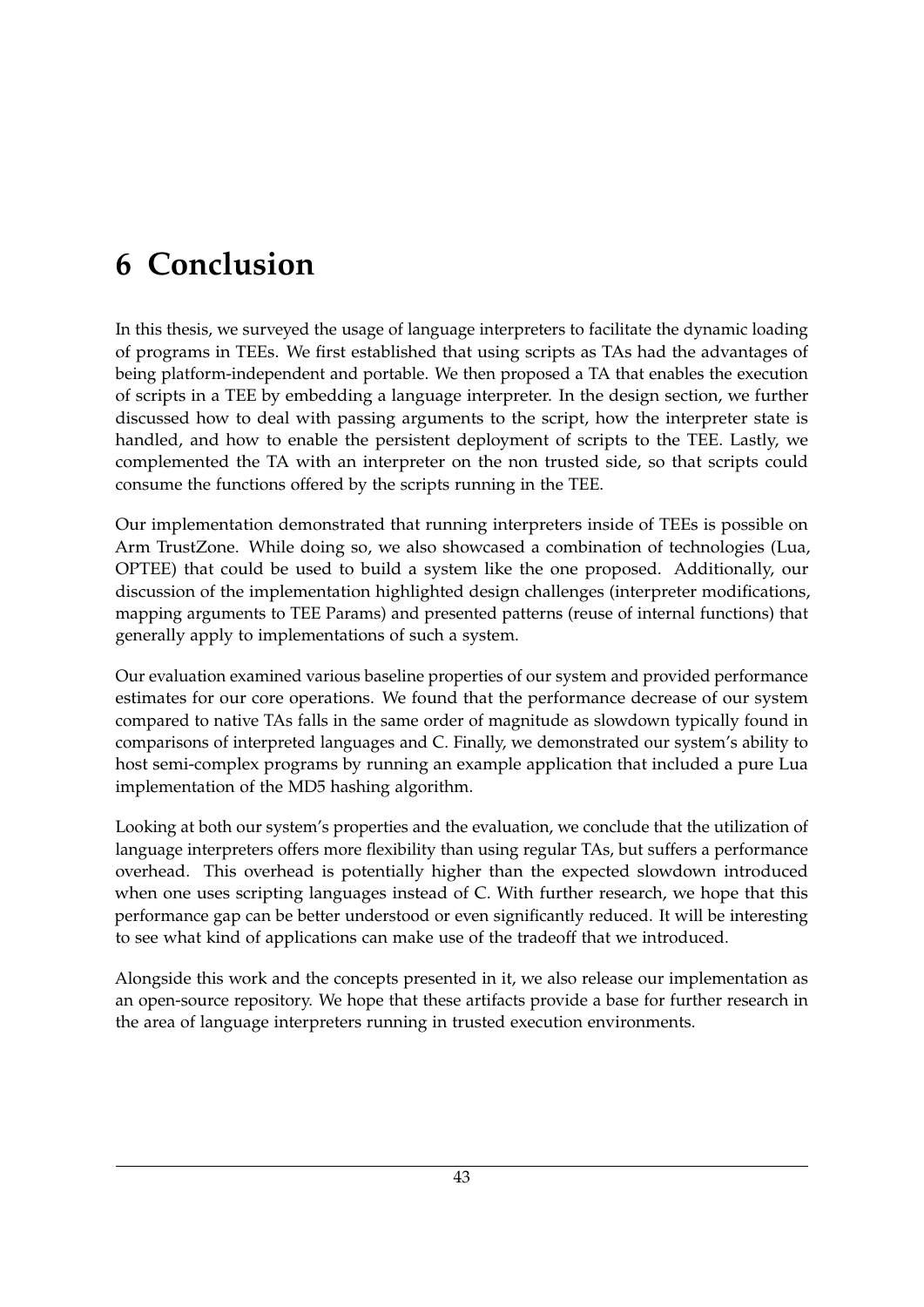# 6 Conclusion

In this thesis, we surveyed the usage of language interpreters to facilitate the dynamic loading of programs in TEEs. We first established that using scripts as TAs had the advantages of being platform-independent and portable. We then proposed a TA that enables the execution of scripts in a TEE by embedding a language interpreter. In the design section, we further discussed how to deal with passing arguments to the script, how the interpreter state is handled, and how to enable the persistent deployment of scripts to the TEE. Lastly, we complemented the TA with an interpreter on the non trusted side, so that scripts could consume the functions offered by the scripts running in the TEE.

Our implementation demonstrated that running interpreters inside of TEEs is possible on Arm TrustZone. While doing so, we also showcased a combination of technologies (Lua, OPTEE) that could be used to build a system like the one proposed. Additionally, our discussion of the implementation highlighted design challenges (interpreter modifications, mapping arguments to TEE Params) and presented patterns (reuse of internal functions) that generally apply to implementations of such a system.

Our evaluation examined various baseline properties of our system and provided performance estimates for our core operations. We found that the performance decrease of our system compared to native TAs falls in the same order of magnitude as slowdown typically found in comparisons of interpreted languages and C. Finally, we demonstrated our system's ability to host semi-complex programs by running an example application that included a pure Lua implementation of the MD5 hashing algorithm.

Looking at both our system's properties and the evaluation, we conclude that the utilization of language interpreters offers more flexibility than using regular TAs, but suffers a performance overhead. This overhead is potentially higher than the expected slowdown introduced when one uses scripting languages instead of C. With further research, we hope that this performance gap can be better understood or even significantly reduced. It will be interesting to see what kind of applications can make use of the tradeoff that we introduced.

Alongside this work and the concepts presented in it, we also release our implementation as an open-source repository. We hope that these artifacts provide a base for further research in the area of language interpreters running in trusted execution environments.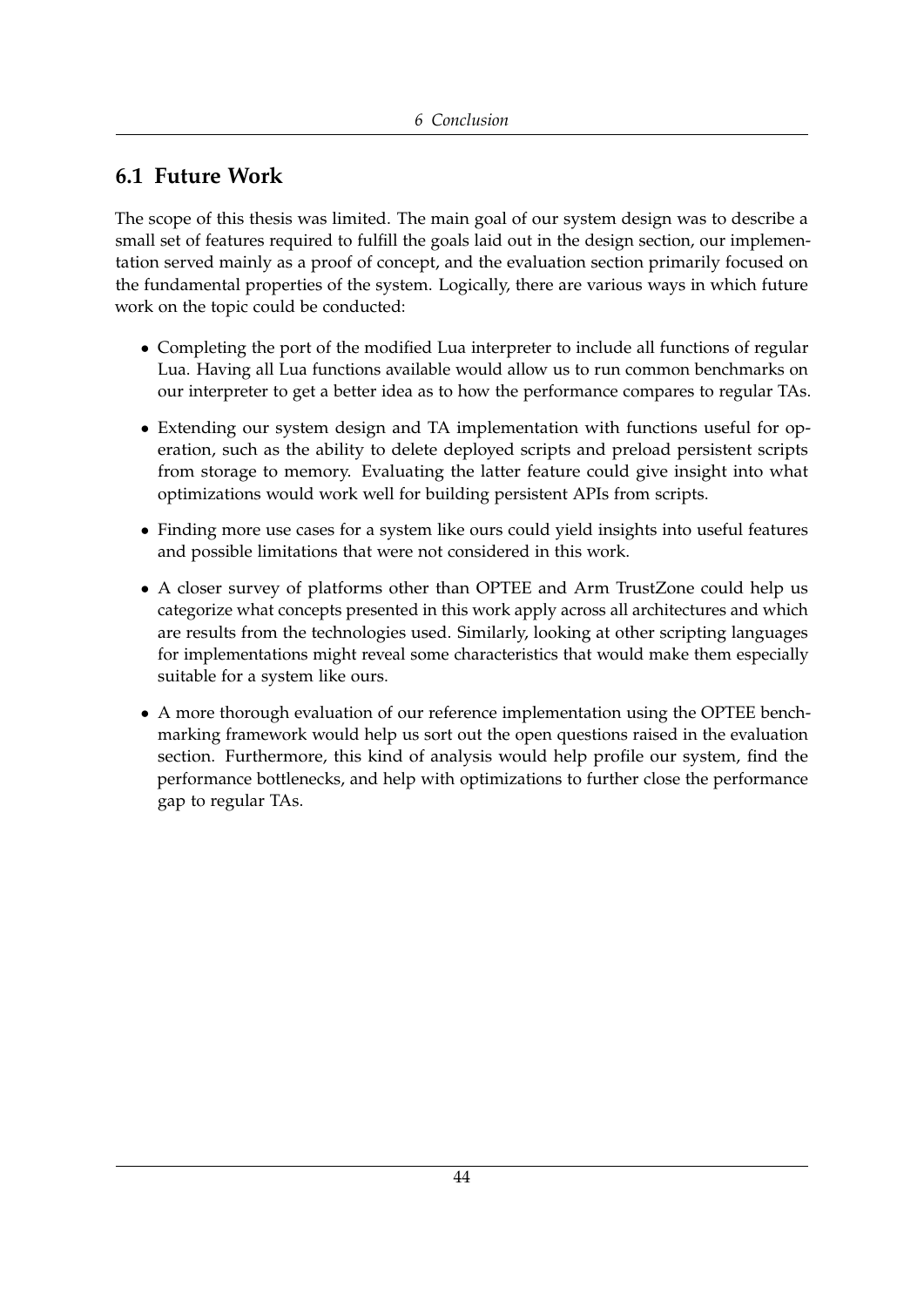## 6.1 Future Work

The scope of this thesis was limited. The main goal of our system design was to describe a small set of features required to fulfill the goals laid out in the design section, our implementation served mainly as a proof of concept, and the evaluation section primarily focused on the fundamental properties of the system. Logically, there are various ways in which future work on the topic could be conducted:

- Completing the port of the modified Lua interpreter to include all functions of regular Lua. Having all Lua functions available would allow us to run common benchmarks on our interpreter to get a better idea as to how the performance compares to regular TAs.
- Extending our system design and TA implementation with functions useful for operation, such as the ability to delete deployed scripts and preload persistent scripts from storage to memory. Evaluating the latter feature could give insight into what optimizations would work well for building persistent APIs from scripts.
- Finding more use cases for a system like ours could yield insights into useful features and possible limitations that were not considered in this work.
- A closer survey of platforms other than OPTEE and Arm TrustZone could help us categorize what concepts presented in this work apply across all architectures and which are results from the technologies used. Similarly, looking at other scripting languages for implementations might reveal some characteristics that would make them especially suitable for a system like ours.
- A more thorough evaluation of our reference implementation using the OPTEE benchmarking framework would help us sort out the open questions raised in the evaluation section. Furthermore, this kind of analysis would help profile our system, find the performance bottlenecks, and help with optimizations to further close the performance gap to regular TAs.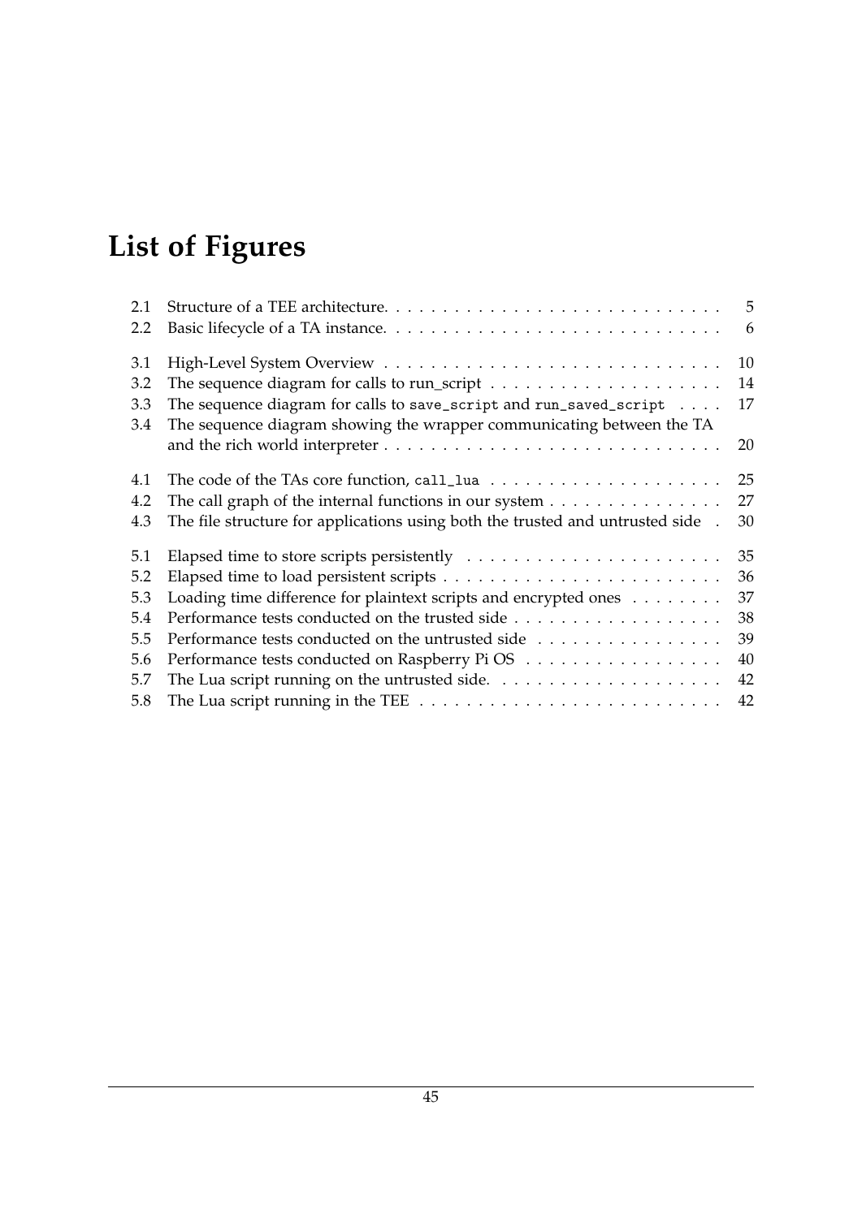# List of Figures

2.1 Structure of a TEE architecture. . . . . . . . . . . . . . . . . . . . . . . . . . . . 5
2.2 Basic lifecycle of a TA instance. . . . . . . . . . . . . . . . . . . . . . . . . . . . 6

3.1 High-Level System Overview . . . . . . . . . . . . . . . . . . . . . . . . . . . . 10
3.2 The sequence diagram for calls to run_script . . . . . . . . . . . . . . . . . . . . 14
3.3 The sequence diagram for calls to `save_script` and `run_saved_script` . . . . 17
3.4 The sequence diagram showing the wrapper communicating between the TA and the rich world interpreter . . . . . . . . . . . . . . . . . . . . . . . . . . . . 20

4.1 The code of the TAs core function, `call_lua` . . . . . . . . . . . . . . . . . . . . 25
4.2 The call graph of the internal functions in our system . . . . . . . . . . . . . . . 27
4.3 The file structure for applications using both the trusted and untrusted side . 30

5.1 Elapsed time to store scripts persistently . . . . . . . . . . . . . . . . . . . . . . 35
5.2 Elapsed time to load persistent scripts . . . . . . . . . . . . . . . . . . . . . . . . 36
5.3 Loading time difference for plaintext scripts and encrypted ones . . . . . . . . 37
5.4 Performance tests conducted on the trusted side . . . . . . . . . . . . . . . . . . 38
5.5 Performance tests conducted on the untrusted side . . . . . . . . . . . . . . . . 39
5.6 Performance tests conducted on Raspberry Pi OS . . . . . . . . . . . . . . . . . 40
5.7 The Lua script running on the untrusted side. . . . . . . . . . . . . . . . . . . . 42
5.8 The Lua script running in the TEE . . . . . . . . . . . . . . . . . . . . . . . . . . 42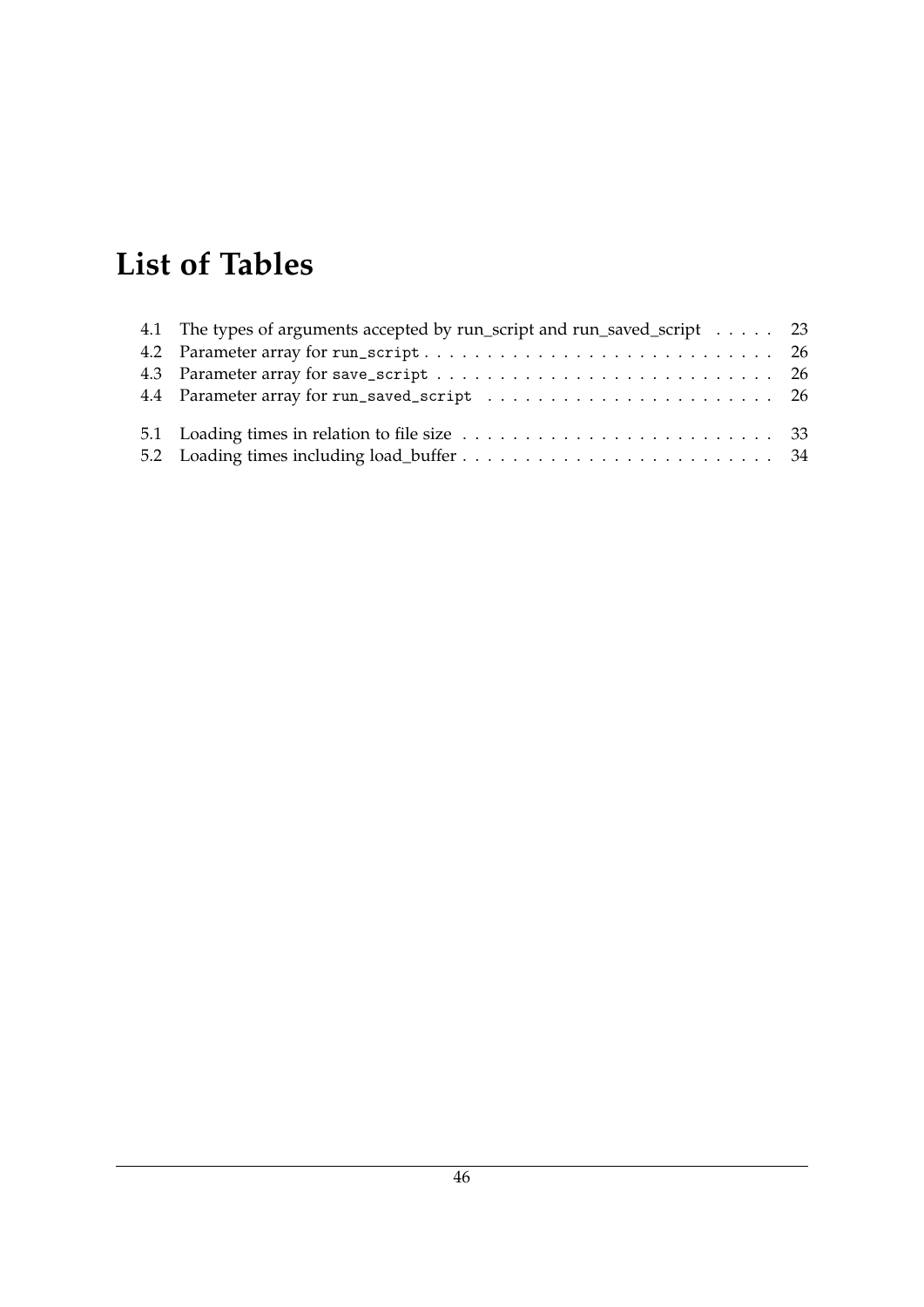# List of Tables

4.1 The types of arguments accepted by run_script and run_saved_script . . . . . 23
4.2 Parameter array for `run_script` . . . . . . . . . . . . . . . . . . . . . . . . . . . . 26
4.3 Parameter array for `save_script` . . . . . . . . . . . . . . . . . . . . . . . . . . . 26
4.4 Parameter array for `run_saved_script` . . . . . . . . . . . . . . . . . . . . . . . 26

5.1 Loading times in relation to file size . . . . . . . . . . . . . . . . . . . . . . . . . 33
5.2 Loading times including load_buffer . . . . . . . . . . . . . . . . . . . . . . . . . 34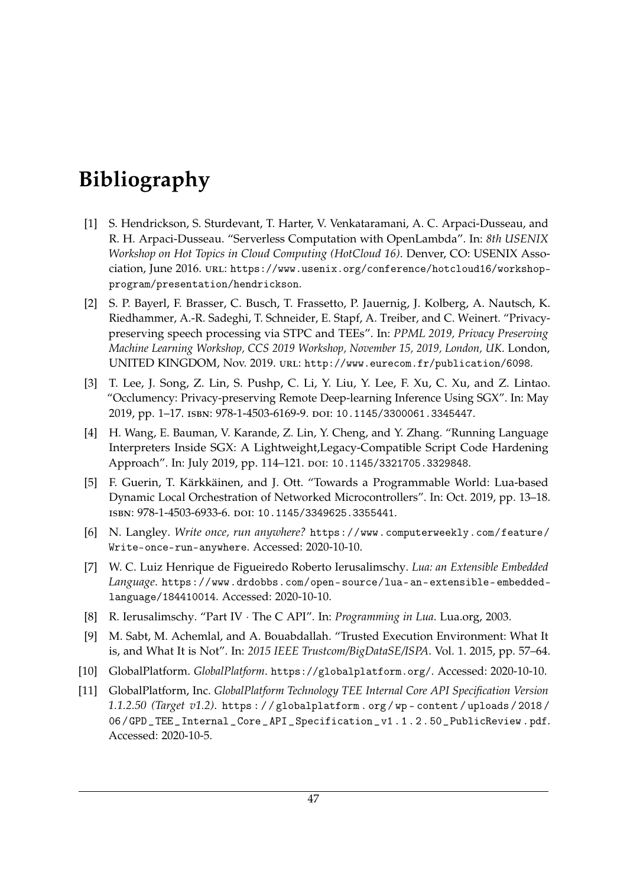# Bibliography

[1] S. Hendrickson, S. Sturdevant, T. Harter, V. Venkataramani, A. C. Arpaci-Dusseau, and R. H. Arpaci-Dusseau. "Serverless Computation with OpenLambda". In: *8th USENIX Workshop on Hot Topics in Cloud Computing (HotCloud 16)*. Denver, CO: USENIX Association, June 2016. URL: https://www.usenix.org/conference/hotcloud16/workshop-program/presentation/hendrickson.

[2] S. P. Bayerl, F. Brasser, C. Busch, T. Frassetto, P. Jauernig, J. Kolberg, A. Nautsch, K. Riedhammer, A.-R. Sadeghi, T. Schneider, E. Stapf, A. Treiber, and C. Weinert. "Privacy-preserving speech processing via STPC and TEEs". In: *PPML 2019, Privacy Preserving Machine Learning Workshop, CCS 2019 Workshop, November 15, 2019, London, UK*. London, UNITED KINGDOM, Nov. 2019. URL: http://www.eurecom.fr/publication/6098.

[3] T. Lee, J. Song, Z. Lin, S. Pushp, C. Li, Y. Liu, Y. Lee, F. Xu, C. Xu, and Z. Lintao. "Occlumency: Privacy-preserving Remote Deep-learning Inference Using SGX". In: May 2019, pp. 1–17. ISBN: 978-1-4503-6169-9. DOI: 10.1145/3300061.3345447.

[4] H. Wang, E. Bauman, V. Karande, Z. Lin, Y. Cheng, and Y. Zhang. "Running Language Interpreters Inside SGX: A Lightweight,Legacy-Compatible Script Code Hardening Approach". In: July 2019, pp. 114–121. DOI: 10.1145/3321705.3329848.

[5] F. Guerin, T. Kärkkäinen, and J. Ott. "Towards a Programmable World: Lua-based Dynamic Local Orchestration of Networked Microcontrollers". In: Oct. 2019, pp. 13–18. ISBN: 978-1-4503-6933-6. DOI: 10.1145/3349625.3355441.

[6] N. Langley. *Write once, run anywhere?* https://www.computerweekly.com/feature/Write-once-run-anywhere. Accessed: 2020-10-10.

[7] W. C. Luiz Henrique de Figueiredo Roberto Ierusalimschy. *Lua: an Extensible Embedded Language*. https://www.drdobbs.com/open-source/lua-an-extensible-embedded-language/184410014. Accessed: 2020-10-10.

[8] R. Ierusalimschy. "Part IV · The C API". In: *Programming in Lua*. Lua.org, 2003.

[9] M. Sabt, M. Achemlal, and A. Bouabdallah. "Trusted Execution Environment: What It is, and What It is Not". In: *2015 IEEE Trustcom/BigDataSE/ISPA*. Vol. 1. 2015, pp. 57–64.

[10] GlobalPlatform. *GlobalPlatform*. https://globalplatform.org/. Accessed: 2020-10-10.

[11] GlobalPlatform, Inc. *GlobalPlatform Technology TEE Internal Core API Specification Version 1.1.2.50 (Target v1.2)*. https://globalplatform.org/wp-content/uploads/2018/06/GPD_TEE_Internal_Core_API_Specification_v1.1.2.50_PublicReview.pdf. Accessed: 2020-10-5.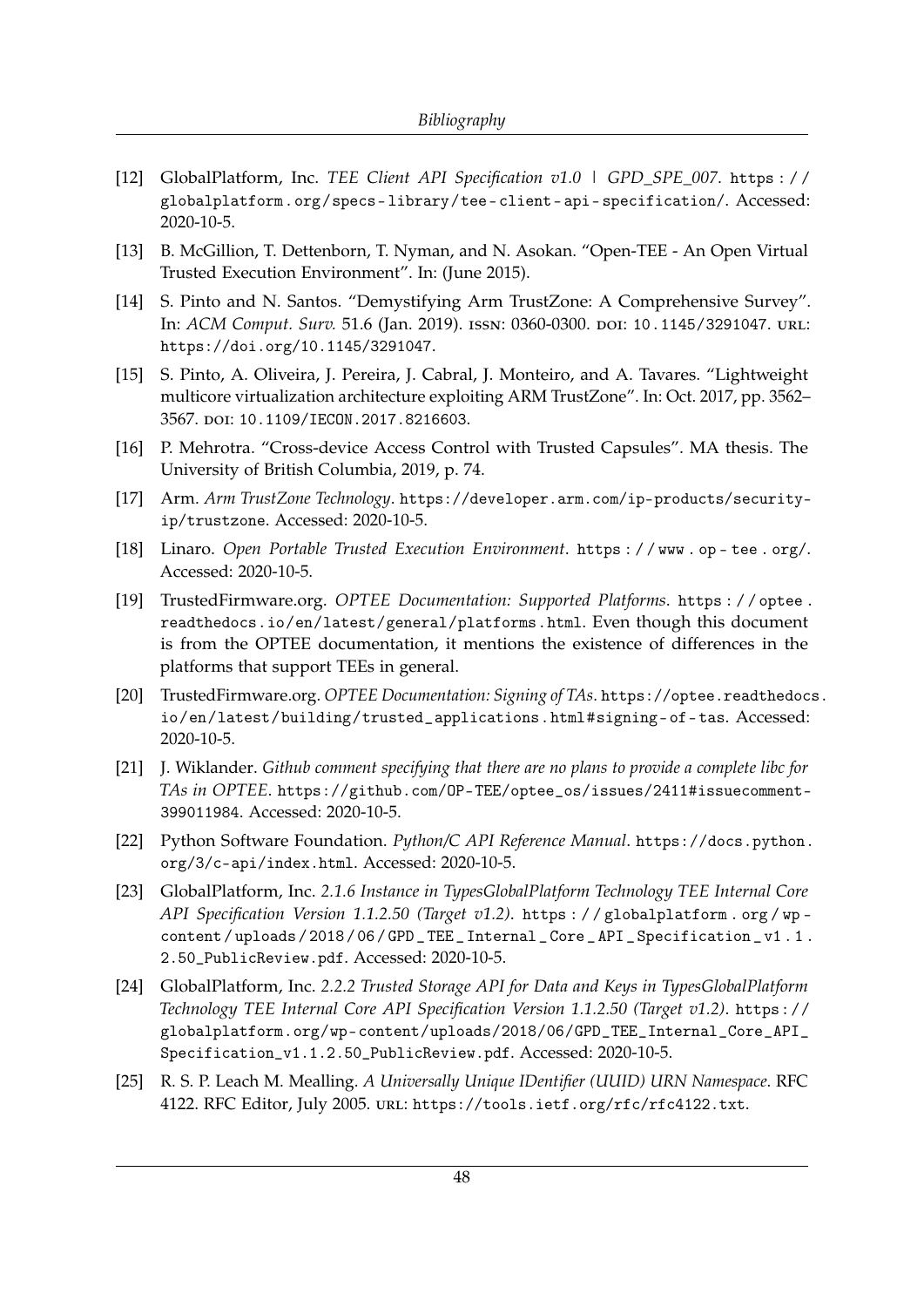[12] GlobalPlatform, Inc. *TEE Client API Specification v1.0 | GPD_SPE_007*. https://globalplatform.org/specs-library/tee-client-api-specification/. Accessed: 2020-10-5.

[13] B. McGillion, T. Dettenborn, T. Nyman, and N. Asokan. "Open-TEE - An Open Virtual Trusted Execution Environment". In: (June 2015).

[14] S. Pinto and N. Santos. "Demystifying Arm TrustZone: A Comprehensive Survey". In: *ACM Comput. Surv.* 51.6 (Jan. 2019). ISSN: 0360-0300. DOI: 10.1145/3291047. URL: https://doi.org/10.1145/3291047.

[15] S. Pinto, A. Oliveira, J. Pereira, J. Cabral, J. Monteiro, and A. Tavares. "Lightweight multicore virtualization architecture exploiting ARM TrustZone". In: Oct. 2017, pp. 3562–3567. DOI: 10.1109/IECON.2017.8216603.

[16] P. Mehrotra. "Cross-device Access Control with Trusted Capsules". MA thesis. The University of British Columbia, 2019, p. 74.

[17] Arm. *Arm TrustZone Technology*. https://developer.arm.com/ip-products/security-ip/trustzone. Accessed: 2020-10-5.

[18] Linaro. *Open Portable Trusted Execution Environment*. https://www.op-tee.org/. Accessed: 2020-10-5.

[19] TrustedFirmware.org. *OPTEE Documentation: Supported Platforms*. https://optee.readthedocs.io/en/latest/general/platforms.html. Even though this document is from the OPTEE documentation, it mentions the existence of differences in the platforms that support TEEs in general.

[20] TrustedFirmware.org. *OPTEE Documentation: Signing of TAs*. https://optee.readthedocs.io/en/latest/building/trusted_applications.html#signing-of-tas. Accessed: 2020-10-5.

[21] J. Wiklander. *Github comment specifying that there are no plans to provide a complete libc for TAs in OPTEE*. https://github.com/OP-TEE/optee_os/issues/2411#issuecomment-399011984. Accessed: 2020-10-5.

[22] Python Software Foundation. *Python/C API Reference Manual*. https://docs.python.org/3/c-api/index.html. Accessed: 2020-10-5.

[23] GlobalPlatform, Inc. *2.1.6 Instance in TypesGlobalPlatform Technology TEE Internal Core API Specification Version 1.1.2.50 (Target v1.2)*. https://globalplatform.org/wp-content/uploads/2018/06/GPD_TEE_Internal_Core_API_Specification_v1.1.2.50_PublicReview.pdf. Accessed: 2020-10-5.

[24] GlobalPlatform, Inc. *2.2.2 Trusted Storage API for Data and Keys in TypesGlobalPlatform Technology TEE Internal Core API Specification Version 1.1.2.50 (Target v1.2)*. https://globalplatform.org/wp-content/uploads/2018/06/GPD_TEE_Internal_Core_API_Specification_v1.1.2.50_PublicReview.pdf. Accessed: 2020-10-5.

[25] R. S. P. Leach M. Mealling. *A Universally Unique IDentifier (UUID) URN Namespace*. RFC 4122. RFC Editor, July 2005. URL: https://tools.ietf.org/rfc/rfc4122.txt.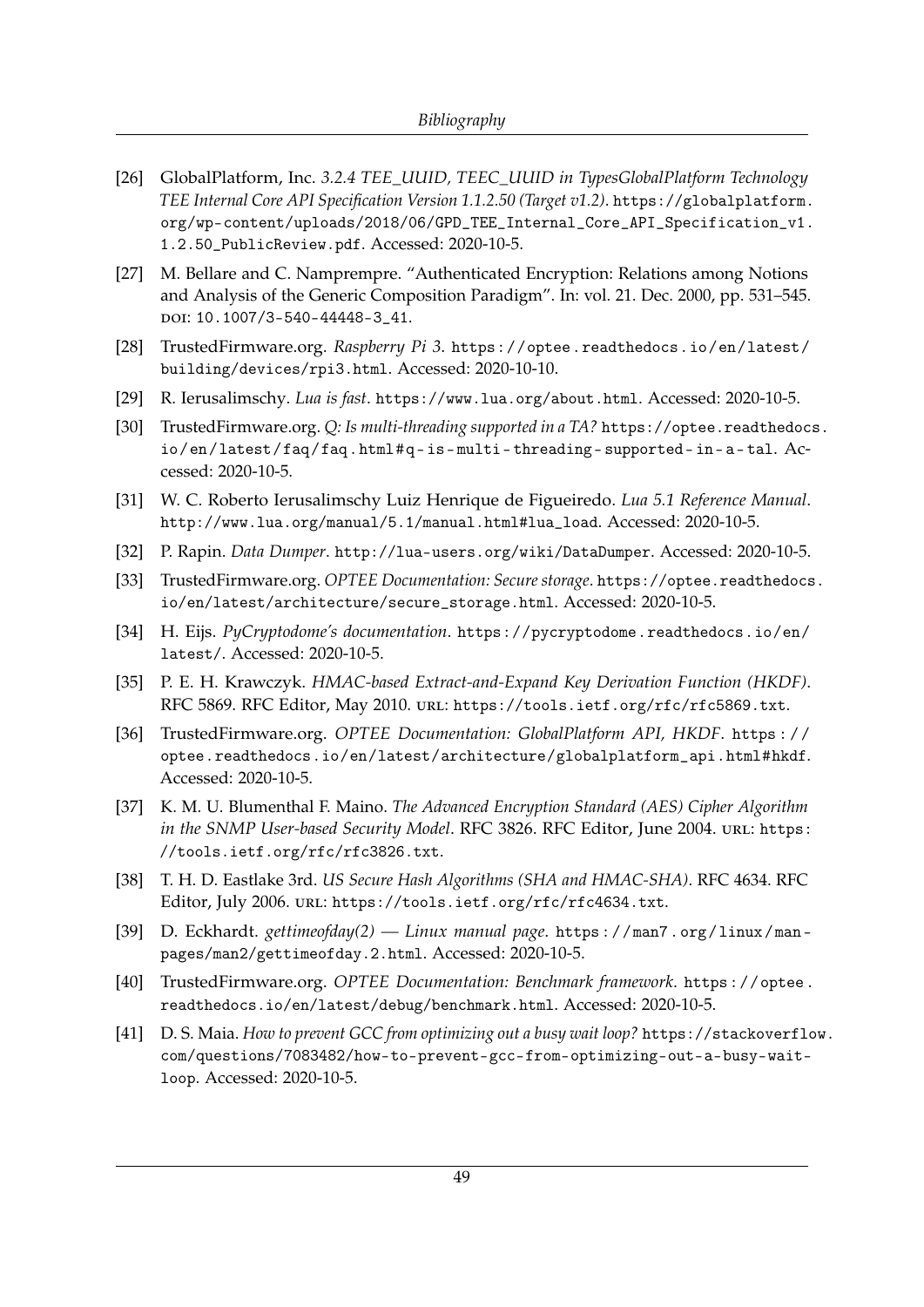[26] GlobalPlatform, Inc. *3.2.4 TEE_UUID, TEEC_UUID in TypesGlobalPlatform Technology TEE Internal Core API Specification Version 1.1.2.50 (Target v1.2)*. https://globalplatform.org/wp-content/uploads/2018/06/GPD_TEE_Internal_Core_API_Specification_v1.1.2.50_PublicReview.pdf. Accessed: 2020-10-5.

[27] M. Bellare and C. Namprempre. "Authenticated Encryption: Relations among Notions and Analysis of the Generic Composition Paradigm". In: vol. 21. Dec. 2000, pp. 531–545. DOI: 10.1007/3-540-44448-3_41.

[28] TrustedFirmware.org. *Raspberry Pi 3*. https://optee.readthedocs.io/en/latest/building/devices/rpi3.html. Accessed: 2020-10-10.

[29] R. Ierusalimschy. *Lua is fast*. https://www.lua.org/about.html. Accessed: 2020-10-5.

[30] TrustedFirmware.org. *Q: Is multi-threading supported in a TA?* https://optee.readthedocs.io/en/latest/faq/faq.html#q-is-multi-threading-supported-in-a-ta1. Accessed: 2020-10-5.

[31] W. C. Roberto Ierusalimschy Luiz Henrique de Figueiredo. *Lua 5.1 Reference Manual*. http://www.lua.org/manual/5.1/manual.html#lua_load. Accessed: 2020-10-5.

[32] P. Rapin. *Data Dumper*. http://lua-users.org/wiki/DataDumper. Accessed: 2020-10-5.

[33] TrustedFirmware.org. *OPTEE Documentation: Secure storage*. https://optee.readthedocs.io/en/latest/architecture/secure_storage.html. Accessed: 2020-10-5.

[34] H. Eijs. *PyCryptodome's documentation*. https://pycryptodome.readthedocs.io/en/latest/. Accessed: 2020-10-5.

[35] P. E. H. Krawczyk. *HMAC-based Extract-and-Expand Key Derivation Function (HKDF)*. RFC 5869. RFC Editor, May 2010. URL: https://tools.ietf.org/rfc/rfc5869.txt.

[36] TrustedFirmware.org. *OPTEE Documentation: GlobalPlatform API, HKDF*. https://optee.readthedocs.io/en/latest/architecture/globalplatform_api.html#hkdf. Accessed: 2020-10-5.

[37] K. M. U. Blumenthal F. Maino. *The Advanced Encryption Standard (AES) Cipher Algorithm in the SNMP User-based Security Model*. RFC 3826. RFC Editor, June 2004. URL: https://tools.ietf.org/rfc/rfc3826.txt.

[38] T. H. D. Eastlake 3rd. *US Secure Hash Algorithms (SHA and HMAC-SHA)*. RFC 4634. RFC Editor, July 2006. URL: https://tools.ietf.org/rfc/rfc4634.txt.

[39] D. Eckhardt. *gettimeofday(2) — Linux manual page*. https://man7.org/linux/man-pages/man2/gettimeofday.2.html. Accessed: 2020-10-5.

[40] TrustedFirmware.org. *OPTEE Documentation: Benchmark framework*. https://optee.readthedocs.io/en/latest/debug/benchmark.html. Accessed: 2020-10-5.

[41] D. S. Maia. *How to prevent GCC from optimizing out a busy wait loop?* https://stackoverflow.com/questions/7083482/how-to-prevent-gcc-from-optimizing-out-a-busy-wait-loop. Accessed: 2020-10-5.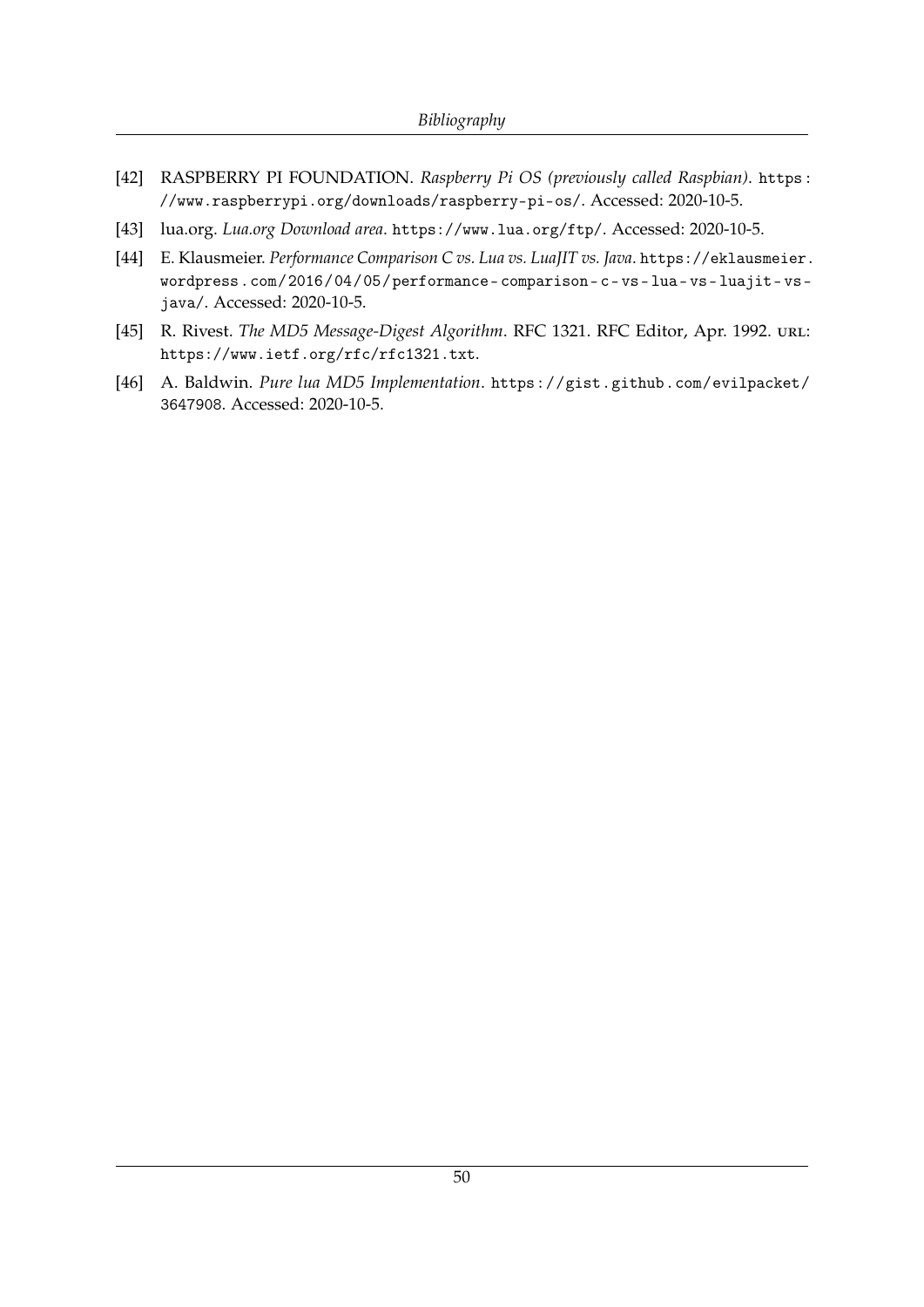[42] RASPBERRY PI FOUNDATION. *Raspberry Pi OS (previously called Raspbian)*. https://www.raspberrypi.org/downloads/raspberry-pi-os/. Accessed: 2020-10-5.

[43] lua.org. *Lua.org Download area*. https://www.lua.org/ftp/. Accessed: 2020-10-5.

[44] E. Klausmeier. *Performance Comparison C vs. Lua vs. LuaJIT vs. Java*. https://eklausmeier.wordpress.com/2016/04/05/performance-comparison-c-vs-lua-vs-luajit-vs-java/. Accessed: 2020-10-5.

[45] R. Rivest. *The MD5 Message-Digest Algorithm*. RFC 1321. RFC Editor, Apr. 1992. URL: https://www.ietf.org/rfc/rfc1321.txt.

[46] A. Baldwin. *Pure lua MD5 Implementation*. https://gist.github.com/evilpacket/3647908. Accessed: 2020-10-5.